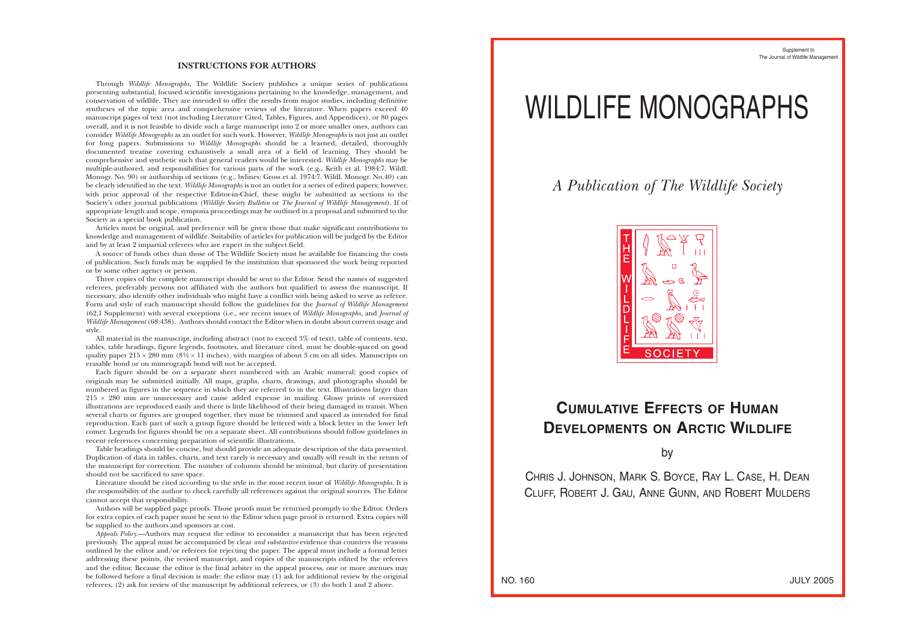## INSTRUCTIONS FOR AUTHORS

Through *Wildlife Monographs*, The Wildlife Society publishes a unique series of publications presenting substantial, focused scientific investigations pertaining to the knowledge, management, and conservation of wildlife. They are intended to offer the results from major studies, including definitive syntheses of the topic area and comprehensive reviews of the literature. When papers exceed 40 manuscript pages of text (not including Literature Cited, Tables, Figures, and Appendices), or 80 pages overall, and it is not feasible to divide such a large manuscript into 2 or more smaller ones, authors can consider *Wildlife Monographs* as an outlet for such work. However, *Wildlife Monographs* is not just an outlet for long papers. Submissions to *Wildlife Monographs* should be a learned, detailed, thoroughly documented treatise covering exhaustively a small area of a field of learning. They should be comprehensive and synthetic such that general readers would be interested. *Wildlife Monographs* may be multiple-authored, and responsibilities for various parts of the work (e.g., Keith et al. 1984:7. Wildl. Monogr. No. 90) or authorship of sections (e.g., bylines: Gross et al. 1974:7. Wildl. Monogr. No.40) can be clearly identified in the text. *Wildlife Monographs* is not an outlet for a series of edited papers; however, with prior approval of the respective Editor-in-Chief, these might be submitted as sections to the Society's other journal publications (*Wildlife Society Bulletin* or *The Journal of Wildlife Management*). If of appropriate length and scope, symposia proceedings may be outlined in a proposal and submitted to the Society as a special book publication.

Articles must be original, and preference will be given those that make significant contributions to knowledge and management of wildlife. Suitability of articles for publication will be judged by the Editor and by at least 2 impartial referees who are expert in the subject field.

A source of funds other than those of The Wildlife Society must be available for financing the costs of publication. Such funds may be supplied by the institution that sponsored the work being reported or by some other agency or person.

Three copies of the complete manuscript should be sent to the Editor. Send the names of suggested referees, preferably persons not affiliated with the authors but qualified to assess the manuscript. If necessary, also identify other individuals who might have a conflict with being asked to serve as referee. Form and style of each manuscript should follow the guidelines for the *Journal of Wildlife Management* (62,1 Supplement) with several exceptions (i.e., see recent issues of *Wildlife Monographs*, and *Journal of Wildlife Management* (68:438). Authors should contact the Editor when in doubt about current usage and style.

All material in the manuscript, including abstract (not to exceed 3% of text), table of contents, text, tables, table headings, figure legends, footnotes, and literature cited, must be double-spaced on good quality paper 215 × 280 mm (8½ × 11 inches), with margins of about 3 cm on all sides. Manuscripts on erasable bond or on mimeograph bond will not be accepted.

Each figure should be on a separate sheet numbered with an Arabic numeral; good copies of originals may be submitted initially. All maps, graphs, charts, drawings, and photographs should be numbered as figures in the sequence in which they are referred to in the text. Illustrations larger than 215 × 280 mm are unnecessary and cause added expense in mailing. Glossy prints of oversized illustrations are reproduced easily and there is little likelihood of their being damaged in transit. When several charts or figures are grouped together, they must be trimmed and spaced as intended for final reproduction. Each part of such a group figure should be lettered with a block letter in the lower left comer. Legends for figures should be on a separate sheet. All contributions should follow guidelines in recent references concerning preparation of scientific illustrations.

Table headings should be concise, but should provide an adequate description of the data presented. Duplication of data in tables, charts, and text rarely is necessary and usually will result in the return of the manuscript for correction. The number of columns should be minimal, but clarity of presentation should not be sacrificed to save space.

Literature should be cited according to the style in the most recent issue of *Wildlife Monographs*. It is the responsibility of the author to check carefully all references against the original sources. The Editor cannot accept that responsibility.

Authors will be supplied page proofs. Those proofs must be returned promptly to the Editor. Orders for extra copies of each paper must be sent to the Editor when page proof is returned. Extra copies will be supplied to the authors and sponsors at cost.

*Appeals Policy*.—Authors may request the editor to reconsider a manuscript that has been rejected previously. The appeal must be accompanied by clear *and substantive* evidence that counters the reasons outlined by the editor and/or referees for rejecting the paper. The appeal must include a formal letter addressing these points, the revised manuscript, and copies of the manuscripts edited by the referees and the editor. Because the editor is the final arbiter in the appeal process, one or more avenues may be followed before a final decision is made: the editor may (1) ask for additional review by the original referees, (2) ask for review of the manuscript by additional referees, or (3) do both 1 and 2 above.

Supplement to
The Journal of Wildlife Management

# WILDLIFE MONOGRAPHS

*A Publication of The Wildlife Society*

THE WILDLIFE SOCIETY

# CUMULATIVE EFFECTS OF HUMAN DEVELOPMENTS ON ARCTIC WILDLIFE

by

CHRIS J. JOHNSON, MARK S. BOYCE, RAY L. CASE, H. DEAN CLUFF, ROBERT J. GAU, ANNE GUNN, AND ROBERT MULDERS

NO. 160 JULY 2005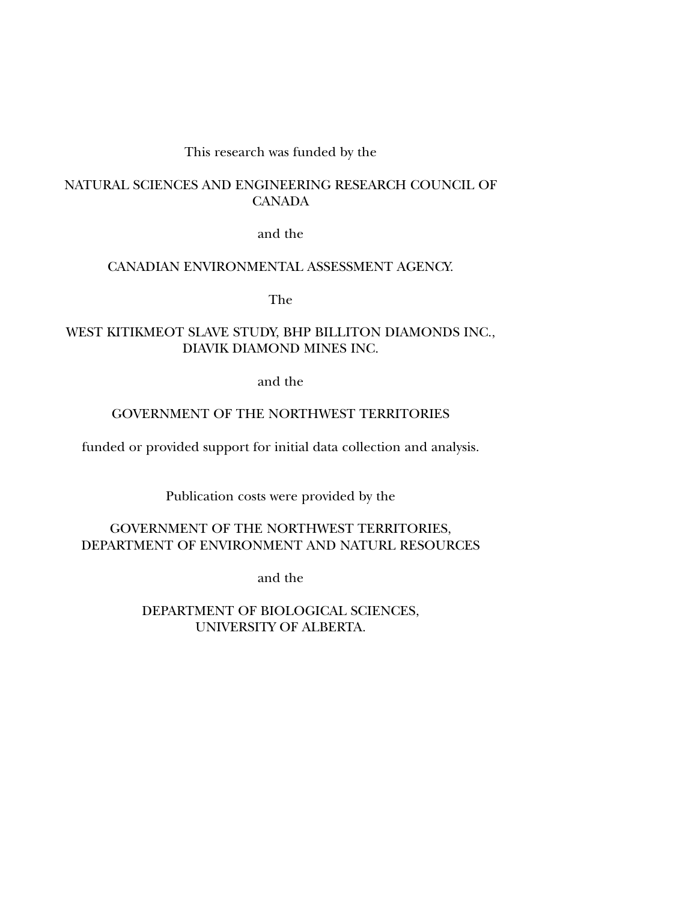This research was funded by the

NATURAL SCIENCES AND ENGINEERING RESEARCH COUNCIL OF CANADA

and the

CANADIAN ENVIRONMENTAL ASSESSMENT AGENCY.

The

WEST KITIKMEOT SLAVE STUDY, BHP BILLITON DIAMONDS INC., DIAVIK DIAMOND MINES INC.

and the

GOVERNMENT OF THE NORTHWEST TERRITORIES

funded or provided support for initial data collection and analysis.

Publication costs were provided by the

GOVERNMENT OF THE NORTHWEST TERRITORIES, DEPARTMENT OF ENVIRONMENT AND NATURL RESOURCES

and the

DEPARTMENT OF BIOLOGICAL SCIENCES, UNIVERSITY OF ALBERTA.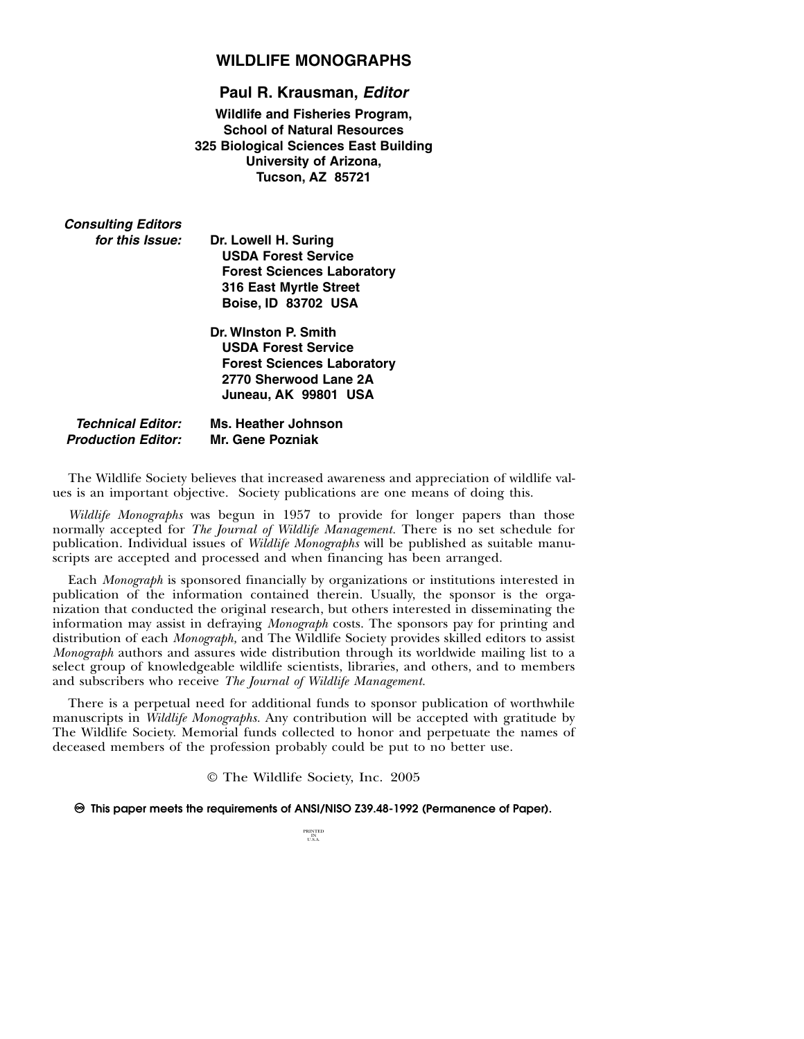# WILDLIFE MONOGRAPHS

## Paul R. Krausman, *Editor*

**Wildlife and Fisheries Program,**
**School of Natural Resources**
**325 Biological Sciences East Building**
**University of Arizona,**
**Tucson, AZ 85721**

***Consulting Editors for this Issue:***

**Dr. Lowell H. Suring**
**USDA Forest Service**
**Forest Sciences Laboratory**
**316 East Myrtle Street**
**Boise, ID 83702 USA**

**Dr. WInston P. Smith**
**USDA Forest Service**
**Forest Sciences Laboratory**
**2770 Sherwood Lane 2A**
**Juneau, AK 99801 USA**

***Technical Editor:*** **Ms. Heather Johnson**
***Production Editor:*** **Mr. Gene Pozniak**

The Wildlife Society believes that increased awareness and appreciation of wildlife values is an important objective. Society publications are one means of doing this.

*Wildlife Monographs* was begun in 1957 to provide for longer papers than those normally accepted for *The Journal of Wildlife Management.* There is no set schedule for publication. Individual issues of *Wildlife Monographs* will be published as suitable manuscripts are accepted and processed and when financing has been arranged.

Each *Monograph* is sponsored financially by organizations or institutions interested in publication of the information contained therein. Usually, the sponsor is the organization that conducted the original research, but others interested in disseminating the information may assist in defraying *Monograph* costs. The sponsors pay for printing and distribution of each *Monograph,* and The Wildlife Society provides skilled editors to assist *Monograph* authors and assures wide distribution through its worldwide mailing list to a select group of knowledgeable wildlife scientists, libraries, and others, and to members and subscribers who receive *The Journal of Wildlife Management.*

There is a perpetual need for additional funds to sponsor publication of worthwhile manuscripts in *Wildlife Monographs*. Any contribution will be accepted with gratitude by The Wildlife Society. Memorial funds collected to honor and perpetuate the names of deceased members of the profession probably could be put to no better use.

© The Wildlife Society, Inc. 2005

**This paper meets the requirements of ANSI/NISO Z39.48-1992 (Permanence of Paper).**

PRINTED IN U.S.A.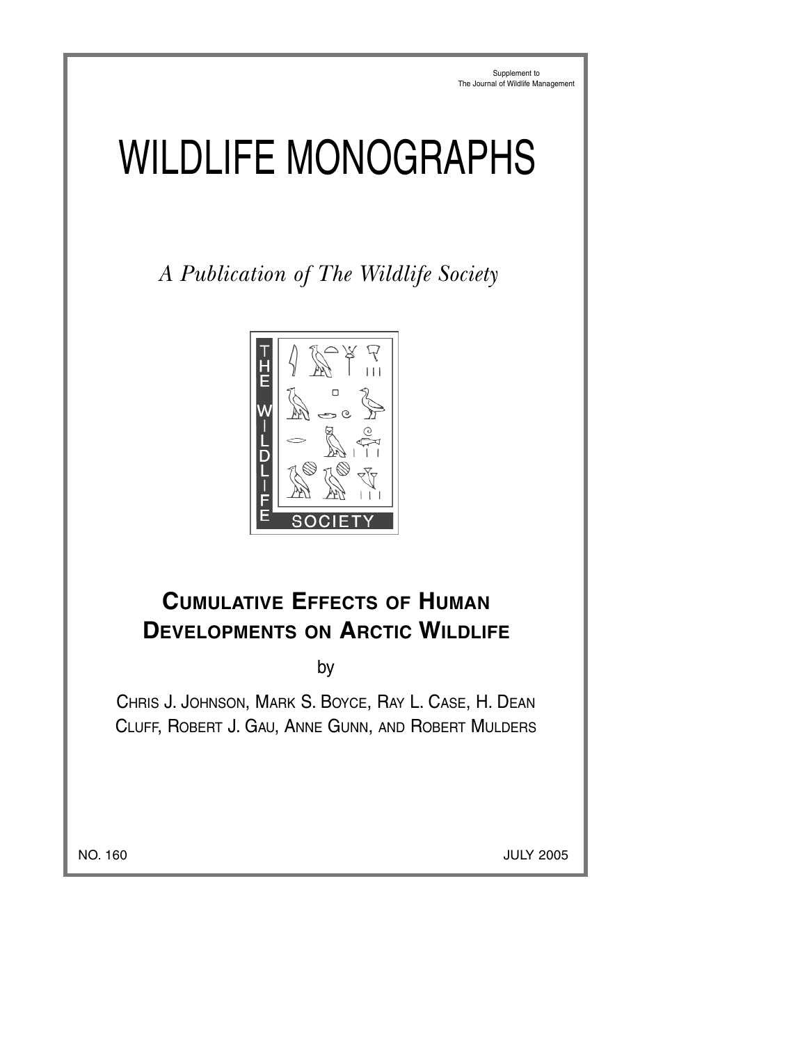Supplement to
The Journal of Wildlife Management

# WILDLIFE MONOGRAPHS

*A Publication of The Wildlife Society*

THE WILDLIFE SOCIETY

## CUMULATIVE EFFECTS OF HUMAN DEVELOPMENTS ON ARCTIC WILDLIFE

by

CHRIS J. JOHNSON, MARK S. BOYCE, RAY L. CASE, H. DEAN CLUFF, ROBERT J. GAU, ANNE GUNN, AND ROBERT MULDERS

NO. 160

JULY 2005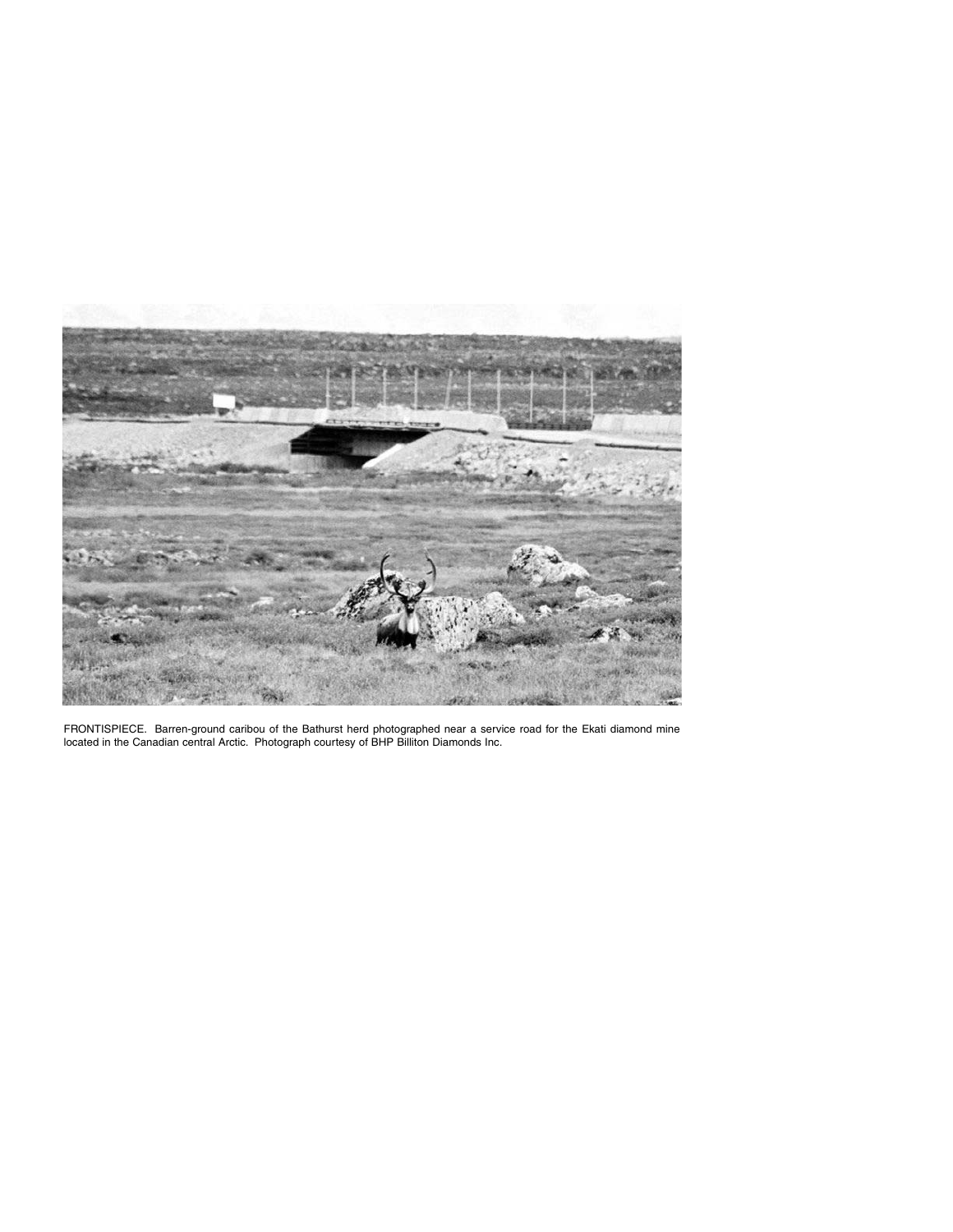FRONTISPIECE. Barren-ground caribou of the Bathurst herd photographed near a service road for the Ekati diamond mine located in the Canadian central Arctic. Photograph courtesy of BHP Billiton Diamonds Inc.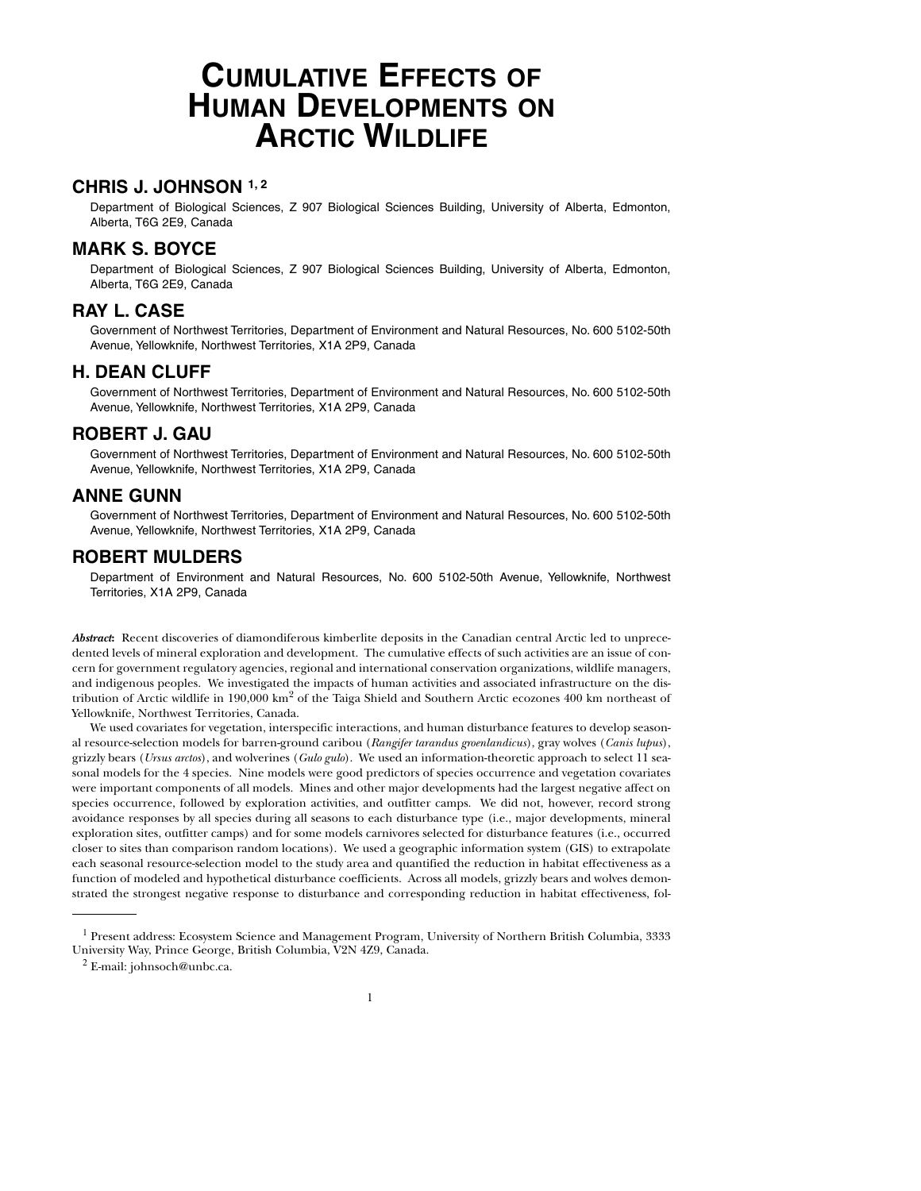# Cumulative Effects of Human Developments on Arctic Wildlife

## CHRIS J. JOHNSON [1, 2]

Department of Biological Sciences, Z 907 Biological Sciences Building, University of Alberta, Edmonton, Alberta, T6G 2E9, Canada

## MARK S. BOYCE

Department of Biological Sciences, Z 907 Biological Sciences Building, University of Alberta, Edmonton, Alberta, T6G 2E9, Canada

## RAY L. CASE

Government of Northwest Territories, Department of Environment and Natural Resources, No. 600 5102-50th Avenue, Yellowknife, Northwest Territories, X1A 2P9, Canada

## H. DEAN CLUFF

Government of Northwest Territories, Department of Environment and Natural Resources, No. 600 5102-50th Avenue, Yellowknife, Northwest Territories, X1A 2P9, Canada

## ROBERT J. GAU

Government of Northwest Territories, Department of Environment and Natural Resources, No. 600 5102-50th Avenue, Yellowknife, Northwest Territories, X1A 2P9, Canada

## ANNE GUNN

Government of Northwest Territories, Department of Environment and Natural Resources, No. 600 5102-50th Avenue, Yellowknife, Northwest Territories, X1A 2P9, Canada

## ROBERT MULDERS

Department of Environment and Natural Resources, No. 600 5102-50th Avenue, Yellowknife, Northwest Territories, X1A 2P9, Canada

***Abstract*:** Recent discoveries of diamondiferous kimberlite deposits in the Canadian central Arctic led to unprecedented levels of mineral exploration and development. The cumulative effects of such activities are an issue of concern for government regulatory agencies, regional and international conservation organizations, wildlife managers, and indigenous peoples. We investigated the impacts of human activities and associated infrastructure on the distribution of Arctic wildlife in 190,000 km$^2$ of the Taiga Shield and Southern Arctic ecozones 400 km northeast of Yellowknife, Northwest Territories, Canada.

We used covariates for vegetation, interspecific interactions, and human disturbance features to develop seasonal resource-selection models for barren-ground caribou (*Rangifer tarandus groenlandicus*), gray wolves (*Canis lupus*), grizzly bears (*Ursus arctos*), and wolverines (*Gulo gulo*). We used an information-theoretic approach to select 11 seasonal models for the 4 species. Nine models were good predictors of species occurrence and vegetation covariates were important components of all models. Mines and other major developments had the largest negative affect on species occurrence, followed by exploration activities, and outfitter camps. We did not, however, record strong avoidance responses by all species during all seasons to each disturbance type (i.e., major developments, mineral exploration sites, outfitter camps) and for some models carnivores selected for disturbance features (i.e., occurred closer to sites than comparison random locations). We used a geographic information system (GIS) to extrapolate each seasonal resource-selection model to the study area and quantified the reduction in habitat effectiveness as a function of modeled and hypothetical disturbance coefficients. Across all models, grizzly bears and wolves demonstrated the strongest negative response to disturbance and corresponding reduction in habitat effectiveness, fol-

[1] Present address: Ecosystem Science and Management Program, University of Northern British Columbia, 3333 University Way, Prince George, British Columbia, V2N 4Z9, Canada.

[2] E-mail: johnsoch@unbc.ca.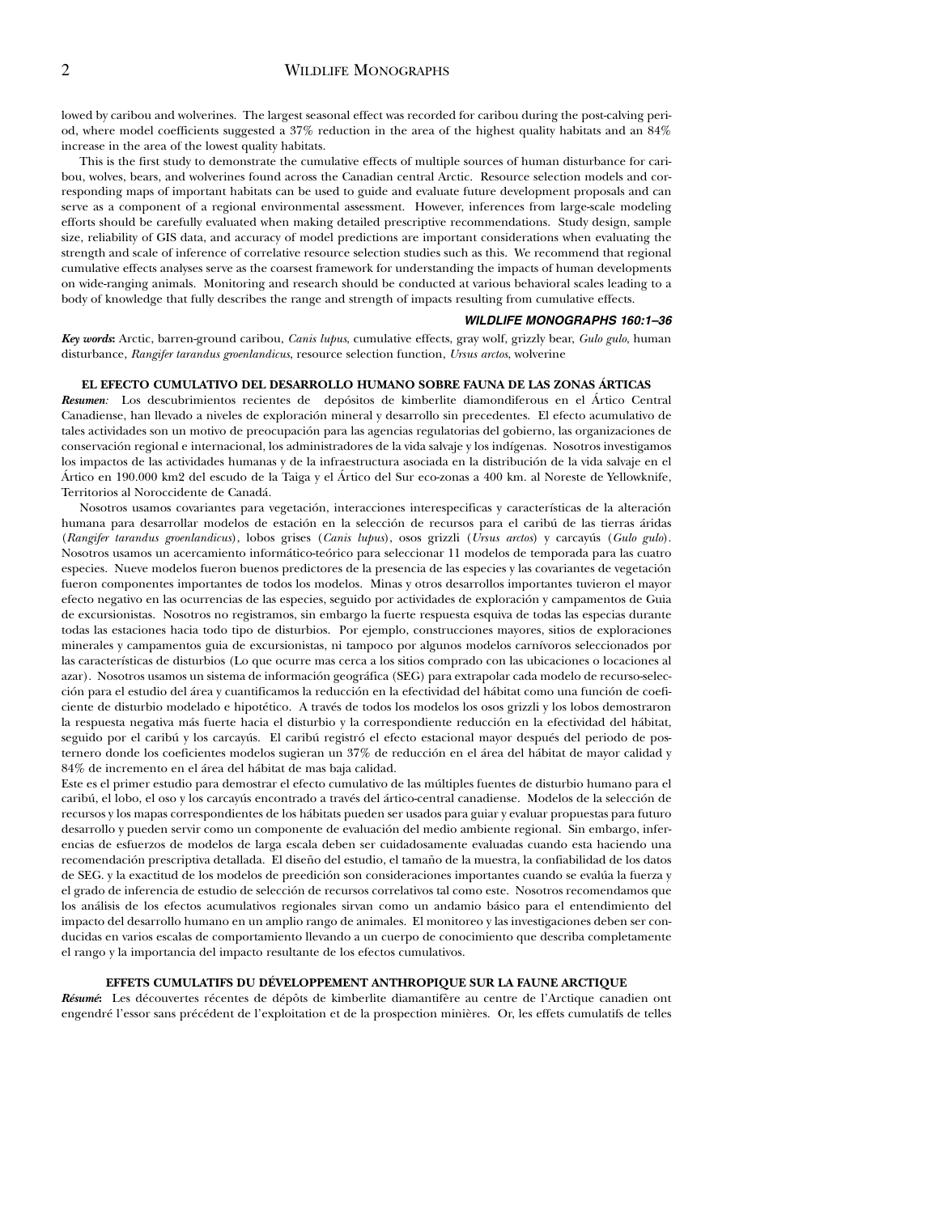lowed by caribou and wolverines. The largest seasonal effect was recorded for caribou during the post-calving period, where model coefficients suggested a 37% reduction in the area of the highest quality habitats and an 84% increase in the area of the lowest quality habitats.

This is the first study to demonstrate the cumulative effects of multiple sources of human disturbance for caribou, wolves, bears, and wolverines found across the Canadian central Arctic. Resource selection models and corresponding maps of important habitats can be used to guide and evaluate future development proposals and can serve as a component of a regional environmental assessment. However, inferences from large-scale modeling efforts should be carefully evaluated when making detailed prescriptive recommendations. Study design, sample size, reliability of GIS data, and accuracy of model predictions are important considerations when evaluating the strength and scale of inference of correlative resource selection studies such as this. We recommend that regional cumulative effects analyses serve as the coarsest framework for understanding the impacts of human developments on wide-ranging animals. Monitoring and research should be conducted at various behavioral scales leading to a body of knowledge that fully describes the range and strength of impacts resulting from cumulative effects.

***WILDLIFE MONOGRAPHS 160:1–36***

***Key words*:** Arctic, barren-ground caribou, *Canis lupus*, cumulative effects, gray wolf, grizzly bear, *Gulo gulo*, human disturbance, *Rangifer tarandus groenlandicus*, resource selection function, *Ursus arctos*, wolverine

## EL EFECTO CUMULATIVO DEL DESARROLLO HUMANO SOBRE FAUNA DE LAS ZONAS ÁRTICAS

***Resumen*:** Los descubrimientos recientes de depósitos de kimberlite diamondiferous en el Ártico Central Canadiense, han llevado a niveles de exploración mineral y desarrollo sin precedentes. El efecto acumulativo de tales actividades son un motivo de preocupación para las agencias regulatorias del gobierno, las organizaciones de conservación regional e internacional, los administradores de la vida salvaje y los indígenas. Nosotros investigamos los impactos de las actividades humanas y de la infraestructura asociada en la distribución de la vida salvaje en el Ártico en 190.000 km2 del escudo de la Taiga y el Ártico del Sur eco-zonas a 400 km. al Noreste de Yellowknife, Territorios al Noroccidente de Canadá.

Nosotros usamos covariantes para vegetación, interacciones interespecificas y características de la alteración humana para desarrollar modelos de estación en la selección de recursos para el caribú de las tierras áridas (*Rangifer tarandus groenlandicus*), lobos grises (*Canis lupus*), osos grizzli (*Ursus arctos*) y carcayús (*Gulo gulo*). Nosotros usamos un acercamiento informático-teórico para seleccionar 11 modelos de temporada para las cuatro especies. Nueve modelos fueron buenos predictores de la presencia de las especies y las covariantes de vegetación fueron componentes importantes de todos los modelos. Minas y otros desarrollos importantes tuvieron el mayor efecto negativo en las ocurrencias de las especies, seguido por actividades de exploración y campamentos de Guia de excursionistas. Nosotros no registramos, sin embargo la fuerte respuesta esquiva de todas las especies durante todas las estaciones hacia todo tipo de disturbios. Por ejemplo, construcciones mayores, sitios de exploraciones minerales y campamentos guia de excursionistas, ni tampoco por algunos modelos carnívoros seleccionados por las características de disturbios (Lo que ocurre mas cerca a los sitios comprado con las ubicaciones o locaciones al azar). Nosotros usamos un sistema de información geográfica (SEG) para extrapolar cada modelo de recurso-selección para el estudio del área y cuantificamos la reducción en la efectividad del hábitat como una función de coeficiente de disturbio modelado e hipotético. A través de todos los modelos los osos grizzli y los lobos demostraron la respuesta negativa más fuerte hacia el disturbio y la correspondiente reducción en la efectividad del hábitat, seguido por el caribú y los carcayús. El caribú registró el efecto estacional mayor después del periodo de posternero donde los coeficientes modelos sugieran un 37% de reducción en el área del hábitat de mayor calidad y 84% de incremento en el área del hábitat de mas baja calidad.

Este es el primer estudio para demostrar el efecto cumulativo de las múltiples fuentes de disturbio humano para el caribú, el lobo, el oso y los carcayús encontrado a través del ártico-central canadiense. Modelos de la selección de recursos y los mapas correspondientes de los hábitats pueden ser usados para guiar y evaluar propuestas para futuro desarrollo y pueden servir como un componente de evaluación del medio ambiente regional. Sin embargo, inferencias de esfuerzos de modelos de larga escala deben ser cuidadosamente evaluadas cuando esta haciendo una recomendación prescriptiva detallada. El diseño del estudio, el tamaño de la muestra, la confiabilidad de los datos de SEG. y la exactitud de los modelos de preedición son consideraciones importantes cuando se evalúa la fuerza y el grado de inferencia de estudio de selección de recursos correlativos tal como este. Nosotros recomendamos que los análisis de los efectos acumulativos regionales sirvan como un andamio básico para el entendimiento del impacto del desarrollo humano en un amplio rango de animales. El monitoreo y las investigaciones deben ser conducidas en varios escalas de comportamiento llevando a un cuerpo de conocimiento que describa completamente el rango y la importancia del impacto resultante de los efectos cumulativos.

## EFFETS CUMULATIFS DU DÉVELOPPEMENT ANTHROPIQUE SUR LA FAUNE ARCTIQUE

***Résumé*:** Les découvertes récentes de dépôts de kimberlite diamantifère au centre de l'Arctique canadien ont engendré l'essor sans précédent de l'exploitation et de la prospection minières. Or, les effets cumulatifs de telles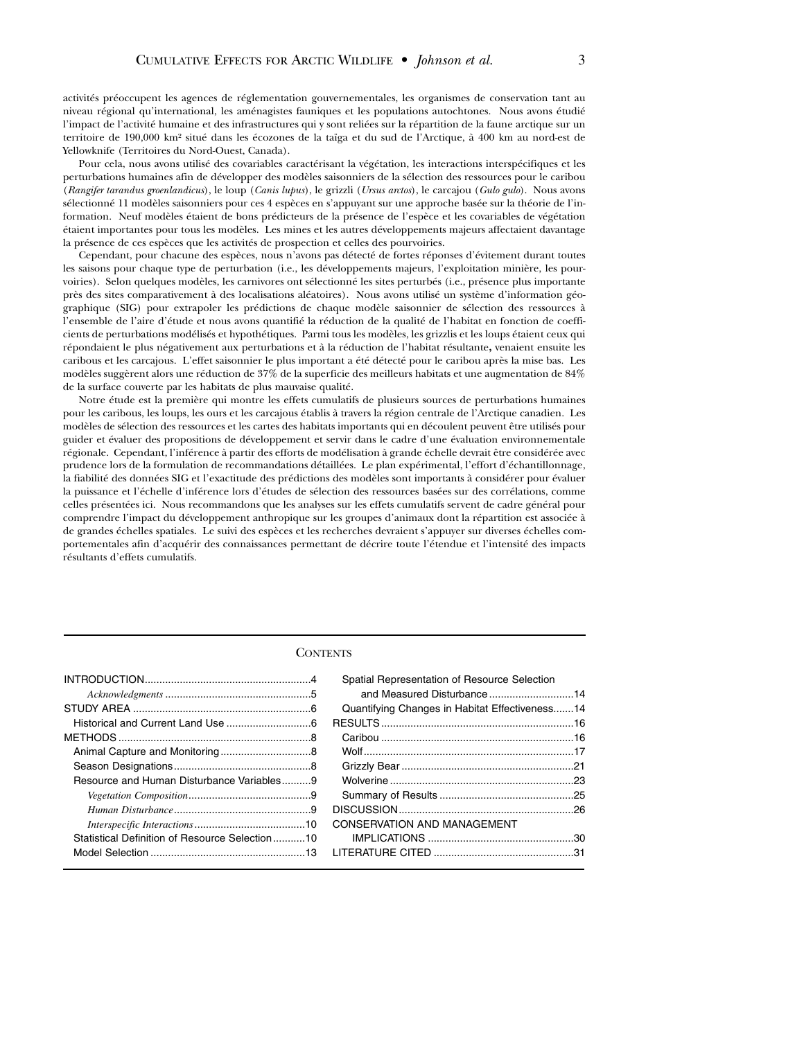activités préoccupent les agences de réglementation gouvernementales, les organismes de conservation tant au niveau régional qu'international, les aménagistes fauniques et les populations autochtones. Nous avons étudié l'impact de l'activité humaine et des infrastructures qui y sont reliées sur la répartition de la faune arctique sur un territoire de 190,000 km² situé dans les écozones de la taïga et du sud de l'Arctique, à 400 km au nord-est de Yellowknife (Territoires du Nord-Ouest, Canada).

Pour cela, nous avons utilisé des covariables caractérisant la végétation, les interactions interspécifiques et les perturbations humaines afin de développer des modèles saisonniers de la sélection des ressources pour le caribou (*Rangifer tarandus groenlandicus*), le loup (*Canis lupus*), le grizzli (*Ursus arctos*), le carcajou (*Gulo gulo*). Nous avons sélectionné 11 modèles saisonniers pour ces 4 espèces en s'appuyant sur une approche basée sur la théorie de l'information. Neuf modèles étaient de bons prédicteurs de la présence de l'espèce et les covariables de végétation étaient importantes pour tous les modèles. Les mines et les autres développements majeurs affectaient davantage la présence de ces espèces que les activités de prospection et celles des pourvoiries.

Cependant, pour chacune des espèces, nous n'avons pas détecté de fortes réponses d'évitement durant toutes les saisons pour chaque type de perturbation (i.e., les développements majeurs, l'exploitation minière, les pourvoiries). Selon quelques modèles, les carnivores ont sélectionné les sites perturbés (i.e., présence plus importante près des sites comparativement à des localisations aléatoires). Nous avons utilisé un système d'information géographique (SIG) pour extrapoler les prédictions de chaque modèle saisonnier de sélection des ressources à l'ensemble de l'aire d'étude et nous avons quantifié la réduction de la qualité de l'habitat en fonction de coefficients de perturbations modélisés et hypothétiques. Parmi tous les modèles, les grizzlis et les loups étaient ceux qui répondaient le plus négativement aux perturbations et à la réduction de l'habitat résultante**,** venaient ensuite les caribous et les carcajous. L'effet saisonnier le plus important a été détecté pour le caribou après la mise bas. Les modèles suggèrent alors une réduction de 37% de la superficie des meilleurs habitats et une augmentation de 84% de la surface couverte par les habitats de plus mauvaise qualité.

Notre étude est la première qui montre les effets cumulatifs de plusieurs sources de perturbations humaines pour les caribous, les loups, les ours et les carcajous établis à travers la région centrale de l'Arctique canadien. Les modèles de sélection des ressources et les cartes des habitats importants qui en découlent peuvent être utilisés pour guider et évaluer des propositions de développement et servir dans le cadre d'une évaluation environnementale régionale. Cependant, l'inférence à partir des efforts de modélisation à grande échelle devrait être considérée avec prudence lors de la formulation de recommandations détaillées. Le plan expérimental, l'effort d'échantillonnage, la fiabilité des données SIG et l'exactitude des prédictions des modèles sont importants à considérer pour évaluer la puissance et l'échelle d'inférence lors d'études de sélection des ressources basées sur des corrélations, comme celles présentées ici. Nous recommandons que les analyses sur les effets cumulatifs servent de cadre général pour comprendre l'impact du développement anthropique sur les groupes d'animaux dont la répartition est associée à de grandes échelles spatiales. Le suivi des espèces et les recherches devraient s'appuyer sur diverses échelles comportementales afin d'acquérir des connaissances permettant de décrire toute l'étendue et l'intensité des impacts résultants d'effets cumulatifs.

## Contents

- INTRODUCTION ........ 4
  - *Acknowledgments* ........ 5
- STUDY AREA ........ 6
  - Historical and Current Land Use ........ 6
- METHODS ........ 8
  - Animal Capture and Monitoring ........ 8
  - Season Designations ........ 8
  - Resource and Human Disturbance Variables ........ 9
    - *Vegetation Composition* ........ 9
    - *Human Disturbance* ........ 9
    - *Interspecific Interactions* ........ 10
  - Statistical Definition of Resource Selection ........ 10
  - Model Selection ........ 13
  - Spatial Representation of Resource Selection and Measured Disturbance ........ 14
  - Quantifying Changes in Habitat Effectiveness ........ 14
- RESULTS ........ 16
  - Caribou ........ 16
  - Wolf ........ 17
  - Grizzly Bear ........ 21
  - Wolverine ........ 23
  - Summary of Results ........ 25
- DISCUSSION ........ 26
- CONSERVATION AND MANAGEMENT IMPLICATIONS ........ 30
- LITERATURE CITED ........ 31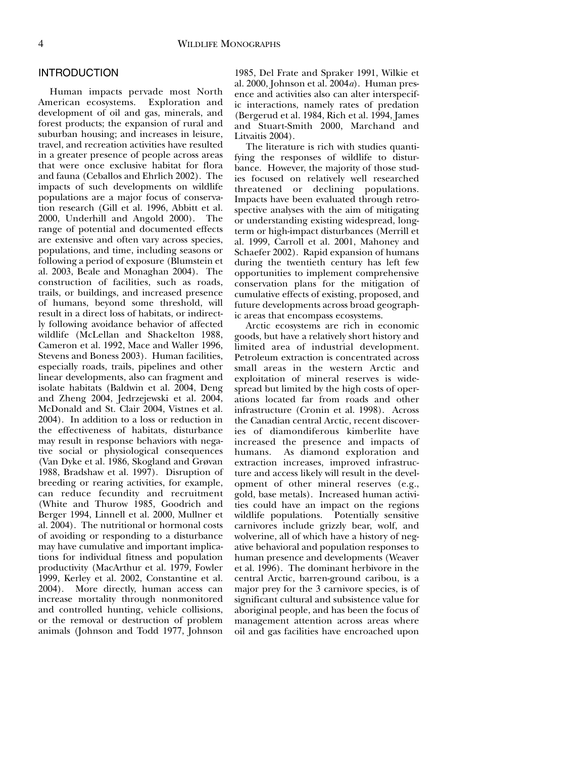## INTRODUCTION

Human impacts pervade most North American ecosystems. Exploration and development of oil and gas, minerals, and forest products; the expansion of rural and suburban housing; and increases in leisure, travel, and recreation activities have resulted in a greater presence of people across areas that were once exclusive habitat for flora and fauna (Ceballos and Ehrlich 2002). The impacts of such developments on wildlife populations are a major focus of conservation research (Gill et al. 1996, Abbitt et al. 2000, Underhill and Angold 2000). The range of potential and documented effects are extensive and often vary across species, populations, and time, including seasons or following a period of exposure (Blumstein et al. 2003, Beale and Monaghan 2004). The construction of facilities, such as roads, trails, or buildings, and increased presence of humans, beyond some threshold, will result in a direct loss of habitats, or indirectly following avoidance behavior of affected wildlife (McLellan and Shackelton 1988, Cameron et al. 1992, Mace and Waller 1996, Stevens and Boness 2003). Human facilities, especially roads, trails, pipelines and other linear developments, also can fragment and isolate habitats (Baldwin et al. 2004, Deng and Zheng 2004, Jedrzejewski et al. 2004, McDonald and St. Clair 2004, Vistnes et al. 2004). In addition to a loss or reduction in the effectiveness of habitats, disturbance may result in response behaviors with negative social or physiological consequences (Van Dyke et al. 1986, Skogland and Grøvan 1988, Bradshaw et al. 1997). Disruption of breeding or rearing activities, for example, can reduce fecundity and recruitment (White and Thurow 1985, Goodrich and Berger 1994, Linnell et al. 2000, Mullner et al. 2004). The nutritional or hormonal costs of avoiding or responding to a disturbance may have cumulative and important implications for individual fitness and population productivity (MacArthur et al. 1979, Fowler 1999, Kerley et al. 2002, Constantine et al. 2004). More directly, human access can increase mortality through nonmonitored and controlled hunting, vehicle collisions, or the removal or destruction of problem animals (Johnson and Todd 1977, Johnson 1985, Del Frate and Spraker 1991, Wilkie et al. 2000, Johnson et al. 2004*a*). Human presence and activities also can alter interspecific interactions, namely rates of predation (Bergerud et al. 1984, Rich et al. 1994, James and Stuart-Smith 2000, Marchand and Litvaitis 2004).

The literature is rich with studies quantifying the responses of wildlife to disturbance. However, the majority of those studies focused on relatively well researched threatened or declining populations. Impacts have been evaluated through retrospective analyses with the aim of mitigating or understanding existing widespread, long-term or high-impact disturbances (Merrill et al. 1999, Carroll et al. 2001, Mahoney and Schaefer 2002). Rapid expansion of humans during the twentieth century has left few opportunities to implement comprehensive conservation plans for the mitigation of cumulative effects of existing, proposed, and future developments across broad geographic areas that encompass ecosystems.

Arctic ecosystems are rich in economic goods, but have a relatively short history and limited area of industrial development. Petroleum extraction is concentrated across small areas in the western Arctic and exploitation of mineral reserves is widespread but limited by the high costs of operations located far from roads and other infrastructure (Cronin et al. 1998). Across the Canadian central Arctic, recent discoveries of diamondiferous kimberlite have increased the presence and impacts of humans. As diamond exploration and extraction increases, improved infrastructure and access likely will result in the development of other mineral reserves (e.g., gold, base metals). Increased human activities could have an impact on the regions wildlife populations. Potentially sensitive carnivores include grizzly bear, wolf, and wolverine, all of which have a history of negative behavioral and population responses to human presence and developments (Weaver et al. 1996). The dominant herbivore in the central Arctic, barren-ground caribou, is a major prey for the 3 carnivore species, is of significant cultural and subsistence value for aboriginal people, and has been the focus of management attention across areas where oil and gas facilities have encroached upon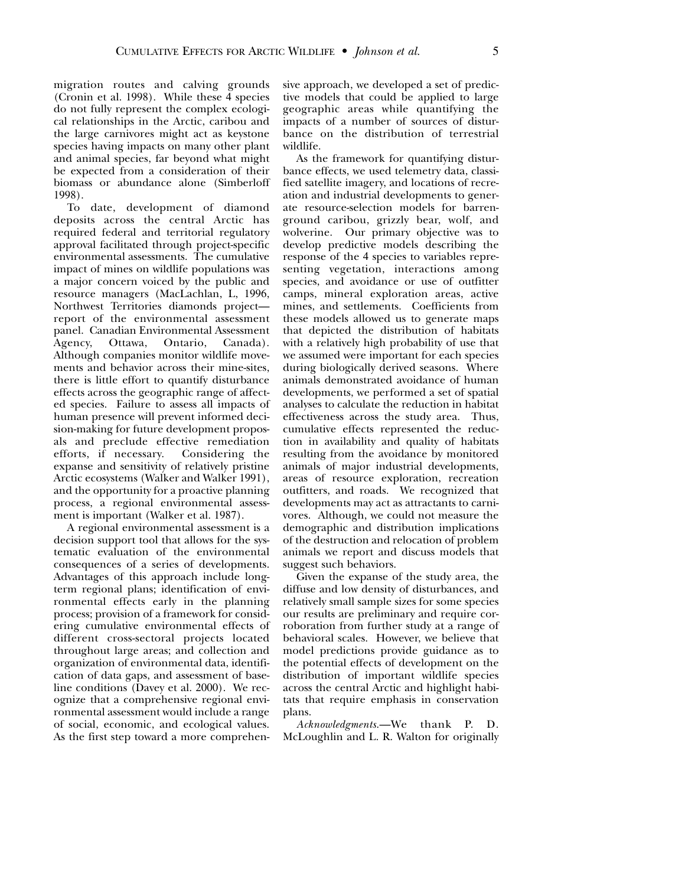migration routes and calving grounds (Cronin et al. 1998). While these 4 species do not fully represent the complex ecological relationships in the Arctic, caribou and the large carnivores might act as keystone species having impacts on many other plant and animal species, far beyond what might be expected from a consideration of their biomass or abundance alone (Simberloff 1998).

To date, development of diamond deposits across the central Arctic has required federal and territorial regulatory approval facilitated through project-specific environmental assessments. The cumulative impact of mines on wildlife populations was a major concern voiced by the public and resource managers (MacLachlan, L, 1996, Northwest Territories diamonds project—report of the environmental assessment panel. Canadian Environmental Assessment Agency, Ottawa, Ontario, Canada). Although companies monitor wildlife movements and behavior across their mine-sites, there is little effort to quantify disturbance effects across the geographic range of affected species. Failure to assess all impacts of human presence will prevent informed decision-making for future development proposals and preclude effective remediation efforts, if necessary. Considering the expanse and sensitivity of relatively pristine Arctic ecosystems (Walker and Walker 1991), and the opportunity for a proactive planning process, a regional environmental assessment is important (Walker et al. 1987).

A regional environmental assessment is a decision support tool that allows for the systematic evaluation of the environmental consequences of a series of developments. Advantages of this approach include long-term regional plans; identification of environmental effects early in the planning process; provision of a framework for considering cumulative environmental effects of different cross-sectoral projects located throughout large areas; and collection and organization of environmental data, identification of data gaps, and assessment of baseline conditions (Davey et al. 2000). We recognize that a comprehensive regional environmental assessment would include a range of social, economic, and ecological values. As the first step toward a more comprehensive approach, we developed a set of predictive models that could be applied to large geographic areas while quantifying the impacts of a number of sources of disturbance on the distribution of terrestrial wildlife.

As the framework for quantifying disturbance effects, we used telemetry data, classified satellite imagery, and locations of recreation and industrial developments to generate resource-selection models for barren-ground caribou, grizzly bear, wolf, and wolverine. Our primary objective was to develop predictive models describing the response of the 4 species to variables representing vegetation, interactions among species, and avoidance or use of outfitter camps, mineral exploration areas, active mines, and settlements. Coefficients from these models allowed us to generate maps that depicted the distribution of habitats with a relatively high probability of use that we assumed were important for each species during biologically derived seasons. Where animals demonstrated avoidance of human developments, we performed a set of spatial analyses to calculate the reduction in habitat effectiveness across the study area. Thus, cumulative effects represented the reduction in availability and quality of habitats resulting from the avoidance by monitored animals of major industrial developments, areas of resource exploration, recreation outfitters, and roads. We recognized that developments may act as attractants to carnivores. Although, we could not measure the demographic and distribution implications of the destruction and relocation of problem animals we report and discuss models that suggest such behaviors.

Given the expanse of the study area, the diffuse and low density of disturbances, and relatively small sample sizes for some species our results are preliminary and require corroboration from further study at a range of behavioral scales. However, we believe that model predictions provide guidance as to the potential effects of development on the distribution of important wildlife species across the central Arctic and highlight habitats that require emphasis in conservation plans.

*Acknowledgments*.—We thank P. D. McLoughlin and L. R. Walton for originally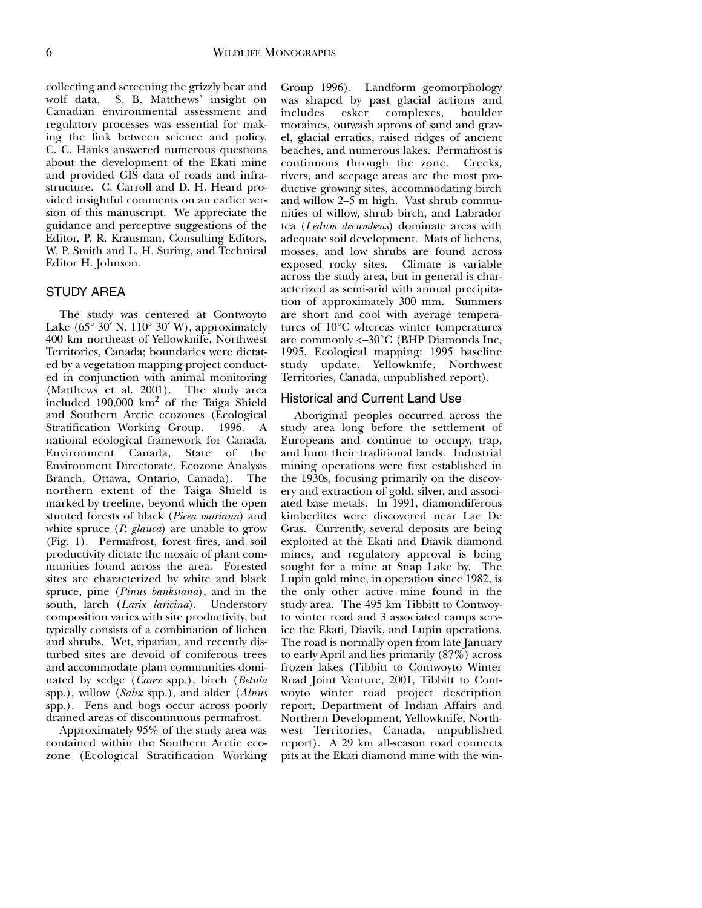collecting and screening the grizzly bear and wolf data. S. B. Matthews' insight on Canadian environmental assessment and regulatory processes was essential for making the link between science and policy. C. C. Hanks answered numerous questions about the development of the Ekati mine and provided GIS data of roads and infrastructure. C. Carroll and D. H. Heard provided insightful comments on an earlier version of this manuscript. We appreciate the guidance and perceptive suggestions of the Editor, P. R. Krausman, Consulting Editors, W. P. Smith and L. H. Suring, and Technical Editor H. Johnson.

## STUDY AREA

The study was centered at Contwoyto Lake (65° 30′ N, 110° 30′ W), approximately 400 km northeast of Yellowknife, Northwest Territories, Canada; boundaries were dictated by a vegetation mapping project conducted in conjunction with animal monitoring (Matthews et al. 2001). The study area included 190,000 km$^2$ of the Taiga Shield and Southern Arctic ecozones (Ecological Stratification Working Group. 1996. A national ecological framework for Canada. Environment Canada, State of the Environment Directorate, Ecozone Analysis Branch, Ottawa, Ontario, Canada). The northern extent of the Taiga Shield is marked by treeline, beyond which the open stunted forests of black (*Picea mariana*) and white spruce (*P. glauca*) are unable to grow (Fig. 1). Permafrost, forest fires, and soil productivity dictate the mosaic of plant communities found across the area. Forested sites are characterized by white and black spruce, pine (*Pinus banksiana*), and in the south, larch (*Larix laricina*). Understory composition varies with site productivity, but typically consists of a combination of lichen and shrubs. Wet, riparian, and recently disturbed sites are devoid of coniferous trees and accommodate plant communities dominated by sedge (*Carex* spp.), birch (*Betula* spp.), willow (*Salix* spp.), and alder (*Alnus* spp.). Fens and bogs occur across poorly drained areas of discontinuous permafrost.

Approximately 95% of the study area was contained within the Southern Arctic ecozone (Ecological Stratification Working Group 1996). Landform geomorphology was shaped by past glacial actions and includes esker complexes, boulder moraines, outwash aprons of sand and gravel, glacial erratics, raised ridges of ancient beaches, and numerous lakes. Permafrost is continuous through the zone. Creeks, rivers, and seepage areas are the most productive growing sites, accommodating birch and willow 2–5 m high. Vast shrub communities of willow, shrub birch, and Labrador tea (*Ledum decumbens*) dominate areas with adequate soil development. Mats of lichens, mosses, and low shrubs are found across exposed rocky sites. Climate is variable across the study area, but in general is characterized as semi-arid with annual precipitation of approximately 300 mm. Summers are short and cool with average temperatures of 10°C whereas winter temperatures are commonly <–30°C (BHP Diamonds Inc, 1995, Ecological mapping: 1995 baseline study update, Yellowknife, Northwest Territories, Canada, unpublished report).

### Historical and Current Land Use

Aboriginal peoples occurred across the study area long before the settlement of Europeans and continue to occupy, trap, and hunt their traditional lands. Industrial mining operations were first established in the 1930s, focusing primarily on the discovery and extraction of gold, silver, and associated base metals. In 1991, diamondiferous kimberlites were discovered near Lac De Gras. Currently, several deposits are being exploited at the Ekati and Diavik diamond mines, and regulatory approval is being sought for a mine at Snap Lake by. The Lupin gold mine, in operation since 1982, is the only other active mine found in the study area. The 495 km Tibbitt to Contwoyto winter road and 3 associated camps service the Ekati, Diavik, and Lupin operations. The road is normally open from late January to early April and lies primarily (87%) across frozen lakes (Tibbitt to Contwoyto Winter Road Joint Venture, 2001, Tibbitt to Contwoyto winter road project description report, Department of Indian Affairs and Northern Development, Yellowknife, Northwest Territories, Canada, unpublished report). A 29 km all-season road connects pits at the Ekati diamond mine with the win-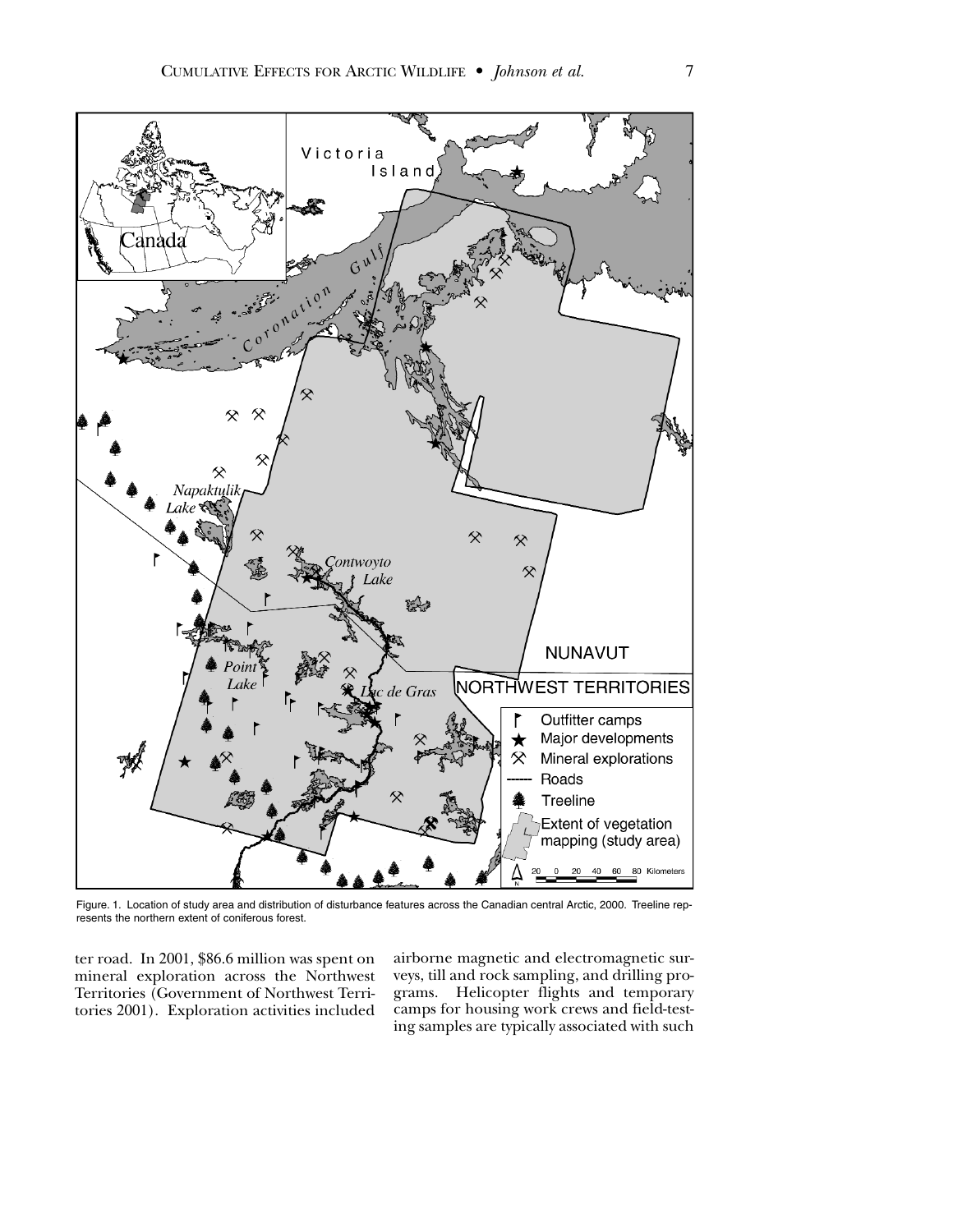Figure. 1. Location of study area and distribution of disturbance features across the Canadian central Arctic, 2000. Treeline represents the northern extent of coniferous forest.

ter road. In 2001, $86.6 million was spent on mineral exploration across the Northwest Territories (Government of Northwest Territories 2001). Exploration activities included airborne magnetic and electromagnetic surveys, till and rock sampling, and drilling programs. Helicopter flights and temporary camps for housing work crews and field-testing samples are typically associated with such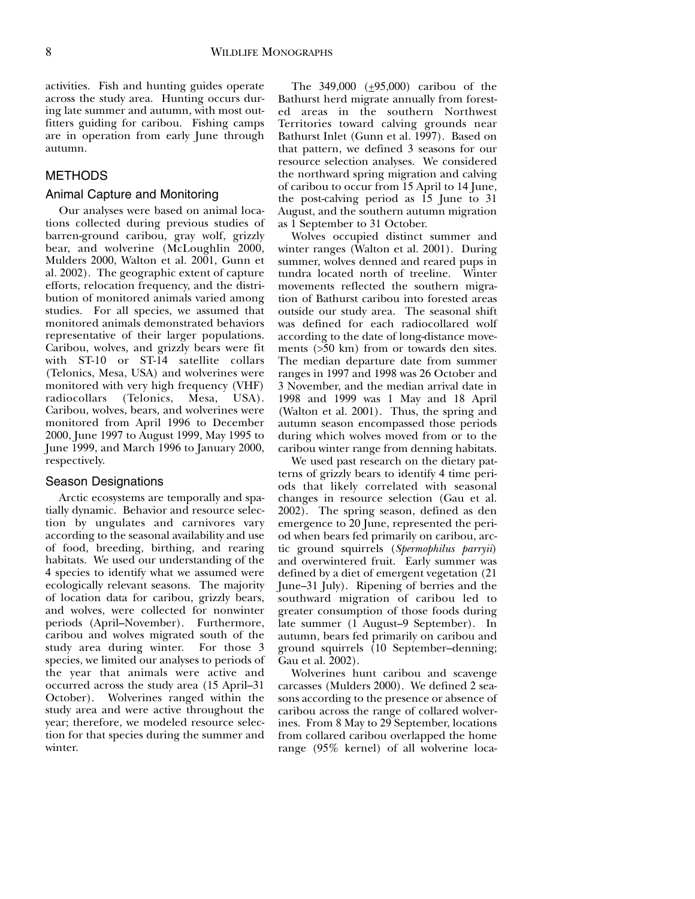activities. Fish and hunting guides operate across the study area. Hunting occurs during late summer and autumn, with most outfitters guiding for caribou. Fishing camps are in operation from early June through autumn.

## METHODS

### Animal Capture and Monitoring

Our analyses were based on animal locations collected during previous studies of barren-ground caribou, gray wolf, grizzly bear, and wolverine (McLoughlin 2000, Mulders 2000, Walton et al. 2001, Gunn et al. 2002). The geographic extent of capture efforts, relocation frequency, and the distribution of monitored animals varied among studies. For all species, we assumed that monitored animals demonstrated behaviors representative of their larger populations. Caribou, wolves, and grizzly bears were fit with ST-10 or ST-14 satellite collars (Telonics, Mesa, USA) and wolverines were monitored with very high frequency (VHF) radiocollars (Telonics, Mesa, USA). Caribou, wolves, bears, and wolverines were monitored from April 1996 to December 2000, June 1997 to August 1999, May 1995 to June 1999, and March 1996 to January 2000, respectively.

### Season Designations

Arctic ecosystems are temporally and spatially dynamic. Behavior and resource selection by ungulates and carnivores vary according to the seasonal availability and use of food, breeding, birthing, and rearing habitats. We used our understanding of the 4 species to identify what we assumed were ecologically relevant seasons. The majority of location data for caribou, grizzly bears, and wolves, were collected for nonwinter periods (April–November). Furthermore, caribou and wolves migrated south of the study area during winter. For those 3 species, we limited our analyses to periods of the year that animals were active and occurred across the study area (15 April–31 October). Wolverines ranged within the study area and were active throughout the year; therefore, we modeled resource selection for that species during the summer and winter.

The 349,000 ($\pm$95,000) caribou of the Bathurst herd migrate annually from forested areas in the southern Northwest Territories toward calving grounds near Bathurst Inlet (Gunn et al. 1997). Based on that pattern, we defined 3 seasons for our resource selection analyses. We considered the northward spring migration and calving of caribou to occur from 15 April to 14 June, the post-calving period as 15 June to 31 August, and the southern autumn migration as 1 September to 31 October.

Wolves occupied distinct summer and winter ranges (Walton et al. 2001). During summer, wolves denned and reared pups in tundra located north of treeline. Winter movements reflected the southern migration of Bathurst caribou into forested areas outside our study area. The seasonal shift was defined for each radiocollared wolf according to the date of long-distance movements (>50 km) from or towards den sites. The median departure date from summer ranges in 1997 and 1998 was 26 October and 3 November, and the median arrival date in 1998 and 1999 was 1 May and 18 April (Walton et al. 2001). Thus, the spring and autumn season encompassed those periods during which wolves moved from or to the caribou winter range from denning habitats.

We used past research on the dietary patterns of grizzly bears to identify 4 time periods that likely correlated with seasonal changes in resource selection (Gau et al. 2002). The spring season, defined as den emergence to 20 June, represented the period when bears fed primarily on caribou, arctic ground squirrels (*Spermophilus parryii*) and overwintered fruit. Early summer was defined by a diet of emergent vegetation (21 June–31 July). Ripening of berries and the southward migration of caribou led to greater consumption of those foods during late summer (1 August–9 September). In autumn, bears fed primarily on caribou and ground squirrels (10 September–denning; Gau et al. 2002).

Wolverines hunt caribou and scavenge carcasses (Mulders 2000). We defined 2 seasons according to the presence or absence of caribou across the range of collared wolverines. From 8 May to 29 September, locations from collared caribou overlapped the home range (95% kernel) of all wolverine loca-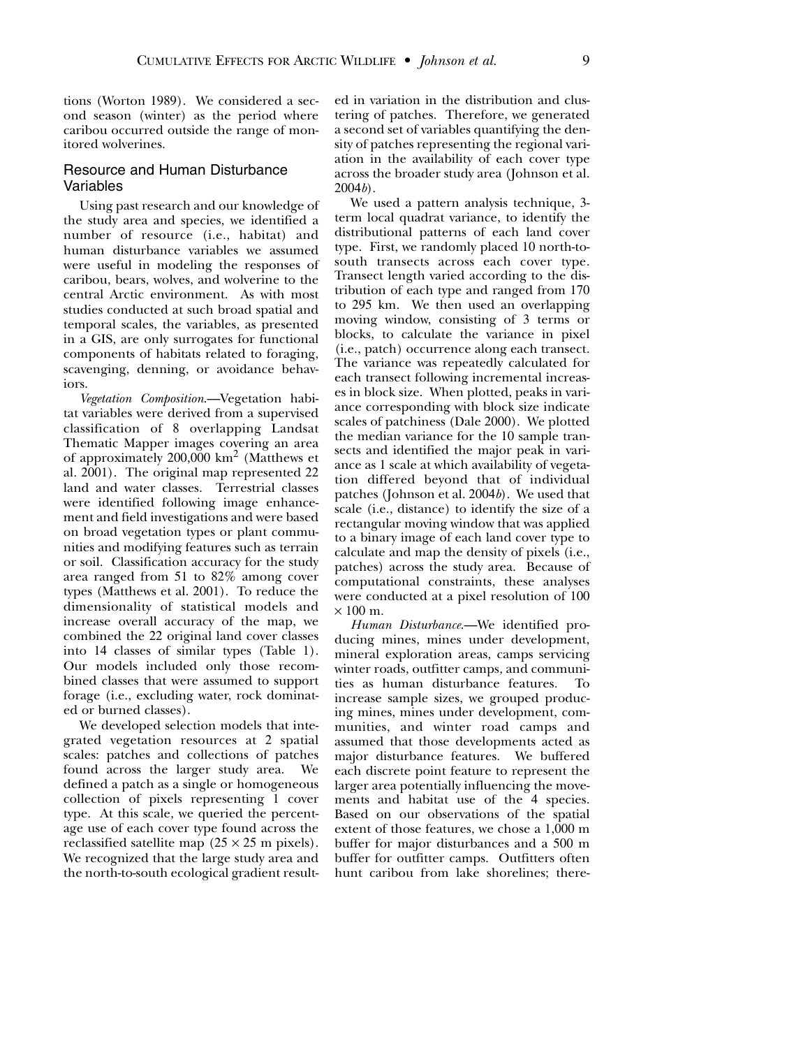tions (Worton 1989). We considered a second season (winter) as the period where caribou occurred outside the range of monitored wolverines.

## Resource and Human Disturbance Variables

Using past research and our knowledge of the study area and species, we identified a number of resource (i.e., habitat) and human disturbance variables we assumed were useful in modeling the responses of caribou, bears, wolves, and wolverine to the central Arctic environment. As with most studies conducted at such broad spatial and temporal scales, the variables, as presented in a GIS, are only surrogates for functional components of habitats related to foraging, scavenging, denning, or avoidance behaviors.

*Vegetation Composition*.—Vegetation habitat variables were derived from a supervised classification of 8 overlapping Landsat Thematic Mapper images covering an area of approximately 200,000 km$^2$ (Matthews et al. 2001). The original map represented 22 land and water classes. Terrestrial classes were identified following image enhancement and field investigations and were based on broad vegetation types or plant communities and modifying features such as terrain or soil. Classification accuracy for the study area ranged from 51 to 82% among cover types (Matthews et al. 2001). To reduce the dimensionality of statistical models and increase overall accuracy of the map, we combined the 22 original land cover classes into 14 classes of similar types (Table 1). Our models included only those recombined classes that were assumed to support forage (i.e., excluding water, rock dominated or burned classes).

We developed selection models that integrated vegetation resources at 2 spatial scales: patches and collections of patches found across the larger study area. We defined a patch as a single or homogeneous collection of pixels representing 1 cover type. At this scale, we queried the percentage use of each cover type found across the reclassified satellite map ($25 \times 25$ m pixels). We recognized that the large study area and the north-to-south ecological gradient resulted in variation in the distribution and clustering of patches. Therefore, we generated a second set of variables quantifying the density of patches representing the regional variation in the availability of each cover type across the broader study area (Johnson et al. 2004*b*).

We used a pattern analysis technique, 3-term local quadrat variance, to identify the distributional patterns of each land cover type. First, we randomly placed 10 north-to-south transects across each cover type. Transect length varied according to the distribution of each type and ranged from 170 to 295 km. We then used an overlapping moving window, consisting of 3 terms or blocks, to calculate the variance in pixel (i.e., patch) occurrence along each transect. The variance was repeatedly calculated for each transect following incremental increases in block size. When plotted, peaks in variance corresponding with block size indicate scales of patchiness (Dale 2000). We plotted the median variance for the 10 sample transects and identified the major peak in variance as 1 scale at which availability of vegetation differed beyond that of individual patches (Johnson et al. 2004*b*). We used that scale (i.e., distance) to identify the size of a rectangular moving window that was applied to a binary image of each land cover type to calculate and map the density of pixels (i.e., patches) across the study area. Because of computational constraints, these analyses were conducted at a pixel resolution of 100 $\times$ 100 m.

*Human Disturbance*.—We identified producing mines, mines under development, mineral exploration areas, camps servicing winter roads, outfitter camps, and communities as human disturbance features. To increase sample sizes, we grouped producing mines, mines under development, communities, and winter road camps and assumed that those developments acted as major disturbance features. We buffered each discrete point feature to represent the larger area potentially influencing the movements and habitat use of the 4 species. Based on our observations of the spatial extent of those features, we chose a 1,000 m buffer for major disturbances and a 500 m buffer for outfitter camps. Outfitters often hunt caribou from lake shorelines; there-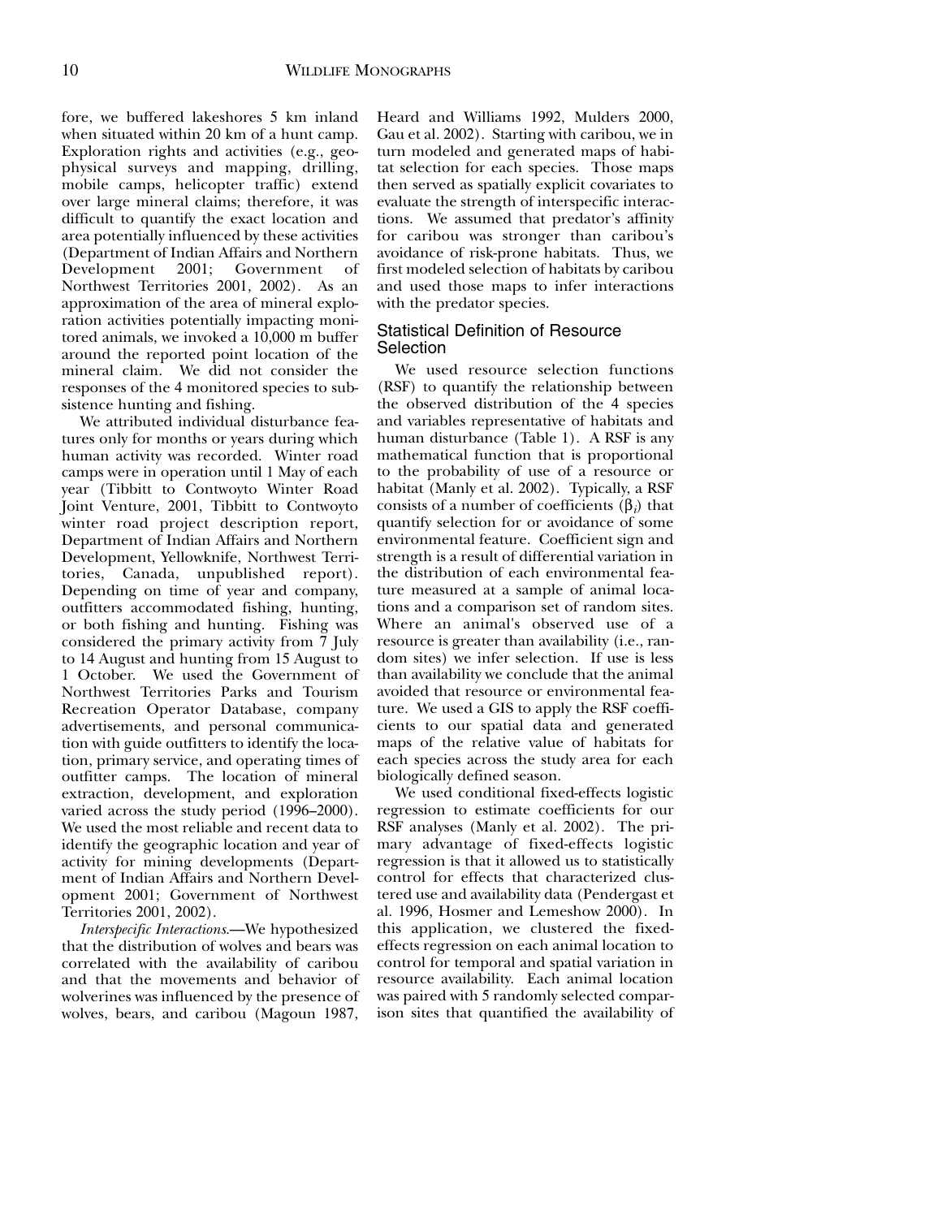fore, we buffered lakeshores 5 km inland when situated within 20 km of a hunt camp. Exploration rights and activities (e.g., geophysical surveys and mapping, drilling, mobile camps, helicopter traffic) extend over large mineral claims; therefore, it was difficult to quantify the exact location and area potentially influenced by these activities (Department of Indian Affairs and Northern Development 2001; Government of Northwest Territories 2001, 2002). As an approximation of the area of mineral exploration activities potentially impacting monitored animals, we invoked a 10,000 m buffer around the reported point location of the mineral claim. We did not consider the responses of the 4 monitored species to subsistence hunting and fishing.

We attributed individual disturbance features only for months or years during which human activity was recorded. Winter road camps were in operation until 1 May of each year (Tibbitt to Contwoyto Winter Road Joint Venture, 2001, Tibbitt to Contwoyto winter road project description report, Department of Indian Affairs and Northern Development, Yellowknife, Northwest Territories, Canada, unpublished report). Depending on time of year and company, outfitters accommodated fishing, hunting, or both fishing and hunting. Fishing was considered the primary activity from 7 July to 14 August and hunting from 15 August to 1 October. We used the Government of Northwest Territories Parks and Tourism Recreation Operator Database, company advertisements, and personal communication with guide outfitters to identify the location, primary service, and operating times of outfitter camps. The location of mineral extraction, development, and exploration varied across the study period (1996–2000). We used the most reliable and recent data to identify the geographic location and year of activity for mining developments (Department of Indian Affairs and Northern Development 2001; Government of Northwest Territories 2001, 2002).

*Interspecific Interactions*.—We hypothesized that the distribution of wolves and bears was correlated with the availability of caribou and that the movements and behavior of wolverines was influenced by the presence of wolves, bears, and caribou (Magoun 1987, Heard and Williams 1992, Mulders 2000, Gau et al. 2002). Starting with caribou, we in turn modeled and generated maps of habitat selection for each species. Those maps then served as spatially explicit covariates to evaluate the strength of interspecific interactions. We assumed that predator's affinity for caribou was stronger than caribou's avoidance of risk-prone habitats. Thus, we first modeled selection of habitats by caribou and used those maps to infer interactions with the predator species.

## Statistical Definition of Resource Selection

We used resource selection functions (RSF) to quantify the relationship between the observed distribution of the 4 species and variables representative of habitats and human disturbance (Table 1). A RSF is any mathematical function that is proportional to the probability of use of a resource or habitat (Manly et al. 2002). Typically, a RSF consists of a number of coefficients ($\beta_i$) that quantify selection for or avoidance of some environmental feature. Coefficient sign and strength is a result of differential variation in the distribution of each environmental feature measured at a sample of animal locations and a comparison set of random sites. Where an animal's observed use of a resource is greater than availability (i.e., random sites) we infer selection. If use is less than availability we conclude that the animal avoided that resource or environmental feature. We used a GIS to apply the RSF coefficients to our spatial data and generated maps of the relative value of habitats for each species across the study area for each biologically defined season.

We used conditional fixed-effects logistic regression to estimate coefficients for our RSF analyses (Manly et al. 2002). The primary advantage of fixed-effects logistic regression is that it allowed us to statistically control for effects that characterized clustered use and availability data (Pendergast et al. 1996, Hosmer and Lemeshow 2000). In this application, we clustered the fixed-effects regression on each animal location to control for temporal and spatial variation in resource availability. Each animal location was paired with 5 randomly selected comparison sites that quantified the availability of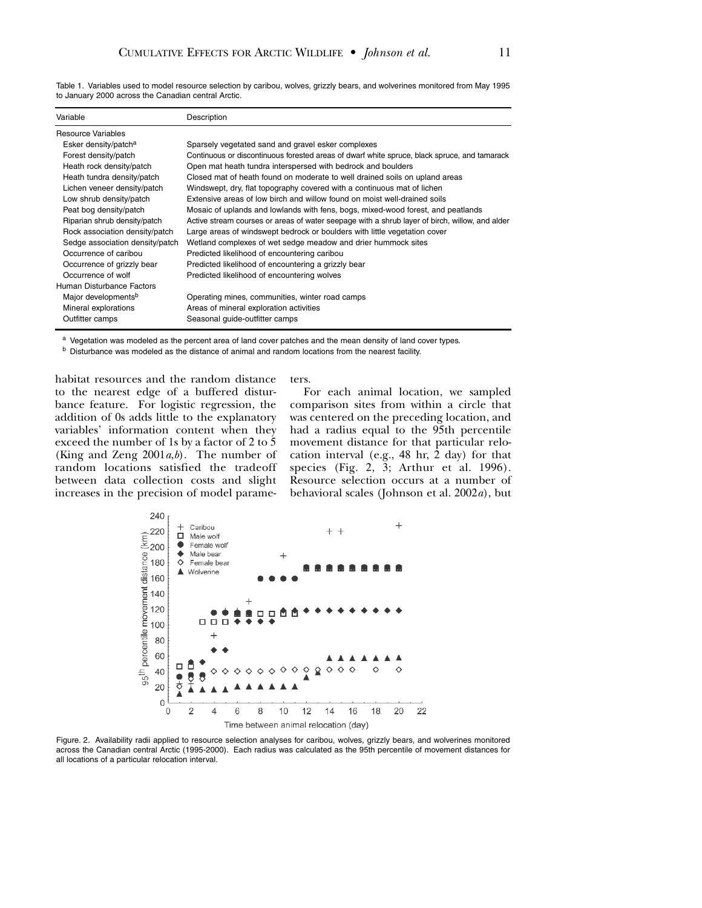Table 1. Variables used to model resource selection by caribou, wolves, grizzly bears, and wolverines monitored from May 1995 to January 2000 across the Canadian central Arctic.

| Variable | Description |
|---|---|
| Resource Variables | |
| Esker density/patch[a] | Sparsely vegetated sand and gravel esker complexes |
| Forest density/patch | Continuous or discontinuous forested areas of dwarf white spruce, black spruce, and tamarack |
| Heath rock density/patch | Open mat heath tundra interspersed with bedrock and boulders |
| Heath tundra density/patch | Closed mat of heath found on moderate to well drained soils on upland areas |
| Lichen veneer density/patch | Windswept, dry, flat topography covered with a continuous mat of lichen |
| Low shrub density/patch | Extensive areas of low birch and willow found on moist well-drained soils |
| Peat bog density/patch | Mosaic of uplands and lowlands with fens, bogs, mixed-wood forest, and peatlands |
| Riparian shrub density/patch | Active stream courses or areas of water seepage with a shrub layer of birch, willow, and alder |
| Rock association density/patch | Large areas of windswept bedrock or boulders with little vegetation cover |
| Sedge association density/patch | Wetland complexes of wet sedge meadow and drier hummock sites |
| Occurrence of caribou | Predicted likelihood of encountering caribou |
| Occurrence of grizzly bear | Predicted likelihood of encountering a grizzly bear |
| Occurrence of wolf | Predicted likelihood of encountering wolves |
| Human Disturbance Factors | |
| Major developments[b] | Operating mines, communities, winter road camps |
| Mineral explorations | Areas of mineral exploration activities |
| Outfitter camps | Seasonal guide-outfitter camps |

[a] Vegetation was modeled as the percent area of land cover patches and the mean density of land cover types.

[b] Disturbance was modeled as the distance of animal and random locations from the nearest facility.

habitat resources and the random distance to the nearest edge of a buffered disturbance feature. For logistic regression, the addition of 0s adds little to the explanatory variables' information content when they exceed the number of 1s by a factor of 2 to 5 (King and Zeng 2001*a,b*). The number of random locations satisfied the tradeoff between data collection costs and slight increases in the precision of model parameters.

For each animal location, we sampled comparison sites from within a circle that was centered on the preceding location, and had a radius equal to the 95th percentile movement distance for that particular relocation interval (e.g., 48 hr, 2 day) for that species (Fig. 2, 3; Arthur et al. 1996). Resource selection occurs at a number of behavioral scales (Johnson et al. 2002*a*), but

Figure. 2. Availability radii applied to resource selection analyses for caribou, wolves, grizzly bears, and wolverines monitored across the Canadian central Arctic (1995-2000). Each radius was calculated as the 95th percentile of movement distances for all locations of a particular relocation interval.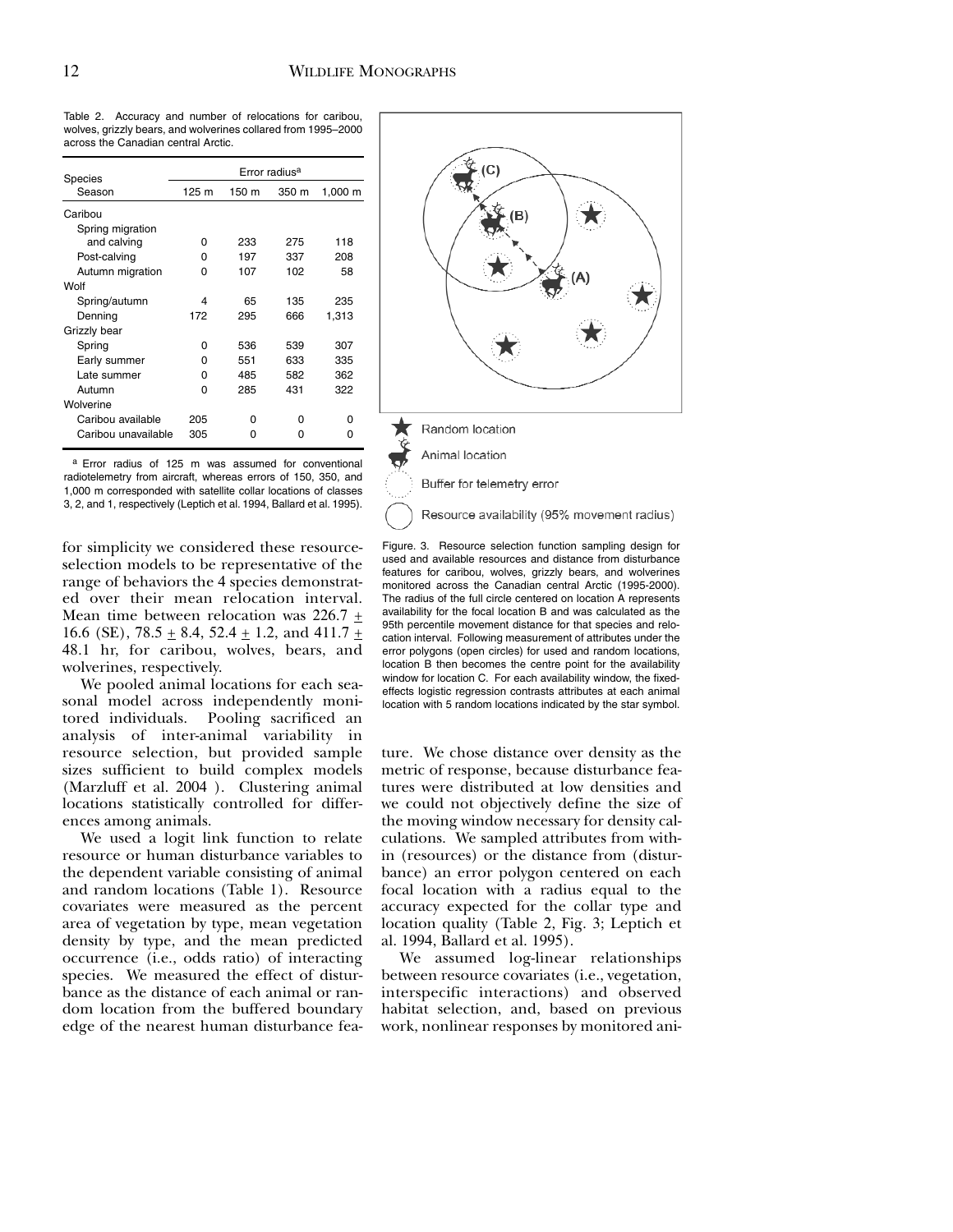Table 2. Accuracy and number of relocations for caribou, wolves, grizzly bears, and wolverines collared from 1995–2000 across the Canadian central Arctic.

| Species / Season | Error radius[a] | | | |
|---|---|---|---|---|
| | 125 m | 150 m | 350 m | 1,000 m |
| Caribou | | | | |
| Spring migration and calving | 0 | 233 | 275 | 118 |
| Post-calving | 0 | 197 | 337 | 208 |
| Autumn migration | 0 | 107 | 102 | 58 |
| Wolf | | | | |
| Spring/autumn | 4 | 65 | 135 | 235 |
| Denning | 172 | 295 | 666 | 1,313 |
| Grizzly bear | | | | |
| Spring | 0 | 536 | 539 | 307 |
| Early summer | 0 | 551 | 633 | 335 |
| Late summer | 0 | 485 | 582 | 362 |
| Autumn | 0 | 285 | 431 | 322 |
| Wolverine | | | | |
| Caribou available | 205 | 0 | 0 | 0 |
| Caribou unavailable | 305 | 0 | 0 | 0 |

[a] Error radius of 125 m was assumed for conventional radiotelemetry from aircraft, whereas errors of 150, 350, and 1,000 m corresponded with satellite collar locations of classes 3, 2, and 1, respectively (Leptich et al. 1994, Ballard et al. 1995).

Figure. 3. Resource selection function sampling design for used and available resources and distance from disturbance features for caribou, wolves, grizzly bears, and wolverines monitored across the Canadian central Arctic (1995-2000). The radius of the full circle centered on location A represents availability for the focal location B and was calculated as the 95th percentile movement distance for that species and relocation interval. Following measurement of attributes under the error polygons (open circles) for used and random locations, location B then becomes the centre point for the availability window for location C. For each availability window, the fixed-effects logistic regression contrasts attributes at each animal location with 5 random locations indicated by the star symbol.

for simplicity we considered these resource-selection models to be representative of the range of behaviors the 4 species demonstrated over their mean relocation interval. Mean time between relocation was 226.7 ± 16.6 (SE), 78.5 ± 8.4, 52.4 ± 1.2, and 411.7 ± 48.1 hr, for caribou, wolves, bears, and wolverines, respectively.

We pooled animal locations for each seasonal model across independently monitored individuals. Pooling sacrificed an analysis of inter-animal variability in resource selection, but provided sample sizes sufficient to build complex models (Marzluff et al. 2004 ). Clustering animal locations statistically controlled for differences among animals.

We used a logit link function to relate resource or human disturbance variables to the dependent variable consisting of animal and random locations (Table 1). Resource covariates were measured as the percent area of vegetation by type, mean vegetation density by type, and the mean predicted occurrence (i.e., odds ratio) of interacting species. We measured the effect of disturbance as the distance of each animal or random location from the buffered boundary edge of the nearest human disturbance feature. We chose distance over density as the metric of response, because disturbance features were distributed at low densities and we could not objectively define the size of the moving window necessary for density calculations. We sampled attributes from within (resources) or the distance from (disturbance) an error polygon centered on each focal location with a radius equal to the accuracy expected for the collar type and location quality (Table 2, Fig. 3; Leptich et al. 1994, Ballard et al. 1995).

We assumed log-linear relationships between resource covariates (i.e., vegetation, interspecific interactions) and observed habitat selection, and, based on previous work, nonlinear responses by monitored ani-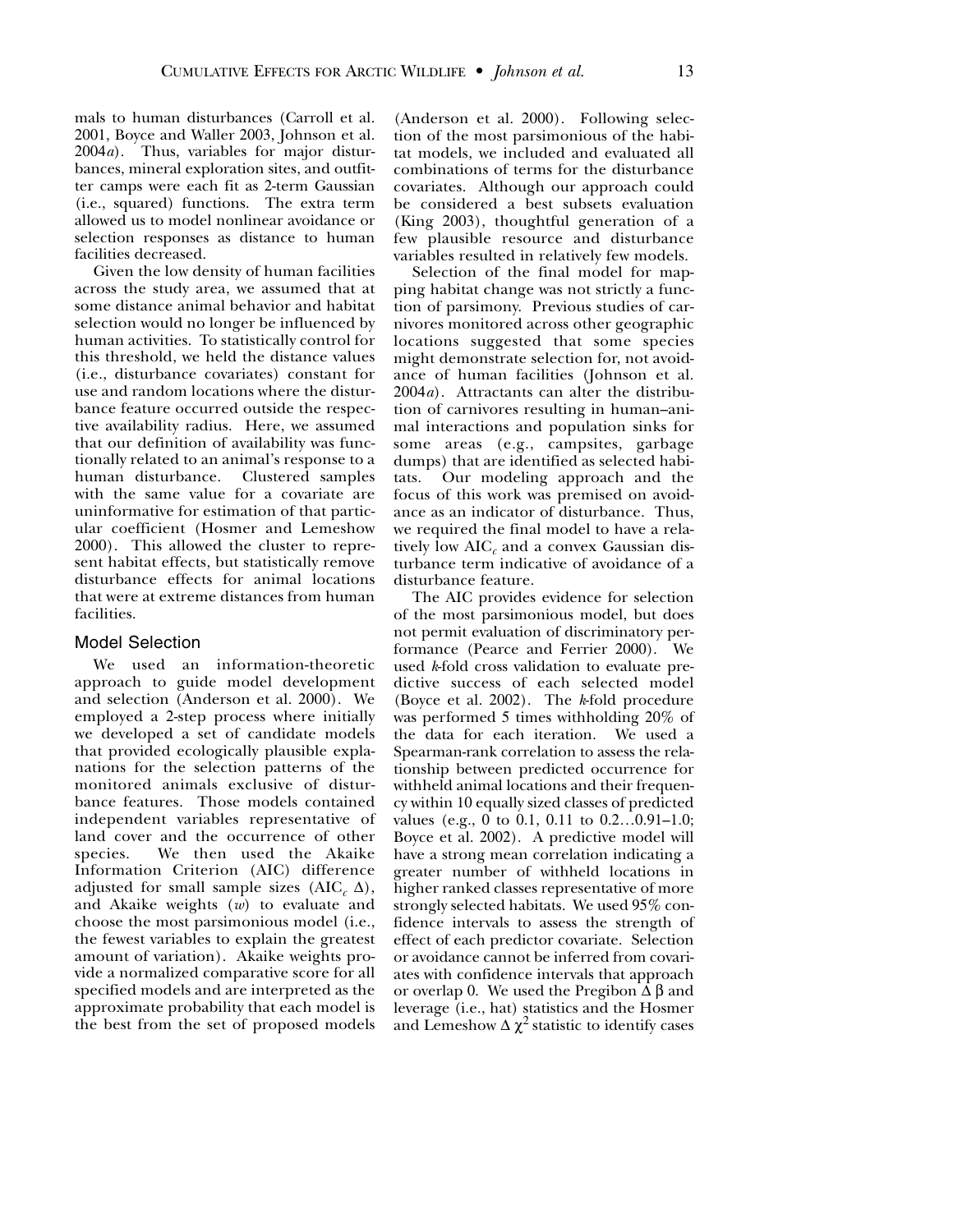mals to human disturbances (Carroll et al. 2001, Boyce and Waller 2003, Johnson et al. 2004*a*). Thus, variables for major disturbances, mineral exploration sites, and outfitter camps were each fit as 2-term Gaussian (i.e., squared) functions. The extra term allowed us to model nonlinear avoidance or selection responses as distance to human facilities decreased.

Given the low density of human facilities across the study area, we assumed that at some distance animal behavior and habitat selection would no longer be influenced by human activities. To statistically control for this threshold, we held the distance values (i.e., disturbance covariates) constant for use and random locations where the disturbance feature occurred outside the respective availability radius. Here, we assumed that our definition of availability was functionally related to an animal's response to a human disturbance. Clustered samples with the same value for a covariate are uninformative for estimation of that particular coefficient (Hosmer and Lemeshow 2000). This allowed the cluster to represent habitat effects, but statistically remove disturbance effects for animal locations that were at extreme distances from human facilities.

## Model Selection

We used an information-theoretic approach to guide model development and selection (Anderson et al. 2000). We employed a 2-step process where initially we developed a set of candidate models that provided ecologically plausible explanations for the selection patterns of the monitored animals exclusive of disturbance features. Those models contained independent variables representative of land cover and the occurrence of other species. We then used the Akaike Information Criterion (AIC) difference adjusted for small sample sizes ($AIC_c$ $\Delta$), and Akaike weights ($w$) to evaluate and choose the most parsimonious model (i.e., the fewest variables to explain the greatest amount of variation). Akaike weights provide a normalized comparative score for all specified models and are interpreted as the approximate probability that each model is the best from the set of proposed models (Anderson et al. 2000). Following selection of the most parsimonious of the habitat models, we included and evaluated all combinations of terms for the disturbance covariates. Although our approach could be considered a best subsets evaluation (King 2003), thoughtful generation of a few plausible resource and disturbance variables resulted in relatively few models.

Selection of the final model for mapping habitat change was not strictly a function of parsimony. Previous studies of carnivores monitored across other geographic locations suggested that some species might demonstrate selection for, not avoidance of human facilities (Johnson et al. 2004*a*). Attractants can alter the distribution of carnivores resulting in human–animal interactions and population sinks for some areas (e.g., campsites, garbage dumps) that are identified as selected habitats. Our modeling approach and the focus of this work was premised on avoidance as an indicator of disturbance. Thus, we required the final model to have a relatively low $AIC_c$ and a convex Gaussian disturbance term indicative of avoidance of a disturbance feature.

The AIC provides evidence for selection of the most parsimonious model, but does not permit evaluation of discriminatory performance (Pearce and Ferrier 2000). We used *k*-fold cross validation to evaluate predictive success of each selected model (Boyce et al. 2002). The *k*-fold procedure was performed 5 times withholding 20% of the data for each iteration. We used a Spearman-rank correlation to assess the relationship between predicted occurrence for withheld animal locations and their frequency within 10 equally sized classes of predicted values (e.g., 0 to 0.1, 0.11 to 0.2…0.91–1.0; Boyce et al. 2002). A predictive model will have a strong mean correlation indicating a greater number of withheld locations in higher ranked classes representative of more strongly selected habitats. We used 95% confidence intervals to assess the strength of effect of each predictor covariate. Selection or avoidance cannot be inferred from covariates with confidence intervals that approach or overlap 0. We used the Pregibon $\Delta\beta$ and leverage (i.e., hat) statistics and the Hosmer and Lemeshow $\Delta\chi^2$ statistic to identify cases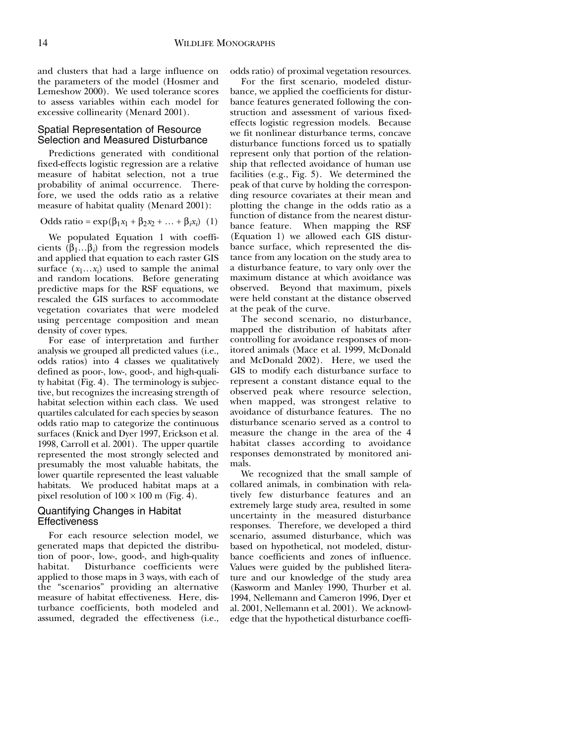and clusters that had a large influence on the parameters of the model (Hosmer and Lemeshow 2000). We used tolerance scores to assess variables within each model for excessive collinearity (Menard 2001).

## Spatial Representation of Resource Selection and Measured Disturbance

Predictions generated with conditional fixed-effects logistic regression are a relative measure of habitat selection, not a true probability of animal occurrence. Therefore, we used the odds ratio as a relative measure of habitat quality (Menard 2001):

$$\text{Odds ratio} = \exp(\beta_1 x_1 + \beta_2 x_2 + \ldots + \beta_i x_i) \quad (1)$$

We populated Equation 1 with coefficients ($\beta_1 \ldots \beta_i$) from the regression models and applied that equation to each raster GIS surface ($x_1 \ldots x_i$) used to sample the animal and random locations. Before generating predictive maps for the RSF equations, we rescaled the GIS surfaces to accommodate vegetation covariates that were modeled using percentage composition and mean density of cover types.

For ease of interpretation and further analysis we grouped all predicted values (i.e., odds ratios) into 4 classes we qualitatively defined as poor-, low-, good-, and high-quality habitat (Fig. 4). The terminology is subjective, but recognizes the increasing strength of habitat selection within each class. We used quartiles calculated for each species by season odds ratio map to categorize the continuous surfaces (Knick and Dyer 1997, Erickson et al. 1998, Carroll et al. 2001). The upper quartile represented the most strongly selected and presumably the most valuable habitats, the lower quartile represented the least valuable habitats. We produced habitat maps at a pixel resolution of 100 × 100 m (Fig. 4).

## Quantifying Changes in Habitat Effectiveness

For each resource selection model, we generated maps that depicted the distribution of poor-, low-, good-, and high-quality habitat. Disturbance coefficients were applied to those maps in 3 ways, with each of the "scenarios" providing an alternative measure of habitat effectiveness. Here, disturbance coefficients, both modeled and assumed, degraded the effectiveness (i.e., odds ratio) of proximal vegetation resources.

For the first scenario, modeled disturbance, we applied the coefficients for disturbance features generated following the construction and assessment of various fixed-effects logistic regression models. Because we fit nonlinear disturbance terms, concave disturbance functions forced us to spatially represent only that portion of the relationship that reflected avoidance of human use facilities (e.g., Fig. 5). We determined the peak of that curve by holding the corresponding resource covariates at their mean and plotting the change in the odds ratio as a function of distance from the nearest disturbance feature. When mapping the RSF (Equation 1) we allowed each GIS disturbance surface, which represented the distance from any location on the study area to a disturbance feature, to vary only over the maximum distance at which avoidance was observed. Beyond that maximum, pixels were held constant at the distance observed at the peak of the curve.

The second scenario, no disturbance, mapped the distribution of habitats after controlling for avoidance responses of monitored animals (Mace et al. 1999, McDonald and McDonald 2002). Here, we used the GIS to modify each disturbance surface to represent a constant distance equal to the observed peak where resource selection, when mapped, was strongest relative to avoidance of disturbance features. The no disturbance scenario served as a control to measure the change in the area of the 4 habitat classes according to avoidance responses demonstrated by monitored animals.

We recognized that the small sample of collared animals, in combination with relatively few disturbance features and an extremely large study area, resulted in some uncertainty in the measured disturbance responses. Therefore, we developed a third scenario, assumed disturbance, which was based on hypothetical, not modeled, disturbance coefficients and zones of influence. Values were guided by the published literature and our knowledge of the study area (Kasworm and Manley 1990, Thurber et al. 1994, Nellemann and Cameron 1996, Dyer et al. 2001, Nellemann et al. 2001). We acknowledge that the hypothetical disturbance coeffi-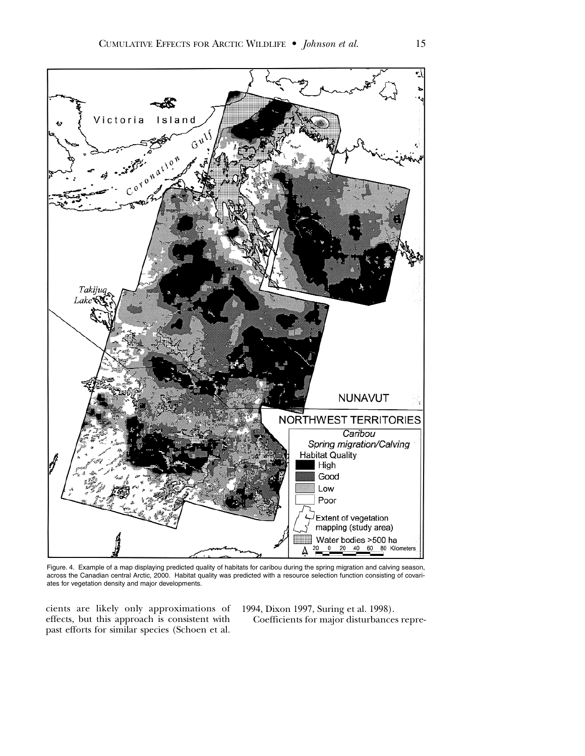Figure. 4. Example of a map displaying predicted quality of habitats for caribou during the spring migration and calving season, across the Canadian central Arctic, 2000. Habitat quality was predicted with a resource selection function consisting of covariates for vegetation density and major developments.

cients are likely only approximations of effects, but this approach is consistent with past efforts for similar species (Schoen et al. 1994, Dixon 1997, Suring et al. 1998).

Coefficients for major disturbances repre-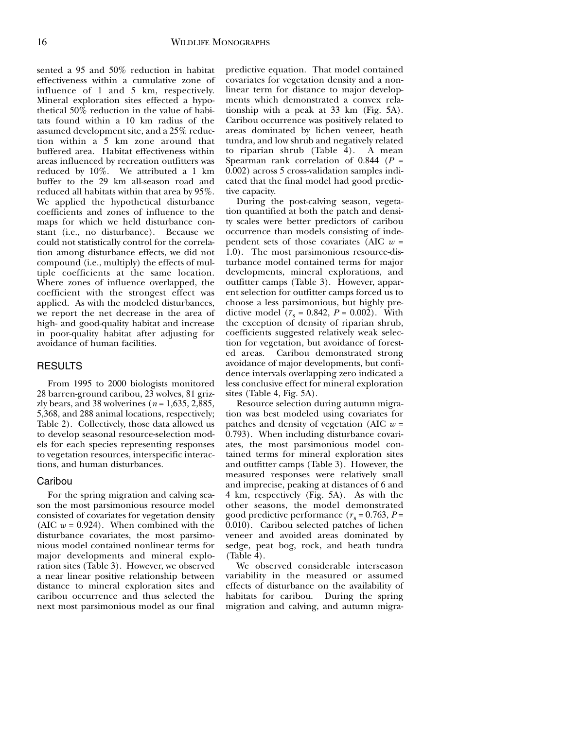sented a 95 and 50% reduction in habitat effectiveness within a cumulative zone of influence of 1 and 5 km, respectively. Mineral exploration sites effected a hypothetical 50% reduction in the value of habitats found within a 10 km radius of the assumed development site, and a 25% reduction within a 5 km zone around that buffered area. Habitat effectiveness within areas influenced by recreation outfitters was reduced by 10%. We attributed a 1 km buffer to the 29 km all-season road and reduced all habitats within that area by 95%. We applied the hypothetical disturbance coefficients and zones of influence to the maps for which we held disturbance constant (i.e., no disturbance). Because we could not statistically control for the correlation among disturbance effects, we did not compound (i.e., multiply) the effects of multiple coefficients at the same location. Where zones of influence overlapped, the coefficient with the strongest effect was applied. As with the modeled disturbances, we report the net decrease in the area of high- and good-quality habitat and increase in poor-quality habitat after adjusting for avoidance of human facilities.

## RESULTS

From 1995 to 2000 biologists monitored 28 barren-ground caribou, 23 wolves, 81 grizzly bears, and 38 wolverines ($n$ = 1,635, 2,885, 5,368, and 288 animal locations, respectively; Table 2). Collectively, those data allowed us to develop seasonal resource-selection models for each species representing responses to vegetation resources, interspecific interactions, and human disturbances.

### Caribou

For the spring migration and calving season the most parsimonious resource model consisted of covariates for vegetation density (AIC $w$ = 0.924). When combined with the disturbance covariates, the most parsimonious model contained nonlinear terms for major developments and mineral exploration sites (Table 3). However, we observed a near linear positive relationship between distance to mineral exploration sites and caribou occurrence and thus selected the next most parsimonious model as our final predictive equation. That model contained covariates for vegetation density and a nonlinear term for distance to major developments which demonstrated a convex relationship with a peak at 33 km (Fig. 5A). Caribou occurrence was positively related to areas dominated by lichen veneer, heath tundra, and low shrub and negatively related to riparian shrub (Table 4). A mean Spearman rank correlation of 0.844 ($P$ = 0.002) across 5 cross-validation samples indicated that the final model had good predictive capacity.

During the post-calving season, vegetation quantified at both the patch and density scales were better predictors of caribou occurrence than models consisting of independent sets of those covariates (AIC $w$ = 1.0). The most parsimonious resource-disturbance model contained terms for major developments, mineral explorations, and outfitter camps (Table 3). However, apparent selection for outfitter camps forced us to choose a less parsimonious, but highly predictive model ($\bar{r}_s$ = 0.842, $P$ = 0.002). With the exception of density of riparian shrub, coefficients suggested relatively weak selection for vegetation, but avoidance of forested areas. Caribou demonstrated strong avoidance of major developments, but confidence intervals overlapping zero indicated a less conclusive effect for mineral exploration sites (Table 4, Fig. 5A).

Resource selection during autumn migration was best modeled using covariates for patches and density of vegetation (AIC $w$ = 0.793). When including disturbance covariates, the most parsimonious model contained terms for mineral exploration sites and outfitter camps (Table 3). However, the measured responses were relatively small and imprecise, peaking at distances of 6 and 4 km, respectively (Fig. 5A). As with the other seasons, the model demonstrated good predictive performance ($\bar{r}_s$ = 0.763, $P$ = 0.010). Caribou selected patches of lichen veneer and avoided areas dominated by sedge, peat bog, rock, and heath tundra (Table 4).

We observed considerable interseason variability in the measured or assumed effects of disturbance on the availability of habitats for caribou. During the spring migration and calving, and autumn migra-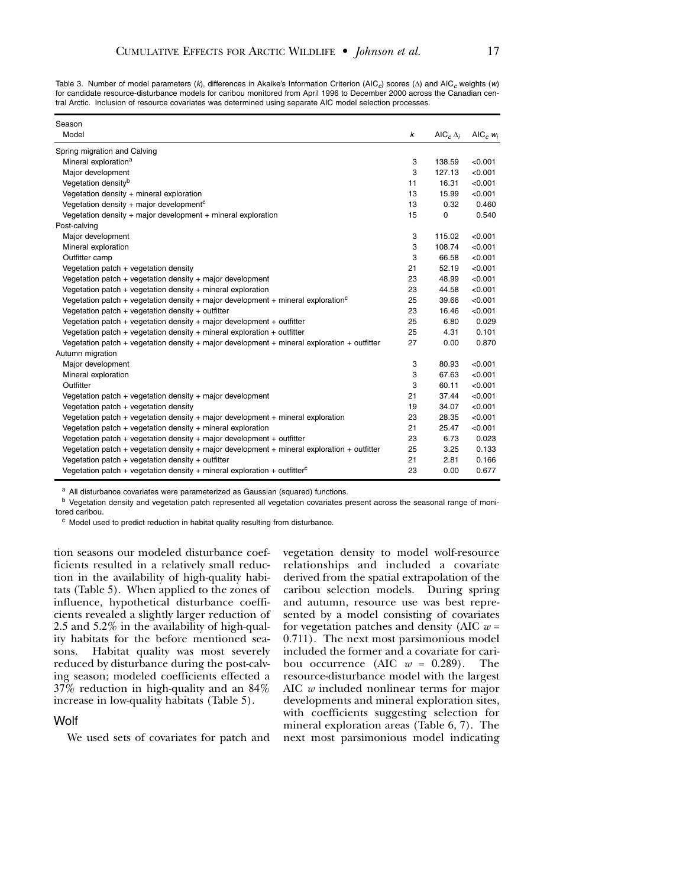Table 3. Number of model parameters ($k$), differences in Akaike's Information Criterion ($AIC_c$) scores ($\Delta$) and $AIC_c$ weights ($w$) for candidate resource-disturbance models for caribou monitored from April 1996 to December 2000 across the Canadian central Arctic. Inclusion of resource covariates was determined using separate AIC model selection processes.

| Season / Model | $k$ | $AIC_c\ \Delta_i$ | $AIC_c\ w_i$ |
|---|---|---|---|
| **Spring migration and Calving** | | | |
| Mineral exploration[a] | 3 | 138.59 | <0.001 |
| Major development | 3 | 127.13 | <0.001 |
| Vegetation density[b] | 11 | 16.31 | <0.001 |
| Vegetation density + mineral exploration | 13 | 15.99 | <0.001 |
| Vegetation density + major development[c] | 13 | 0.32 | 0.460 |
| Vegetation density + major development + mineral exploration | 15 | 0 | 0.540 |
| **Post-calving** | | | |
| Major development | 3 | 115.02 | <0.001 |
| Mineral exploration | 3 | 108.74 | <0.001 |
| Outfitter camp | 3 | 66.58 | <0.001 |
| Vegetation patch + vegetation density | 21 | 52.19 | <0.001 |
| Vegetation patch + vegetation density + major development | 23 | 48.99 | <0.001 |
| Vegetation patch + vegetation density + mineral exploration | 23 | 44.58 | <0.001 |
| Vegetation patch + vegetation density + major development + mineral exploration[c] | 25 | 39.66 | <0.001 |
| Vegetation patch + vegetation density + outfitter | 23 | 16.46 | <0.001 |
| Vegetation patch + vegetation density + major development + outfitter | 25 | 6.80 | 0.029 |
| Vegetation patch + vegetation density + mineral exploration + outfitter | 25 | 4.31 | 0.101 |
| Vegetation patch + vegetation density + major development + mineral exploration + outfitter | 27 | 0.00 | 0.870 |
| **Autumn migration** | | | |
| Major development | 3 | 80.93 | <0.001 |
| Mineral exploration | 3 | 67.63 | <0.001 |
| Outfitter | 3 | 60.11 | <0.001 |
| Vegetation patch + vegetation density + major development | 21 | 37.44 | <0.001 |
| Vegetation patch + vegetation density | 19 | 34.07 | <0.001 |
| Vegetation patch + vegetation density + major development + mineral exploration | 23 | 28.35 | <0.001 |
| Vegetation patch + vegetation density + mineral exploration | 21 | 25.47 | <0.001 |
| Vegetation patch + vegetation density + major development + outfitter | 23 | 6.73 | 0.023 |
| Vegetation patch + vegetation density + major development + mineral exploration + outfitter | 25 | 3.25 | 0.133 |
| Vegetation patch + vegetation density + outfitter | 21 | 2.81 | 0.166 |
| Vegetation patch + vegetation density + mineral exploration + outfitter[c] | 23 | 0.00 | 0.677 |

[a] All disturbance covariates were parameterized as Gaussian (squared) functions.

[b] Vegetation density and vegetation patch represented all vegetation covariates present across the seasonal range of monitored caribou.

[c] Model used to predict reduction in habitat quality resulting from disturbance.

tion seasons our modeled disturbance coefficients resulted in a relatively small reduction in the availability of high-quality habitats (Table 5). When applied to the zones of influence, hypothetical disturbance coefficients revealed a slightly larger reduction of 2.5 and 5.2% in the availability of high-quality habitats for the before mentioned seasons. Habitat quality was most severely reduced by disturbance during the post-calving season; modeled coefficients effected a 37% reduction in high-quality and an 84% increase in low-quality habitats (Table 5).

## Wolf

We used sets of covariates for patch and vegetation density to model wolf-resource relationships and included a covariate derived from the spatial extrapolation of the caribou selection models. During spring and autumn, resource use was best represented by a model consisting of covariates for vegetation patches and density (AIC $w$ = 0.711). The next most parsimonious model included the former and a covariate for caribou occurrence (AIC $w$ = 0.289). The resource-disturbance model with the largest AIC $w$ included nonlinear terms for major developments and mineral exploration sites, with coefficients suggesting selection for mineral exploration areas (Table 6, 7). The next most parsimonious model indicating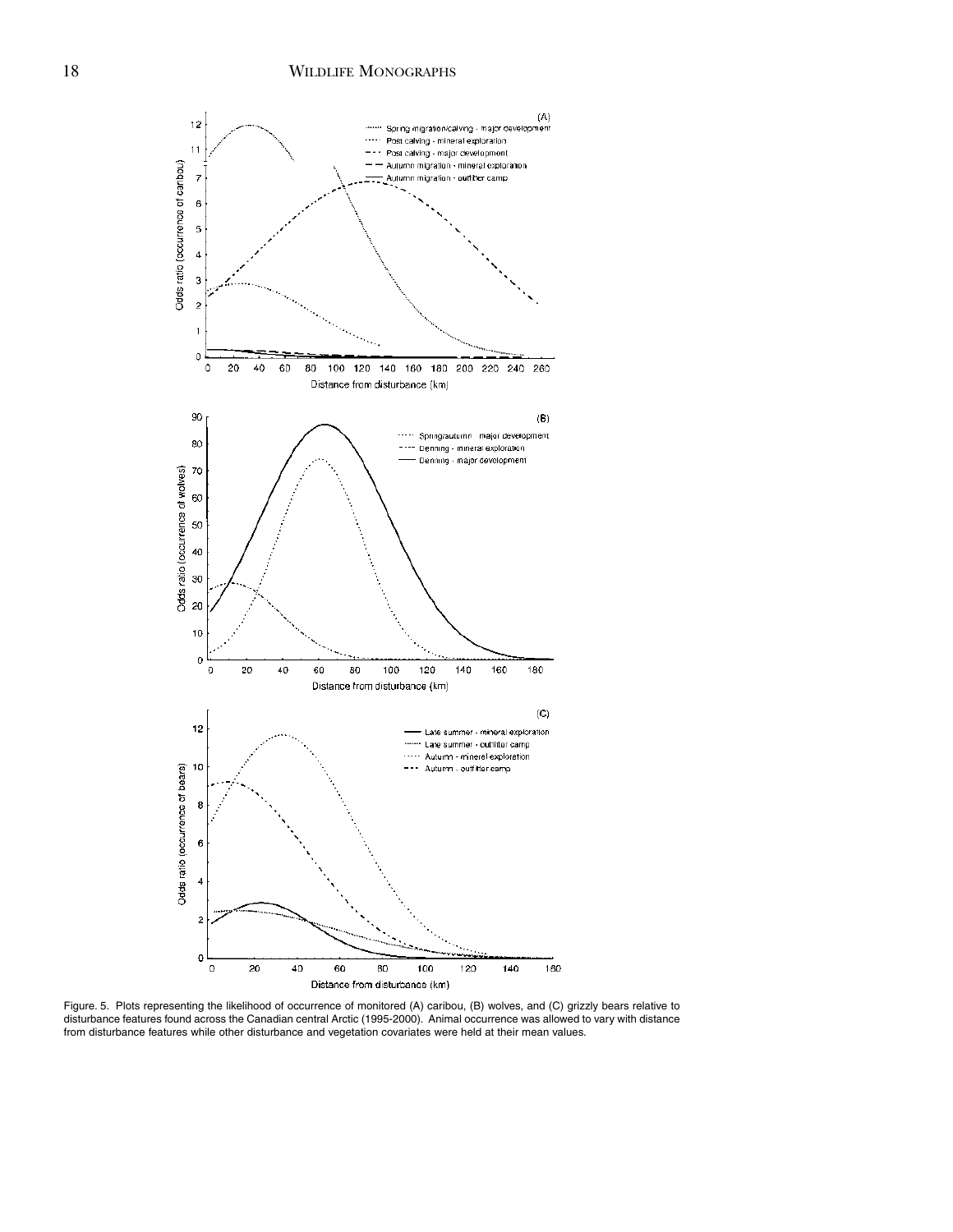Figure. 5. Plots representing the likelihood of occurrence of monitored (A) caribou, (B) wolves, and (C) grizzly bears relative to disturbance features found across the Canadian central Arctic (1995-2000). Animal occurrence was allowed to vary with distance from disturbance features while other disturbance and vegetation covariates were held at their mean values.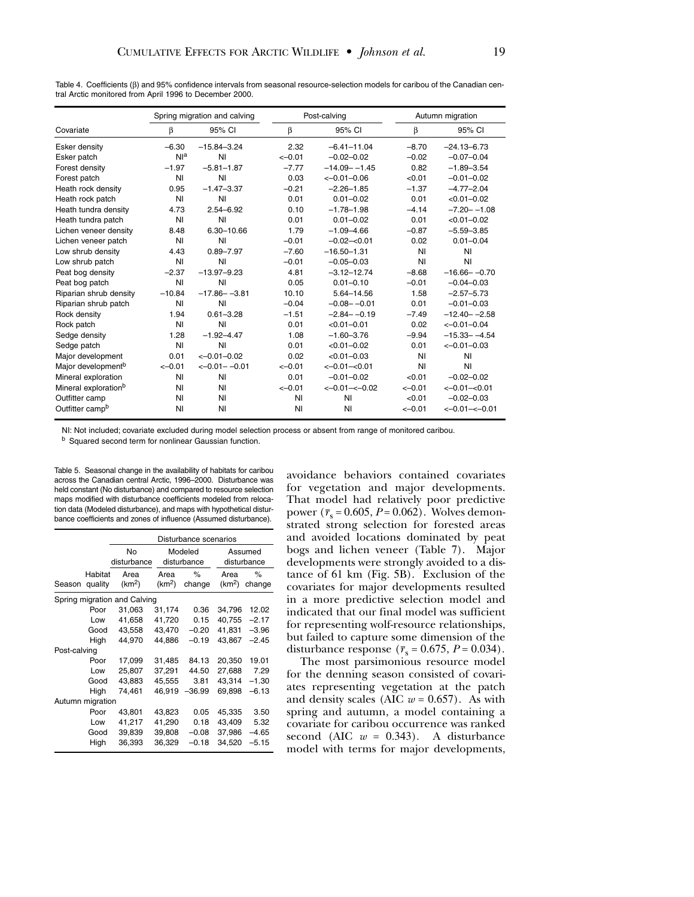Table 4. Coefficients (β) and 95% confidence intervals from seasonal resource-selection models for caribou of the Canadian central Arctic monitored from April 1996 to December 2000.

| | Spring migration and calving | | Post-calving | | Autumn migration | |
|---|---|---|---|---|---|---|
| Covariate | β | 95% CI | β | 95% CI | β | 95% CI |
| Esker density | −6.30 | −15.84–3.24 | 2.32 | −6.41–11.04 | −8.70 | −24.13–6.73 |
| Esker patch | NI[a] | NI | <−0.01 | −0.02–0.02 | −0.02 | −0.07–0.04 |
| Forest density | −1.97 | −5.81–1.87 | −7.77 | −14.09– −1.45 | 0.82 | −1.89–3.54 |
| Forest patch | NI | NI | 0.03 | <−0.01–0.06 | <0.01 | −0.01–0.02 |
| Heath rock density | 0.95 | −1.47–3.37 | −0.21 | −2.26–1.85 | −1.37 | −4.77–2.04 |
| Heath rock patch | NI | NI | 0.01 | 0.01–0.02 | 0.01 | <0.01–0.02 |
| Heath tundra density | 4.73 | 2.54–6.92 | 0.10 | −1.78–1.98 | −4.14 | −7.20– −1.08 |
| Heath tundra patch | NI | NI | 0.01 | 0.01–0.02 | 0.01 | <0.01–0.02 |
| Lichen veneer density | 8.48 | 6.30–10.66 | 1.79 | −1.09–4.66 | −0.87 | −5.59–3.85 |
| Lichen veneer patch | NI | NI | −0.01 | −0.02–<0.01 | 0.02 | 0.01–0.04 |
| Low shrub density | 4.43 | 0.89–7.97 | −7.60 | −16.50–1.31 | NI | NI |
| Low shrub patch | NI | NI | −0.01 | −0.05–0.03 | NI | NI |
| Peat bog density | −2.37 | −13.97–9.23 | 4.81 | −3.12–12.74 | −8.68 | −16.66– −0.70 |
| Peat bog patch | NI | NI | 0.05 | 0.01–0.10 | −0.01 | −0.04–0.03 |
| Riparian shrub density | −10.84 | −17.86– −3.81 | 10.10 | 5.64–14.56 | 1.58 | −2.57–5.73 |
| Riparian shrub patch | NI | NI | −0.04 | −0.08– −0.01 | 0.01 | −0.01–0.03 |
| Rock density | 1.94 | 0.61–3.28 | −1.51 | −2.84– −0.19 | −7.49 | −12.40– −2.58 |
| Rock patch | NI | NI | 0.01 | <0.01–0.01 | 0.02 | <−0.01–0.04 |
| Sedge density | 1.28 | −1.92–4.47 | 1.08 | −1.60–3.76 | −9.94 | −15.33– −4.54 |
| Sedge patch | NI | NI | 0.01 | <0.01–0.02 | 0.01 | <−0.01–0.03 |
| Major development | 0.01 | <−0.01–0.02 | 0.02 | <0.01–0.03 | NI | NI |
| Major development[b] | <−0.01 | <−0.01– −0.01 | <−0.01 | <−0.01–<0.01 | NI | NI |
| Mineral exploration | NI | NI | 0.01 | −0.01–0.02 | <0.01 | −0.02–0.02 |
| Mineral exploration[b] | NI | NI | <−0.01 | <−0.01–<−0.02 | <−0.01 | <−0.01–<0.01 |
| Outfitter camp | NI | NI | NI | NI | <0.01 | −0.02–0.03 |
| Outfitter camp[b] | NI | NI | NI | NI | <−0.01 | <−0.01–<−0.01 |

NI: Not included; covariate excluded during model selection process or absent from range of monitored caribou.
[b] Squared second term for nonlinear Gaussian function.

Table 5. Seasonal change in the availability of habitats for caribou across the Canadian central Arctic, 1996–2000. Disturbance was held constant (No disturbance) and compared to resource selection maps modified with disturbance coefficients modeled from relocation data (Modeled disturbance), and maps with hypothetical disturbance coefficients and zones of influence (Assumed disturbance).

| | | Disturbance scenarios | | | | |
|---|---|---|---|---|---|---|
| | | No disturbance | Modeled disturbance | | Assumed disturbance | |
| Season | Habitat quality | Area (km$^2$) | Area (km$^2$) | % change | Area (km$^2$) | % change |
| Spring migration and Calving | | | | | | |
| | Poor | 31,063 | 31,174 | 0.36 | 34,796 | 12.02 |
| | Low | 41,658 | 41,720 | 0.15 | 40,755 | −2.17 |
| | Good | 43,558 | 43,470 | −0.20 | 41,831 | −3.96 |
| | High | 44,970 | 44,886 | −0.19 | 43,867 | −2.45 |
| Post-calving | | | | | | |
| | Poor | 17,099 | 31,485 | 84.13 | 20,350 | 19.01 |
| | Low | 25,807 | 37,291 | 44.50 | 27,688 | 7.29 |
| | Good | 43,883 | 45,555 | 3.81 | 43,314 | −1.30 |
| | High | 74,461 | 46,919 | −36.99 | 69,898 | −6.13 |
| Autumn migration | | | | | | |
| | Poor | 43,801 | 43,823 | 0.05 | 45,335 | 3.50 |
| | Low | 41,217 | 41,290 | 0.18 | 43,409 | 5.32 |
| | Good | 39,839 | 39,808 | −0.08 | 37,986 | −4.65 |
| | High | 36,393 | 36,329 | −0.18 | 34,520 | −5.15 |

avoidance behaviors contained covariates for vegetation and major developments. That model had relatively poor predictive power ($\bar{r}_s = 0.605$, $P = 0.062$). Wolves demonstrated strong selection for forested areas and avoided locations dominated by peat bogs and lichen veneer (Table 7). Major developments were strongly avoided to a distance of 61 km (Fig. 5B). Exclusion of the covariates for major developments resulted in a more predictive selection model and indicated that our final model was sufficient for representing wolf-resource relationships, but failed to capture some dimension of the disturbance response ($\bar{r}_s = 0.675$, $P = 0.034$).

The most parsimonious resource model for the denning season consisted of covariates representing vegetation at the patch and density scales (AIC $w = 0.657$). As with spring and autumn, a model containing a covariate for caribou occurrence was ranked second (AIC $w = 0.343$). A disturbance model with terms for major developments,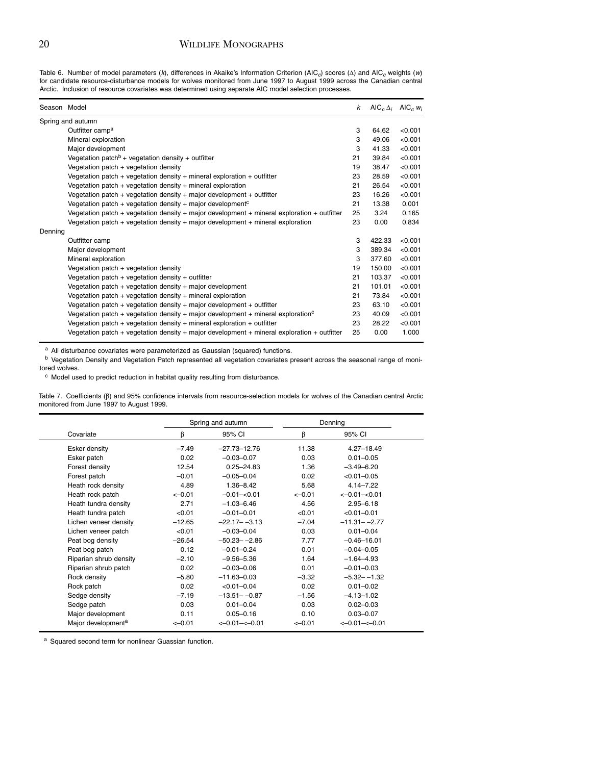Table 6. Number of model parameters ($k$), differences in Akaike's Information Criterion ($AIC_c$) scores ($\Delta$) and $AIC_c$ weights ($w$) for candidate resource-disturbance models for wolves monitored from June 1997 to August 1999 across the Canadian central Arctic. Inclusion of resource covariates was determined using separate AIC model selection processes.

| Season | Model | $k$ | $AIC_c\ \Delta_i$ | $AIC_c\ w_i$ |
|---|---|---|---|---|
| Spring and autumn | | | | |
| | Outfitter camp[a] | 3 | 64.62 | <0.001 |
| | Mineral exploration | 3 | 49.06 | <0.001 |
| | Major development | 3 | 41.33 | <0.001 |
| | Vegetation patch[b] + vegetation density + outfitter | 21 | 39.84 | <0.001 |
| | Vegetation patch + vegetation density | 19 | 38.47 | <0.001 |
| | Vegetation patch + vegetation density + mineral exploration + outfitter | 23 | 28.59 | <0.001 |
| | Vegetation patch + vegetation density + mineral exploration | 21 | 26.54 | <0.001 |
| | Vegetation patch + vegetation density + major development + outfitter | 23 | 16.26 | <0.001 |
| | Vegetation patch + vegetation density + major development[c] | 21 | 13.38 | 0.001 |
| | Vegetation patch + vegetation density + major development + mineral exploration + outfitter | 25 | 3.24 | 0.165 |
| | Vegetation patch + vegetation density + major development + mineral exploration | 23 | 0.00 | 0.834 |
| Denning | | | | |
| | Outfitter camp | 3 | 422.33 | <0.001 |
| | Major development | 3 | 389.34 | <0.001 |
| | Mineral exploration | 3 | 377.60 | <0.001 |
| | Vegetation patch + vegetation density | 19 | 150.00 | <0.001 |
| | Vegetation patch + vegetation density + outfitter | 21 | 103.37 | <0.001 |
| | Vegetation patch + vegetation density + major development | 21 | 101.01 | <0.001 |
| | Vegetation patch + vegetation density + mineral exploration | 21 | 73.84 | <0.001 |
| | Vegetation patch + vegetation density + major development + outfitter | 23 | 63.10 | <0.001 |
| | Vegetation patch + vegetation density + major development + mineral exploration[c] | 23 | 40.09 | <0.001 |
| | Vegetation patch + vegetation density + mineral exploration + outfitter | 23 | 28.22 | <0.001 |
| | Vegetation patch + vegetation density + major development + mineral exploration + outfitter | 25 | 0.00 | 1.000 |

[a] All disturbance covariates were parameterized as Gaussian (squared) functions.

[b] Vegetation Density and Vegetation Patch represented all vegetation covariates present across the seasonal range of monitored wolves.

[c] Model used to predict reduction in habitat quality resulting from disturbance.

Table 7. Coefficients (β) and 95% confidence intervals from resource-selection models for wolves of the Canadian central Arctic monitored from June 1997 to August 1999.

| | Spring and autumn | | Denning | |
|---|---|---|---|---|
| Covariate | β | 95% CI | β | 95% CI |
| Esker density | −7.49 | −27.73–12.76 | 11.38 | 4.27–18.49 |
| Esker patch | 0.02 | −0.03–0.07 | 0.03 | 0.01–0.05 |
| Forest density | 12.54 | 0.25–24.83 | 1.36 | −3.49–6.20 |
| Forest patch | −0.01 | −0.05–0.04 | 0.02 | <0.01–0.05 |
| Heath rock density | 4.89 | 1.36–8.42 | 5.68 | 4.14–7.22 |
| Heath rock patch | <−0.01 | −0.01–<0.01 | <−0.01 | <−0.01–<0.01 |
| Heath tundra density | 2.71 | −1.03–6.46 | 4.56 | 2.95–6.18 |
| Heath tundra patch | <0.01 | −0.01–0.01 | <0.01 | <0.01–0.01 |
| Lichen veneer density | −12.65 | −22.17– −3.13 | −7.04 | −11.31– −2.77 |
| Lichen veneer patch | <0.01 | −0.03–0.04 | 0.03 | 0.01–0.04 |
| Peat bog density | −26.54 | −50.23– −2.86 | 7.77 | −0.46–16.01 |
| Peat bog patch | 0.12 | −0.01–0.24 | 0.01 | −0.04–0.05 |
| Riparian shrub density | −2.10 | −9.56–5.36 | 1.64 | −1.64–4.93 |
| Riparian shrub patch | 0.02 | −0.03–0.06 | 0.01 | −0.01–0.03 |
| Rock density | −5.80 | −11.63–0.03 | −3.32 | −5.32– −1.32 |
| Rock patch | 0.02 | <0.01–0.04 | 0.02 | 0.01–0.02 |
| Sedge density | −7.19 | −13.51– −0.87 | −1.56 | −4.13–1.02 |
| Sedge patch | 0.03 | 0.01–0.04 | 0.03 | 0.02–0.03 |
| Major development | 0.11 | 0.05–0.16 | 0.10 | 0.03–0.07 |
| Major development[a] | <−0.01 | <−0.01–<−0.01 | <−0.01 | <−0.01–<−0.01 |

[a] Squared second term for nonlinear Guassian function.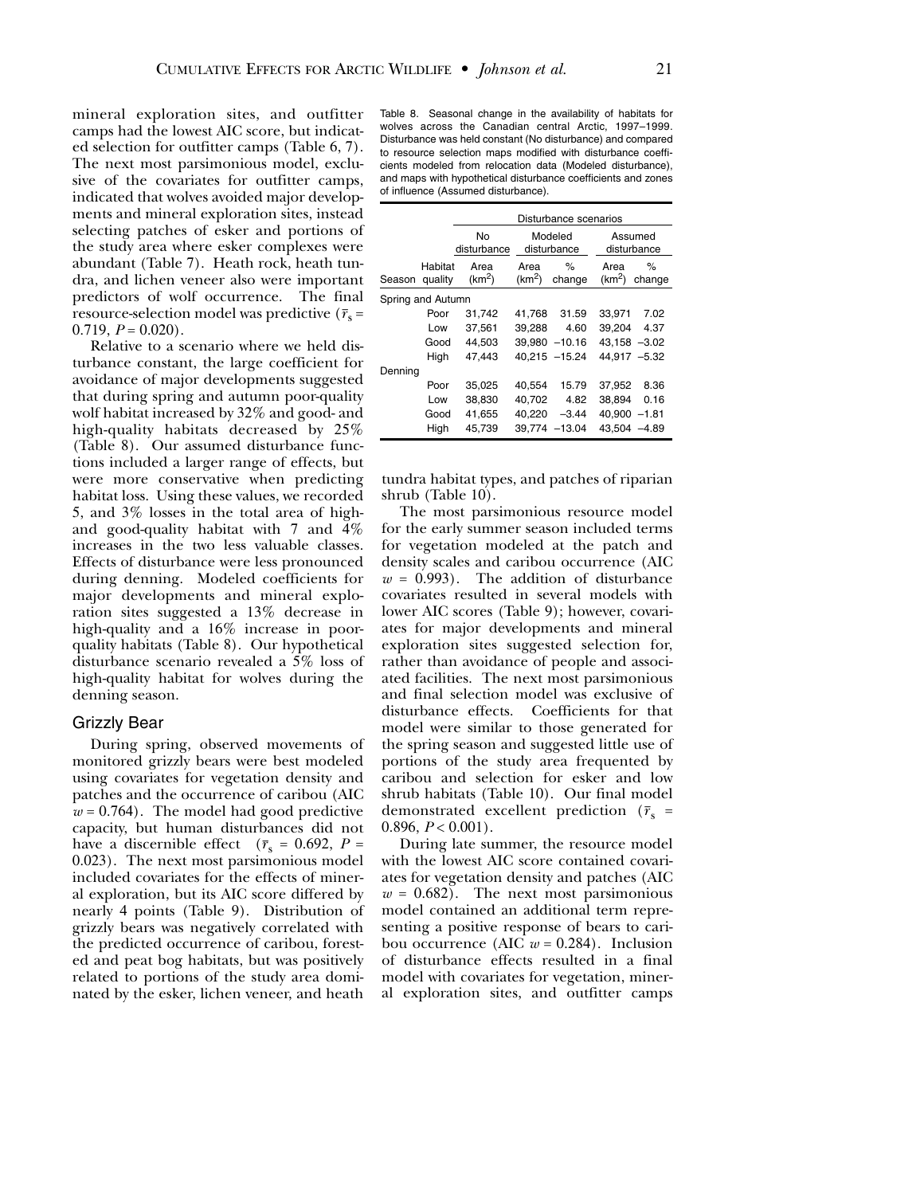mineral exploration sites, and outfitter camps had the lowest AIC score, but indicated selection for outfitter camps (Table 6, 7). The next most parsimonious model, exclusive of the covariates for outfitter camps, indicated that wolves avoided major developments and mineral exploration sites, instead selecting patches of esker and portions of the study area where esker complexes were abundant (Table 7). Heath rock, heath tundra, and lichen veneer also were important predictors of wolf occurrence. The final resource-selection model was predictive ($\bar{r}_s$ = 0.719, $P$ = 0.020).

Relative to a scenario where we held disturbance constant, the large coefficient for avoidance of major developments suggested that during spring and autumn poor-quality wolf habitat increased by 32% and good- and high-quality habitats decreased by 25% (Table 8). Our assumed disturbance functions included a larger range of effects, but were more conservative when predicting habitat loss. Using these values, we recorded 5, and 3% losses in the total area of high- and good-quality habitat with 7 and 4% increases in the two less valuable classes. Effects of disturbance were less pronounced during denning. Modeled coefficients for major developments and mineral exploration sites suggested a 13% decrease in high-quality and a 16% increase in poor-quality habitats (Table 8). Our hypothetical disturbance scenario revealed a 5% loss of high-quality habitat for wolves during the denning season.

Table 8. Seasonal change in the availability of habitats for wolves across the Canadian central Arctic, 1997–1999. Disturbance was held constant (No disturbance) and compared to resource selection maps modified with disturbance coefficients modeled from relocation data (Modeled disturbance), and maps with hypothetical disturbance coefficients and zones of influence (Assumed disturbance).

| | | Disturbance scenarios | | | | |
|---|---|---|---|---|---|---|
| | | No disturbance | Modeled disturbance | | Assumed disturbance | |
| Season | Habitat quality | Area (km$^2$) | Area (km$^2$) | % change | Area (km$^2$) | % change |
| Spring and Autumn | | | | | | |
| | Poor | 31,742 | 41,768 | 31.59 | 33,971 | 7.02 |
| | Low | 37,561 | 39,288 | 4.60 | 39,204 | 4.37 |
| | Good | 44,503 | 39,980 | −10.16 | 43,158 | −3.02 |
| | High | 47,443 | 40,215 | −15.24 | 44,917 | −5.32 |
| Denning | | | | | | |
| | Poor | 35,025 | 40,554 | 15.79 | 37,952 | 8.36 |
| | Low | 38,830 | 40,702 | 4.82 | 38,894 | 0.16 |
| | Good | 41,655 | 40,220 | −3.44 | 40,900 | −1.81 |
| | High | 45,739 | 39,774 | −13.04 | 43,504 | −4.89 |

## Grizzly Bear

During spring, observed movements of monitored grizzly bears were best modeled using covariates for vegetation density and patches and the occurrence of caribou (AIC $w$ = 0.764). The model had good predictive capacity, but human disturbances did not have a discernible effect ($\bar{r}_s$ = 0.692, $P$ = 0.023). The next most parsimonious model included covariates for the effects of mineral exploration, but its AIC score differed by nearly 4 points (Table 9). Distribution of grizzly bears was negatively correlated with the predicted occurrence of caribou, forested and peat bog habitats, but was positively related to portions of the study area dominated by the esker, lichen veneer, and heath tundra habitat types, and patches of riparian shrub (Table 10).

The most parsimonious resource model for the early summer season included terms for vegetation modeled at the patch and density scales and caribou occurrence (AIC $w$ = 0.993). The addition of disturbance covariates resulted in several models with lower AIC scores (Table 9); however, covariates for major developments and mineral exploration sites suggested selection for, rather than avoidance of people and associated facilities. The next most parsimonious and final selection model was exclusive of disturbance effects. Coefficients for that model were similar to those generated for the spring season and suggested little use of portions of the study area frequented by caribou and selection for esker and low shrub habitats (Table 10). Our final model demonstrated excellent prediction ($\bar{r}_s$ = 0.896, $P$ < 0.001).

During late summer, the resource model with the lowest AIC score contained covariates for vegetation density and patches (AIC $w$ = 0.682). The next most parsimonious model contained an additional term representing a positive response of bears to caribou occurrence (AIC $w$ = 0.284). Inclusion of disturbance effects resulted in a final model with covariates for vegetation, mineral exploration sites, and outfitter camps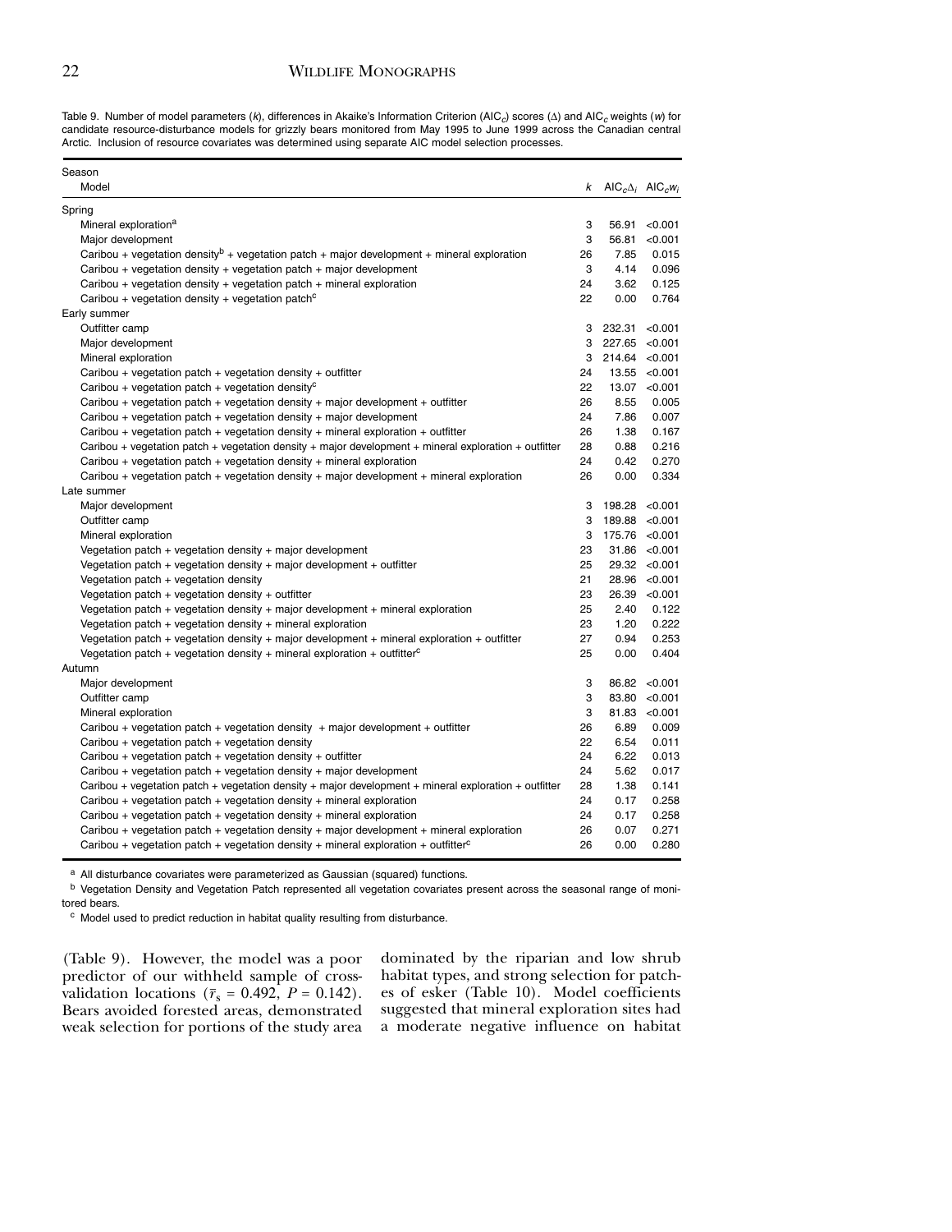Table 9. Number of model parameters ($k$), differences in Akaike's Information Criterion ($AIC_c$) scores ($\Delta$) and $AIC_c$ weights ($w$) for candidate resource-disturbance models for grizzly bears monitored from May 1995 to June 1999 across the Canadian central Arctic. Inclusion of resource covariates was determined using separate AIC model selection processes.

| Season / Model | $k$ | $AIC_c\Delta_i$ | $AIC_cw_i$ |
|---|---|---|---|
| **Spring** | | | |
| Mineral exploration[a] | 3 | 56.91 | <0.001 |
| Major development | 3 | 56.81 | <0.001 |
| Caribou + vegetation density[b] + vegetation patch + major development + mineral exploration | 26 | 7.85 | 0.015 |
| Caribou + vegetation density + vegetation patch + major development | 3 | 4.14 | 0.096 |
| Caribou + vegetation density + vegetation patch + mineral exploration | 24 | 3.62 | 0.125 |
| Caribou + vegetation density + vegetation patch[c] | 22 | 0.00 | 0.764 |
| **Early summer** | | | |
| Outfitter camp | 3 | 232.31 | <0.001 |
| Major development | 3 | 227.65 | <0.001 |
| Mineral exploration | 3 | 214.64 | <0.001 |
| Caribou + vegetation patch + vegetation density + outfitter | 24 | 13.55 | <0.001 |
| Caribou + vegetation patch + vegetation density[c] | 22 | 13.07 | <0.001 |
| Caribou + vegetation patch + vegetation density + major development + outfitter | 26 | 8.55 | 0.005 |
| Caribou + vegetation patch + vegetation density + major development | 24 | 7.86 | 0.007 |
| Caribou + vegetation patch + vegetation density + mineral exploration + outfitter | 26 | 1.38 | 0.167 |
| Caribou + vegetation patch + vegetation density + major development + mineral exploration + outfitter | 28 | 0.88 | 0.216 |
| Caribou + vegetation patch + vegetation density + mineral exploration | 24 | 0.42 | 0.270 |
| Caribou + vegetation patch + vegetation density + major development + mineral exploration | 26 | 0.00 | 0.334 |
| **Late summer** | | | |
| Major development | 3 | 198.28 | <0.001 |
| Outfitter camp | 3 | 189.88 | <0.001 |
| Mineral exploration | 3 | 175.76 | <0.001 |
| Vegetation patch + vegetation density + major development | 23 | 31.86 | <0.001 |
| Vegetation patch + vegetation density + major development + outfitter | 25 | 29.32 | <0.001 |
| Vegetation patch + vegetation density | 21 | 28.96 | <0.001 |
| Vegetation patch + vegetation density + outfitter | 23 | 26.39 | <0.001 |
| Vegetation patch + vegetation density + major development + mineral exploration | 25 | 2.40 | 0.122 |
| Vegetation patch + vegetation density + mineral exploration | 23 | 1.20 | 0.222 |
| Vegetation patch + vegetation density + major development + mineral exploration + outfitter | 27 | 0.94 | 0.253 |
| Vegetation patch + vegetation density + mineral exploration + outfitter[c] | 25 | 0.00 | 0.404 |
| **Autumn** | | | |
| Major development | 3 | 86.82 | <0.001 |
| Outfitter camp | 3 | 83.80 | <0.001 |
| Mineral exploration | 3 | 81.83 | <0.001 |
| Caribou + vegetation patch + vegetation density + major development + outfitter | 26 | 6.89 | 0.009 |
| Caribou + vegetation patch + vegetation density | 22 | 6.54 | 0.011 |
| Caribou + vegetation patch + vegetation density + outfitter | 24 | 6.22 | 0.013 |
| Caribou + vegetation patch + vegetation density + major development | 24 | 5.62 | 0.017 |
| Caribou + vegetation patch + vegetation density + major development + mineral exploration + outfitter | 28 | 1.38 | 0.141 |
| Caribou + vegetation patch + vegetation density + mineral exploration | 24 | 0.17 | 0.258 |
| Caribou + vegetation patch + vegetation density + mineral exploration | 24 | 0.17 | 0.258 |
| Caribou + vegetation patch + vegetation density + major development + mineral exploration | 26 | 0.07 | 0.271 |
| Caribou + vegetation patch + vegetation density + mineral exploration + outfitter[c] | 26 | 0.00 | 0.280 |

[a] All disturbance covariates were parameterized as Gaussian (squared) functions.

[b] Vegetation Density and Vegetation Patch represented all vegetation covariates present across the seasonal range of monitored bears.

[c] Model used to predict reduction in habitat quality resulting from disturbance.

(Table 9). However, the model was a poor predictor of our withheld sample of cross-validation locations ($\bar{r}_s$ = 0.492, $P$ = 0.142). Bears avoided forested areas, demonstrated weak selection for portions of the study area dominated by the riparian and low shrub habitat types, and strong selection for patches of esker (Table 10). Model coefficients suggested that mineral exploration sites had a moderate negative influence on habitat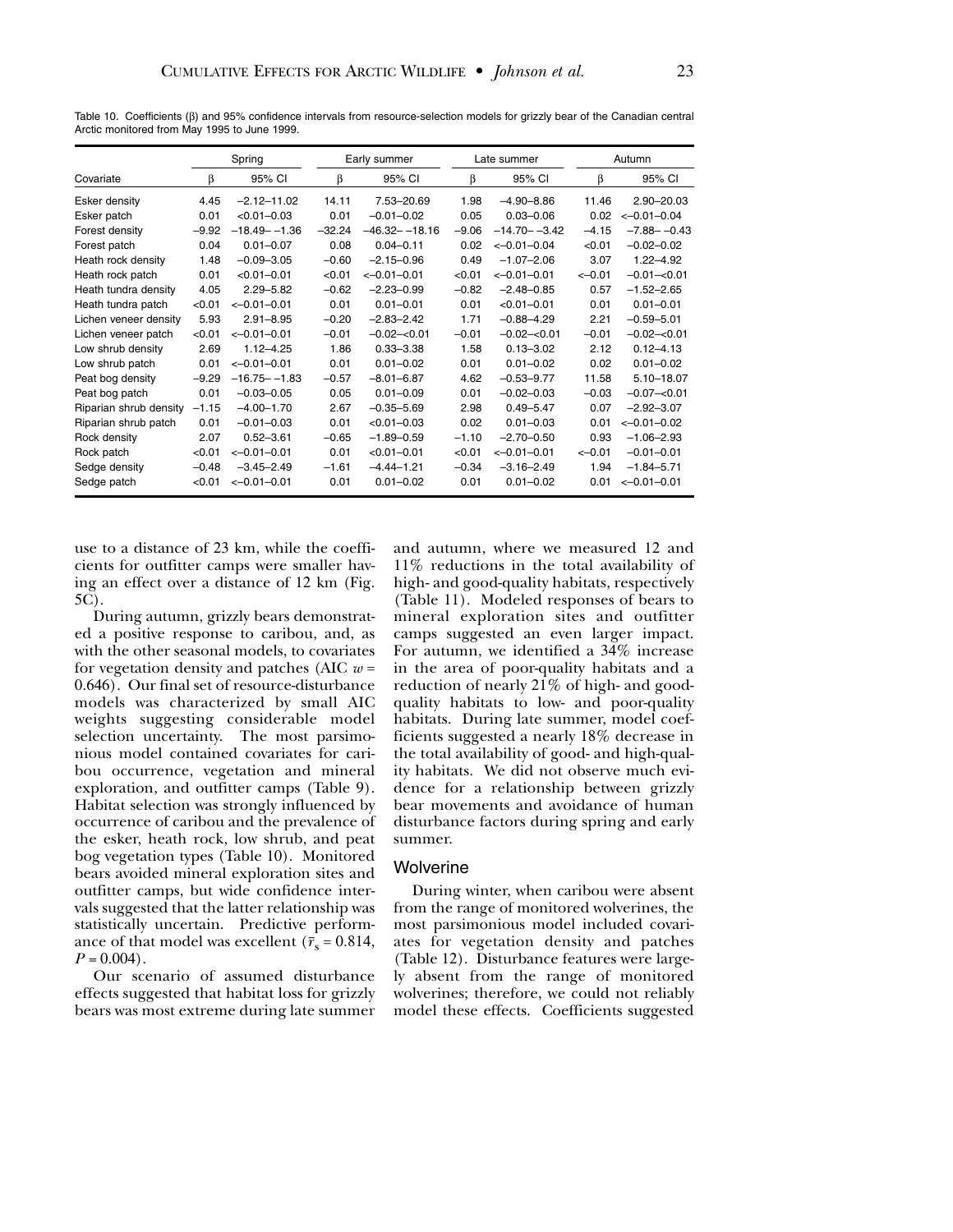Table 10. Coefficients (β) and 95% confidence intervals from resource-selection models for grizzly bear of the Canadian central Arctic monitored from May 1995 to June 1999.

| Covariate | Spring | | Early summer | | Late summer | | Autumn | |
|---|---|---|---|---|---|---|---|---|
| | β | 95% CI | β | 95% CI | β | 95% CI | β | 95% CI |
| Esker density | 4.45 | –2.12–11.02 | 14.11 | 7.53–20.69 | 1.98 | –4.90–8.86 | 11.46 | 2.90–20.03 |
| Esker patch | 0.01 | <0.01–0.03 | 0.01 | –0.01–0.02 | 0.05 | 0.03–0.06 | 0.02 | <–0.01–0.04 |
| Forest density | –9.92 | –18.49– –1.36 | –32.24 | –46.32– –18.16 | –9.06 | –14.70– –3.42 | –4.15 | –7.88– –0.43 |
| Forest patch | 0.04 | 0.01–0.07 | 0.08 | 0.04–0.11 | 0.02 | <–0.01–0.04 | <0.01 | –0.02–0.02 |
| Heath rock density | 1.48 | –0.09–3.05 | –0.60 | –2.15–0.96 | 0.49 | –1.07–2.06 | 3.07 | 1.22–4.92 |
| Heath rock patch | 0.01 | <0.01–0.01 | <0.01 | <–0.01–0.01 | <0.01 | <–0.01–0.01 | <–0.01 | –0.01–<0.01 |
| Heath tundra density | 4.05 | 2.29–5.82 | –0.62 | –2.23–0.99 | –0.82 | –2.48–0.85 | 0.57 | –1.52–2.65 |
| Heath tundra patch | <0.01 | <–0.01–0.01 | 0.01 | 0.01–0.01 | 0.01 | <0.01–0.01 | 0.01 | 0.01–0.01 |
| Lichen veneer density | 5.93 | 2.91–8.95 | –0.20 | –2.83–2.42 | 1.71 | –0.88–4.29 | 2.21 | –0.59–5.01 |
| Lichen veneer patch | <0.01 | <–0.01–0.01 | –0.01 | –0.02–<0.01 | –0.01 | –0.02–<0.01 | –0.01 | –0.02–<0.01 |
| Low shrub density | 2.69 | 1.12–4.25 | 1.86 | 0.33–3.38 | 1.58 | 0.13–3.02 | 2.12 | 0.12–4.13 |
| Low shrub patch | 0.01 | <–0.01–0.01 | 0.01 | 0.01–0.02 | 0.01 | 0.01–0.02 | 0.02 | 0.01–0.02 |
| Peat bog density | –9.29 | –16.75– –1.83 | –0.57 | –8.01–6.87 | 4.62 | –0.53–9.77 | 11.58 | 5.10–18.07 |
| Peat bog patch | 0.01 | –0.03–0.05 | 0.05 | 0.01–0.09 | 0.01 | –0.02–0.03 | –0.03 | –0.07–<0.01 |
| Riparian shrub density | –1.15 | –4.00–1.70 | 2.67 | –0.35–5.69 | 2.98 | 0.49–5.47 | 0.07 | –2.92–3.07 |
| Riparian shrub patch | 0.01 | –0.01–0.03 | 0.01 | <0.01–0.03 | 0.02 | 0.01–0.03 | 0.01 | <–0.01–0.02 |
| Rock density | 2.07 | 0.52–3.61 | –0.65 | –1.89–0.59 | –1.10 | –2.70–0.50 | 0.93 | –1.06–2.93 |
| Rock patch | <0.01 | <–0.01–0.01 | 0.01 | <0.01–0.01 | <0.01 | <–0.01–0.01 | <–0.01 | –0.01–0.01 |
| Sedge density | –0.48 | –3.45–2.49 | –1.61 | –4.44–1.21 | –0.34 | –3.16–2.49 | 1.94 | –1.84–5.71 |
| Sedge patch | <0.01 | <–0.01–0.01 | 0.01 | 0.01–0.02 | 0.01 | 0.01–0.02 | 0.01 | <–0.01–0.01 |

use to a distance of 23 km, while the coefficients for outfitter camps were smaller having an effect over a distance of 12 km (Fig. 5C).

During autumn, grizzly bears demonstrated a positive response to caribou, and, as with the other seasonal models, to covariates for vegetation density and patches (AIC $w$ = 0.646). Our final set of resource-disturbance models was characterized by small AIC weights suggesting considerable model selection uncertainty. The most parsimonious model contained covariates for caribou occurrence, vegetation and mineral exploration, and outfitter camps (Table 9). Habitat selection was strongly influenced by occurrence of caribou and the prevalence of the esker, heath rock, low shrub, and peat bog vegetation types (Table 10). Monitored bears avoided mineral exploration sites and outfitter camps, but wide confidence intervals suggested that the latter relationship was statistically uncertain. Predictive performance of that model was excellent ($\bar{r}_s$ = 0.814, $P$ = 0.004).

Our scenario of assumed disturbance effects suggested that habitat loss for grizzly bears was most extreme during late summer and autumn, where we measured 12 and 11% reductions in the total availability of high- and good-quality habitats, respectively (Table 11). Modeled responses of bears to mineral exploration sites and outfitter camps suggested an even larger impact. For autumn, we identified a 34% increase in the area of poor-quality habitats and a reduction of nearly 21% of high- and good-quality habitats to low- and poor-quality habitats. During late summer, model coefficients suggested a nearly 18% decrease in the total availability of good- and high-quality habitats. We did not observe much evidence for a relationship between grizzly bear movements and avoidance of human disturbance factors during spring and early summer.

## Wolverine

During winter, when caribou were absent from the range of monitored wolverines, the most parsimonious model included covariates for vegetation density and patches (Table 12). Disturbance features were largely absent from the range of monitored wolverines; therefore, we could not reliably model these effects. Coefficients suggested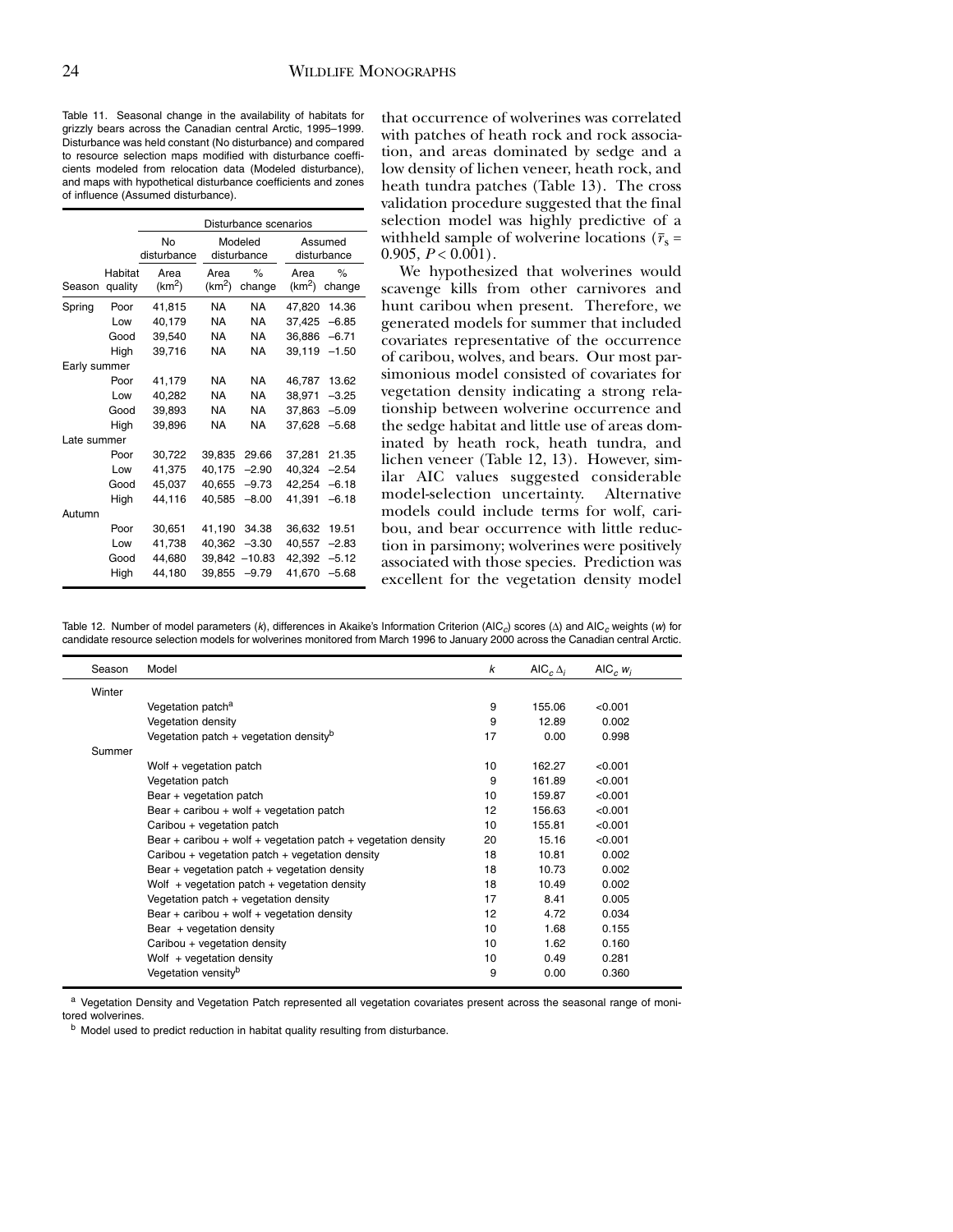Table 11. Seasonal change in the availability of habitats for grizzly bears across the Canadian central Arctic, 1995–1999. Disturbance was held constant (No disturbance) and compared to resource selection maps modified with disturbance coefficients modeled from relocation data (Modeled disturbance), and maps with hypothetical disturbance coefficients and zones of influence (Assumed disturbance).

| | | Disturbance scenarios | | | | |
|---|---|---|---|---|---|---|
| | | No disturbance | Modeled disturbance | | Assumed disturbance | |
| Season | Habitat quality | Area (km$^2$) | Area (km$^2$) | % change | Area (km$^2$) | % change |
| Spring | Poor | 41,815 | NA | NA | 47,820 | 14.36 |
| | Low | 40,179 | NA | NA | 37,425 | −6.85 |
| | Good | 39,540 | NA | NA | 36,886 | −6.71 |
| | High | 39,716 | NA | NA | 39,119 | −1.50 |
| Early summer | | | | | | |
| | Poor | 41,179 | NA | NA | 46,787 | 13.62 |
| | Low | 40,282 | NA | NA | 38,971 | −3.25 |
| | Good | 39,893 | NA | NA | 37,863 | −5.09 |
| | High | 39,896 | NA | NA | 37,628 | −5.68 |
| Late summer | | | | | | |
| | Poor | 30,722 | 39,835 | 29.66 | 37,281 | 21.35 |
| | Low | 41,375 | 40,175 | −2.90 | 40,324 | −2.54 |
| | Good | 45,037 | 40,655 | −9.73 | 42,254 | −6.18 |
| | High | 44,116 | 40,585 | −8.00 | 41,391 | −6.18 |
| Autumn | | | | | | |
| | Poor | 30,651 | 41,190 | 34.38 | 36,632 | 19.51 |
| | Low | 41,738 | 40,362 | −3.30 | 40,557 | −2.83 |
| | Good | 44,680 | 39,842 | −10.83 | 42,392 | −5.12 |
| | High | 44,180 | 39,855 | −9.79 | 41,670 | −5.68 |

that occurrence of wolverines was correlated with patches of heath rock and rock association, and areas dominated by sedge and a low density of lichen veneer, heath rock, and heath tundra patches (Table 13). The cross validation procedure suggested that the final selection model was highly predictive of a withheld sample of wolverine locations ($\bar{r}_s$ = 0.905, $P < 0.001$).

We hypothesized that wolverines would scavenge kills from other carnivores and hunt caribou when present. Therefore, we generated models for summer that included covariates representative of the occurrence of caribou, wolves, and bears. Our most parsimonious model consisted of covariates for vegetation density indicating a strong relationship between wolverine occurrence and the sedge habitat and little use of areas dominated by heath rock, heath tundra, and lichen veneer (Table 12, 13). However, similar AIC values suggested considerable model-selection uncertainty. Alternative models could include terms for wolf, caribou, and bear occurrence with little reduction in parsimony; wolverines were positively associated with those species. Prediction was excellent for the vegetation density model

Table 12. Number of model parameters ($k$), differences in Akaike's Information Criterion (AIC$_c$) scores (Δ) and AIC$_c$ weights ($w$) for candidate resource selection models for wolverines monitored from March 1996 to January 2000 across the Canadian central Arctic.

| Season | Model | $k$ | AIC$_c$ $\Delta_i$ | AIC$_c$ $w_i$ |
|---|---|---|---|---|
| Winter | | | | |
| | Vegetation patch[a] | 9 | 155.06 | <0.001 |
| | Vegetation density | 9 | 12.89 | 0.002 |
| | Vegetation patch + vegetation density[b] | 17 | 0.00 | 0.998 |
| Summer | | | | |
| | Wolf + vegetation patch | 10 | 162.27 | <0.001 |
| | Vegetation patch | 9 | 161.89 | <0.001 |
| | Bear + vegetation patch | 10 | 159.87 | <0.001 |
| | Bear + caribou + wolf + vegetation patch | 12 | 156.63 | <0.001 |
| | Caribou + vegetation patch | 10 | 155.81 | <0.001 |
| | Bear + caribou + wolf + vegetation patch + vegetation density | 20 | 15.16 | <0.001 |
| | Caribou + vegetation patch + vegetation density | 18 | 10.81 | 0.002 |
| | Bear + vegetation patch + vegetation density | 18 | 10.73 | 0.002 |
| | Wolf + vegetation patch + vegetation density | 18 | 10.49 | 0.002 |
| | Vegetation patch + vegetation density | 17 | 8.41 | 0.005 |
| | Bear + caribou + wolf + vegetation density | 12 | 4.72 | 0.034 |
| | Bear + vegetation density | 10 | 1.68 | 0.155 |
| | Caribou + vegetation density | 10 | 1.62 | 0.160 |
| | Wolf + vegetation density | 10 | 0.49 | 0.281 |
| | Vegetation vensity[b] | 9 | 0.00 | 0.360 |

[a] Vegetation Density and Vegetation Patch represented all vegetation covariates present across the seasonal range of monitored wolverines.

[b] Model used to predict reduction in habitat quality resulting from disturbance.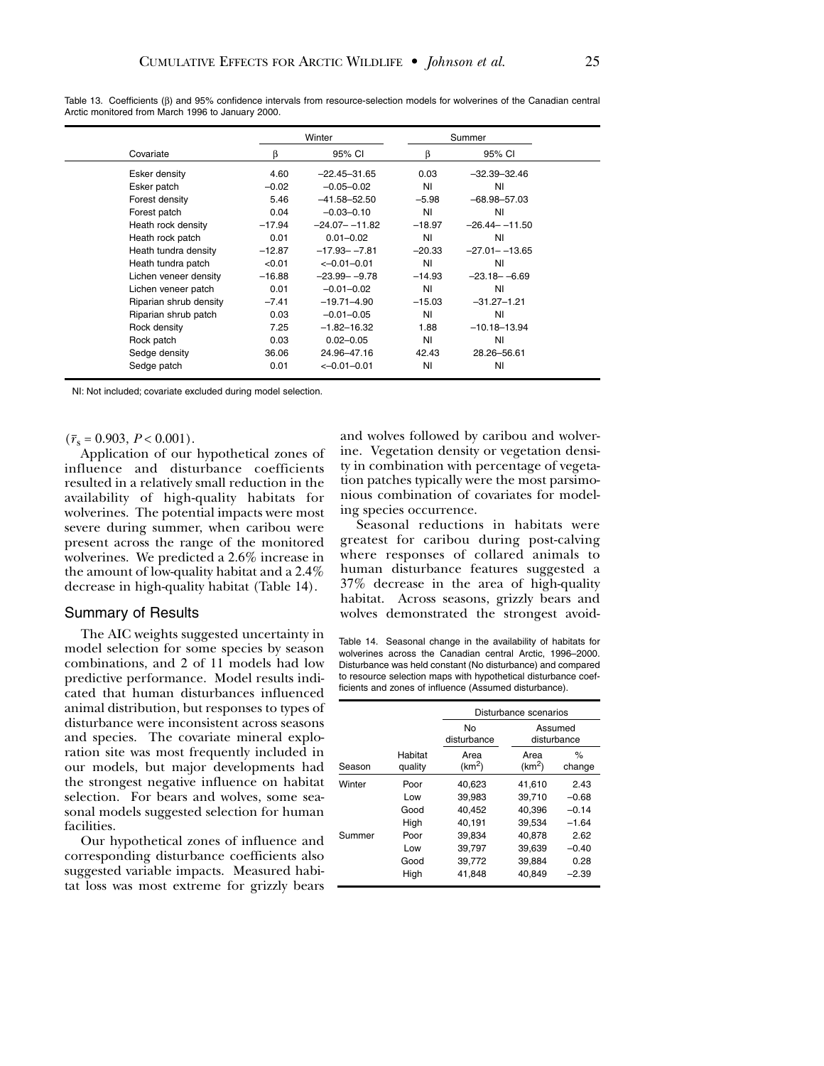Table 13. Coefficients (β) and 95% confidence intervals from resource-selection models for wolverines of the Canadian central Arctic monitored from March 1996 to January 2000.

| Covariate | Winter | | Summer | |
|---|---|---|---|---|
| | β | 95% CI | β | 95% CI |
| Esker density | 4.60 | −22.45–31.65 | 0.03 | −32.39–32.46 |
| Esker patch | −0.02 | −0.05–0.02 | NI | NI |
| Forest density | 5.46 | −41.58–52.50 | −5.98 | −68.98–57.03 |
| Forest patch | 0.04 | −0.03–0.10 | NI | NI |
| Heath rock density | −17.94 | −24.07– −11.82 | −18.97 | −26.44– −11.50 |
| Heath rock patch | 0.01 | 0.01–0.02 | NI | NI |
| Heath tundra density | −12.87 | −17.93– −7.81 | −20.33 | −27.01– −13.65 |
| Heath tundra patch | <0.01 | <−0.01–0.01 | NI | NI |
| Lichen veneer density | −16.88 | −23.99– −9.78 | −14.93 | −23.18– −6.69 |
| Lichen veneer patch | 0.01 | −0.01–0.02 | NI | NI |
| Riparian shrub density | −7.41 | −19.71–4.90 | −15.03 | −31.27–1.21 |
| Riparian shrub patch | 0.03 | −0.01–0.05 | NI | NI |
| Rock density | 7.25 | −1.82–16.32 | 1.88 | −10.18–13.94 |
| Rock patch | 0.03 | 0.02–0.05 | NI | NI |
| Sedge density | 36.06 | 24.96–47.16 | 42.43 | 28.26–56.61 |
| Sedge patch | 0.01 | <−0.01–0.01 | NI | NI |

NI: Not included; covariate excluded during model selection.

($\bar{r}_s = 0.903$, $P < 0.001$).

Application of our hypothetical zones of influence and disturbance coefficients resulted in a relatively small reduction in the availability of high-quality habitats for wolverines. The potential impacts were most severe during summer, when caribou were present across the range of the monitored wolverines. We predicted a 2.6% increase in the amount of low-quality habitat and a 2.4% decrease in high-quality habitat (Table 14).

## Summary of Results

The AIC weights suggested uncertainty in model selection for some species by season combinations, and 2 of 11 models had low predictive performance. Model results indicated that human disturbances influenced animal distribution, but responses to types of disturbance were inconsistent across seasons and species. The covariate mineral exploration site was most frequently included in our models, but major developments had the strongest negative influence on habitat selection. For bears and wolves, some seasonal models suggested selection for human facilities.

Our hypothetical zones of influence and corresponding disturbance coefficients also suggested variable impacts. Measured habitat loss was most extreme for grizzly bears and wolves followed by caribou and wolverine. Vegetation density or vegetation density in combination with percentage of vegetation patches typically were the most parsimonious combination of covariates for modeling species occurrence.

Seasonal reductions in habitats were greatest for caribou during post-calving where responses of collared animals to human disturbance features suggested a 37% decrease in the area of high-quality habitat. Across seasons, grizzly bears and wolves demonstrated the strongest avoid-

Table 14. Seasonal change in the availability of habitats for wolverines across the Canadian central Arctic, 1996–2000. Disturbance was held constant (No disturbance) and compared to resource selection maps with hypothetical disturbance coefficients and zones of influence (Assumed disturbance).

| Season | Habitat quality | No disturbance | Assumed disturbance | |
|---|---|---|---|---|
| | | Area (km$^2$) | Area (km$^2$) | % change |
| Winter | Poor | 40,623 | 41,610 | 2.43 |
| | Low | 39,983 | 39,710 | −0.68 |
| | Good | 40,452 | 40,396 | −0.14 |
| | High | 40,191 | 39,534 | −1.64 |
| Summer | Poor | 39,834 | 40,878 | 2.62 |
| | Low | 39,797 | 39,639 | −0.40 |
| | Good | 39,772 | 39,884 | 0.28 |
| | High | 41,848 | 40,849 | −2.39 |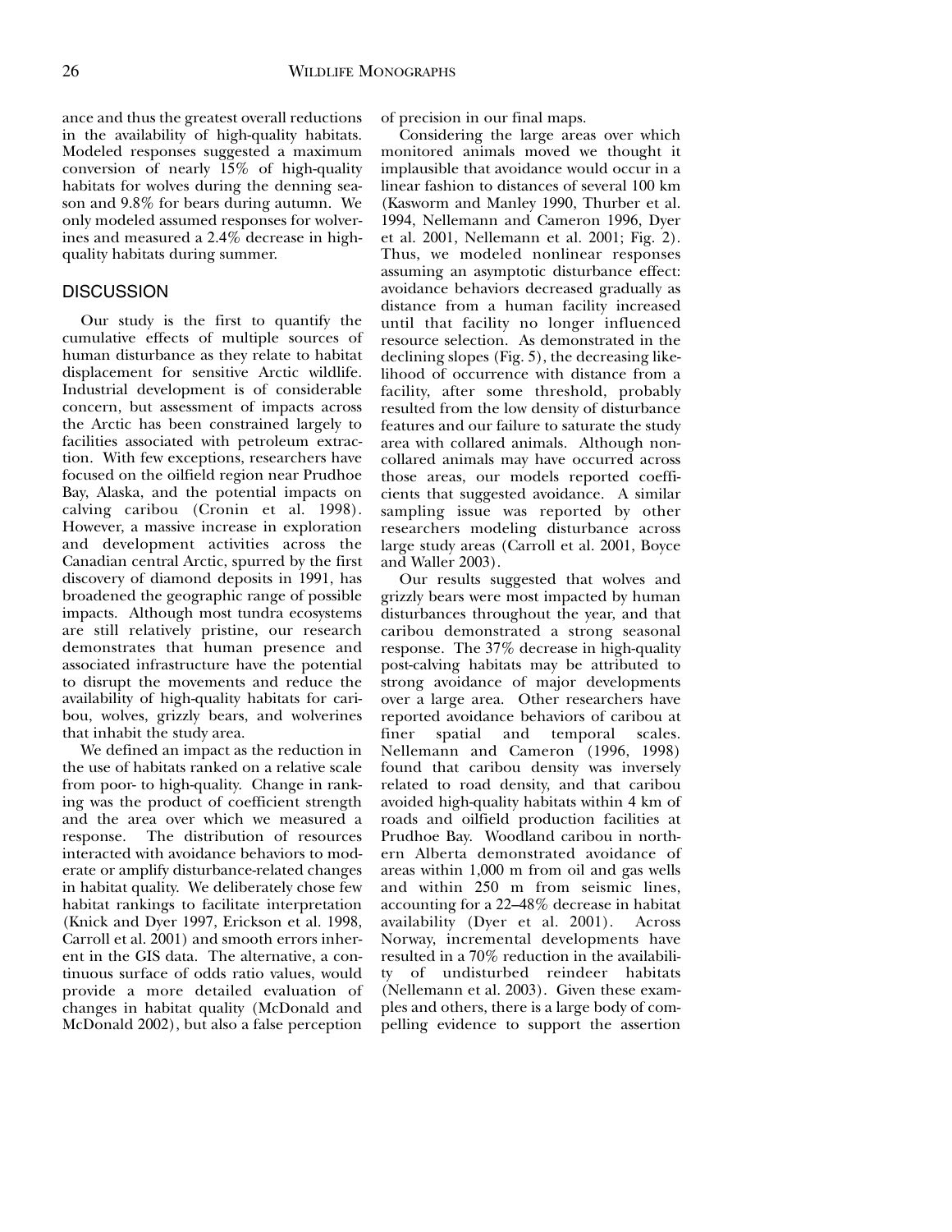ance and thus the greatest overall reductions in the availability of high-quality habitats. Modeled responses suggested a maximum conversion of nearly 15% of high-quality habitats for wolves during the denning season and 9.8% for bears during autumn. We only modeled assumed responses for wolverines and measured a 2.4% decrease in high-quality habitats during summer.

## DISCUSSION

Our study is the first to quantify the cumulative effects of multiple sources of human disturbance as they relate to habitat displacement for sensitive Arctic wildlife. Industrial development is of considerable concern, but assessment of impacts across the Arctic has been constrained largely to facilities associated with petroleum extraction. With few exceptions, researchers have focused on the oilfield region near Prudhoe Bay, Alaska, and the potential impacts on calving caribou (Cronin et al. 1998). However, a massive increase in exploration and development activities across the Canadian central Arctic, spurred by the first discovery of diamond deposits in 1991, has broadened the geographic range of possible impacts. Although most tundra ecosystems are still relatively pristine, our research demonstrates that human presence and associated infrastructure have the potential to disrupt the movements and reduce the availability of high-quality habitats for caribou, wolves, grizzly bears, and wolverines that inhabit the study area.

We defined an impact as the reduction in the use of habitats ranked on a relative scale from poor- to high-quality. Change in ranking was the product of coefficient strength and the area over which we measured a response. The distribution of resources interacted with avoidance behaviors to moderate or amplify disturbance-related changes in habitat quality. We deliberately chose few habitat rankings to facilitate interpretation (Knick and Dyer 1997, Erickson et al. 1998, Carroll et al. 2001) and smooth errors inherent in the GIS data. The alternative, a continuous surface of odds ratio values, would provide a more detailed evaluation of changes in habitat quality (McDonald and McDonald 2002), but also a false perception of precision in our final maps.

Considering the large areas over which monitored animals moved we thought it implausible that avoidance would occur in a linear fashion to distances of several 100 km (Kasworm and Manley 1990, Thurber et al. 1994, Nellemann and Cameron 1996, Dyer et al. 2001, Nellemann et al. 2001; Fig. 2). Thus, we modeled nonlinear responses assuming an asymptotic disturbance effect: avoidance behaviors decreased gradually as distance from a human facility increased until that facility no longer influenced resource selection. As demonstrated in the declining slopes (Fig. 5), the decreasing likelihood of occurrence with distance from a facility, after some threshold, probably resulted from the low density of disturbance features and our failure to saturate the study area with collared animals. Although non-collared animals may have occurred across those areas, our models reported coefficients that suggested avoidance. A similar sampling issue was reported by other researchers modeling disturbance across large study areas (Carroll et al. 2001, Boyce and Waller 2003).

Our results suggested that wolves and grizzly bears were most impacted by human disturbances throughout the year, and that caribou demonstrated a strong seasonal response. The 37% decrease in high-quality post-calving habitats may be attributed to strong avoidance of major developments over a large area. Other researchers have reported avoidance behaviors of caribou at finer spatial and temporal scales. Nellemann and Cameron (1996, 1998) found that caribou density was inversely related to road density, and that caribou avoided high-quality habitats within 4 km of roads and oilfield production facilities at Prudhoe Bay. Woodland caribou in northern Alberta demonstrated avoidance of areas within 1,000 m from oil and gas wells and within 250 m from seismic lines, accounting for a 22–48% decrease in habitat availability (Dyer et al. 2001). Across Norway, incremental developments have resulted in a 70% reduction in the availability of undisturbed reindeer habitats (Nellemann et al. 2003). Given these examples and others, there is a large body of compelling evidence to support the assertion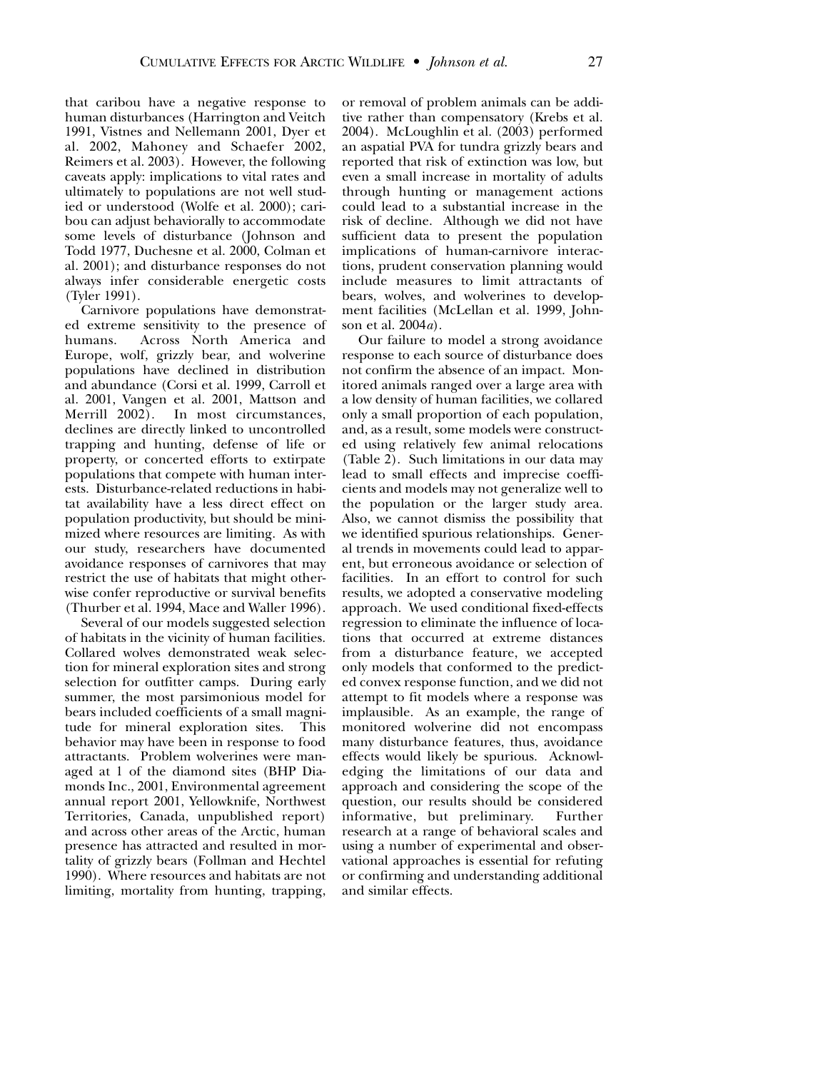that caribou have a negative response to human disturbances (Harrington and Veitch 1991, Vistnes and Nellemann 2001, Dyer et al. 2002, Mahoney and Schaefer 2002, Reimers et al. 2003). However, the following caveats apply: implications to vital rates and ultimately to populations are not well studied or understood (Wolfe et al. 2000); caribou can adjust behaviorally to accommodate some levels of disturbance (Johnson and Todd 1977, Duchesne et al. 2000, Colman et al. 2001); and disturbance responses do not always infer considerable energetic costs (Tyler 1991).

Carnivore populations have demonstrated extreme sensitivity to the presence of humans. Across North America and Europe, wolf, grizzly bear, and wolverine populations have declined in distribution and abundance (Corsi et al. 1999, Carroll et al. 2001, Vangen et al. 2001, Mattson and Merrill 2002). In most circumstances, declines are directly linked to uncontrolled trapping and hunting, defense of life or property, or concerted efforts to extirpate populations that compete with human interests. Disturbance-related reductions in habitat availability have a less direct effect on population productivity, but should be minimized where resources are limiting. As with our study, researchers have documented avoidance responses of carnivores that may restrict the use of habitats that might otherwise confer reproductive or survival benefits (Thurber et al. 1994, Mace and Waller 1996).

Several of our models suggested selection of habitats in the vicinity of human facilities. Collared wolves demonstrated weak selection for mineral exploration sites and strong selection for outfitter camps. During early summer, the most parsimonious model for bears included coefficients of a small magnitude for mineral exploration sites. This behavior may have been in response to food attractants. Problem wolverines were managed at 1 of the diamond sites (BHP Diamonds Inc., 2001, Environmental agreement annual report 2001, Yellowknife, Northwest Territories, Canada, unpublished report) and across other areas of the Arctic, human presence has attracted and resulted in mortality of grizzly bears (Follman and Hechtel 1990). Where resources and habitats are not limiting, mortality from hunting, trapping, or removal of problem animals can be additive rather than compensatory (Krebs et al. 2004). McLoughlin et al. (2003) performed an aspatial PVA for tundra grizzly bears and reported that risk of extinction was low, but even a small increase in mortality of adults through hunting or management actions could lead to a substantial increase in the risk of decline. Although we did not have sufficient data to present the population implications of human-carnivore interactions, prudent conservation planning would include measures to limit attractants of bears, wolves, and wolverines to development facilities (McLellan et al. 1999, Johnson et al. 2004*a*).

Our failure to model a strong avoidance response to each source of disturbance does not confirm the absence of an impact. Monitored animals ranged over a large area with a low density of human facilities, we collared only a small proportion of each population, and, as a result, some models were constructed using relatively few animal relocations (Table 2). Such limitations in our data may lead to small effects and imprecise coefficients and models may not generalize well to the population or the larger study area. Also, we cannot dismiss the possibility that we identified spurious relationships. General trends in movements could lead to apparent, but erroneous avoidance or selection of facilities. In an effort to control for such results, we adopted a conservative modeling approach. We used conditional fixed-effects regression to eliminate the influence of locations that occurred at extreme distances from a disturbance feature, we accepted only models that conformed to the predicted convex response function, and we did not attempt to fit models where a response was implausible. As an example, the range of monitored wolverine did not encompass many disturbance features, thus, avoidance effects would likely be spurious. Acknowledging the limitations of our data and approach and considering the scope of the question, our results should be considered informative, but preliminary. Further research at a range of behavioral scales and using a number of experimental and observational approaches is essential for refuting or confirming and understanding additional and similar effects.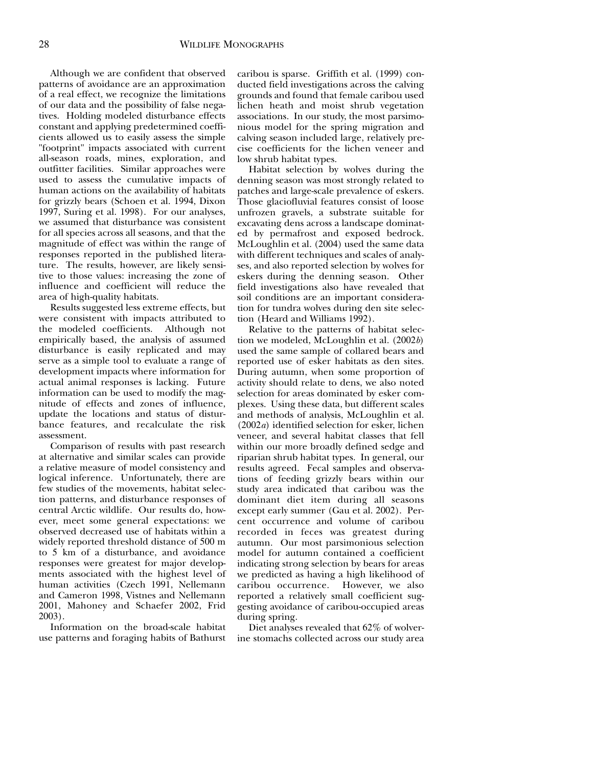Although we are confident that observed patterns of avoidance are an approximation of a real effect, we recognize the limitations of our data and the possibility of false negatives. Holding modeled disturbance effects constant and applying predetermined coefficients allowed us to easily assess the simple "footprint" impacts associated with current all-season roads, mines, exploration, and outfitter facilities. Similar approaches were used to assess the cumulative impacts of human actions on the availability of habitats for grizzly bears (Schoen et al. 1994, Dixon 1997, Suring et al. 1998). For our analyses, we assumed that disturbance was consistent for all species across all seasons, and that the magnitude of effect was within the range of responses reported in the published literature. The results, however, are likely sensitive to those values: increasing the zone of influence and coefficient will reduce the area of high-quality habitats.

Results suggested less extreme effects, but were consistent with impacts attributed to the modeled coefficients. Although not empirically based, the analysis of assumed disturbance is easily replicated and may serve as a simple tool to evaluate a range of development impacts where information for actual animal responses is lacking. Future information can be used to modify the magnitude of effects and zones of influence, update the locations and status of disturbance features, and recalculate the risk assessment.

Comparison of results with past research at alternative and similar scales can provide a relative measure of model consistency and logical inference. Unfortunately, there are few studies of the movements, habitat selection patterns, and disturbance responses of central Arctic wildlife. Our results do, however, meet some general expectations: we observed decreased use of habitats within a widely reported threshold distance of 500 m to 5 km of a disturbance, and avoidance responses were greatest for major developments associated with the highest level of human activities (Czech 1991, Nellemann and Cameron 1998, Vistnes and Nellemann 2001, Mahoney and Schaefer 2002, Frid 2003).

Information on the broad-scale habitat use patterns and foraging habits of Bathurst caribou is sparse. Griffith et al. (1999) conducted field investigations across the calving grounds and found that female caribou used lichen heath and moist shrub vegetation associations. In our study, the most parsimonious model for the spring migration and calving season included large, relatively precise coefficients for the lichen veneer and low shrub habitat types.

Habitat selection by wolves during the denning season was most strongly related to patches and large-scale prevalence of eskers. Those glaciofluvial features consist of loose unfrozen gravels, a substrate suitable for excavating dens across a landscape dominated by permafrost and exposed bedrock. McLoughlin et al. (2004) used the same data with different techniques and scales of analyses, and also reported selection by wolves for eskers during the denning season. Other field investigations also have revealed that soil conditions are an important consideration for tundra wolves during den site selection (Heard and Williams 1992).

Relative to the patterns of habitat selection we modeled, McLoughlin et al. (2002*b*) used the same sample of collared bears and reported use of esker habitats as den sites. During autumn, when some proportion of activity should relate to dens, we also noted selection for areas dominated by esker complexes. Using these data, but different scales and methods of analysis, McLoughlin et al. (2002*a*) identified selection for esker, lichen veneer, and several habitat classes that fell within our more broadly defined sedge and riparian shrub habitat types. In general, our results agreed. Fecal samples and observations of feeding grizzly bears within our study area indicated that caribou was the dominant diet item during all seasons except early summer (Gau et al. 2002). Percent occurrence and volume of caribou recorded in feces was greatest during autumn. Our most parsimonious selection model for autumn contained a coefficient indicating strong selection by bears for areas we predicted as having a high likelihood of caribou occurrence. However, we also reported a relatively small coefficient suggesting avoidance of caribou-occupied areas during spring.

Diet analyses revealed that 62% of wolverine stomachs collected across our study area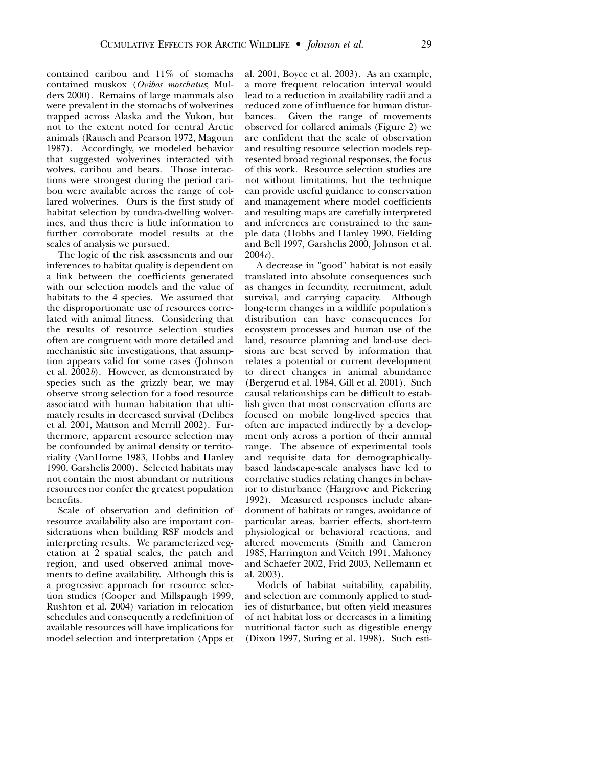contained caribou and 11% of stomachs contained muskox (*Ovibos moschatus*; Mulders 2000). Remains of large mammals also were prevalent in the stomachs of wolverines trapped across Alaska and the Yukon, but not to the extent noted for central Arctic animals (Rausch and Pearson 1972, Magoun 1987). Accordingly, we modeled behavior that suggested wolverines interacted with wolves, caribou and bears. Those interactions were strongest during the period caribou were available across the range of collared wolverines. Ours is the first study of habitat selection by tundra-dwelling wolverines, and thus there is little information to further corroborate model results at the scales of analysis we pursued.

The logic of the risk assessments and our inferences to habitat quality is dependent on a link between the coefficients generated with our selection models and the value of habitats to the 4 species. We assumed that the disproportionate use of resources correlated with animal fitness. Considering that the results of resource selection studies often are congruent with more detailed and mechanistic site investigations, that assumption appears valid for some cases (Johnson et al. 2002*b*). However, as demonstrated by species such as the grizzly bear, we may observe strong selection for a food resource associated with human habitation that ultimately results in decreased survival (Delibes et al. 2001, Mattson and Merrill 2002). Furthermore, apparent resource selection may be confounded by animal density or territoriality (VanHorne 1983, Hobbs and Hanley 1990, Garshelis 2000). Selected habitats may not contain the most abundant or nutritious resources nor confer the greatest population benefits.

Scale of observation and definition of resource availability also are important considerations when building RSF models and interpreting results. We parameterized vegetation at 2 spatial scales, the patch and region, and used observed animal movements to define availability. Although this is a progressive approach for resource selection studies (Cooper and Millspaugh 1999, Rushton et al. 2004) variation in relocation schedules and consequently a redefinition of available resources will have implications for model selection and interpretation (Apps et al. 2001, Boyce et al. 2003). As an example, a more frequent relocation interval would lead to a reduction in availability radii and a reduced zone of influence for human disturbances. Given the range of movements observed for collared animals (Figure 2) we are confident that the scale of observation and resulting resource selection models represented broad regional responses, the focus of this work. Resource selection studies are not without limitations, but the technique can provide useful guidance to conservation and management where model coefficients and resulting maps are carefully interpreted and inferences are constrained to the sample data (Hobbs and Hanley 1990, Fielding and Bell 1997, Garshelis 2000, Johnson et al. 2004*c*).

A decrease in "good" habitat is not easily translated into absolute consequences such as changes in fecundity, recruitment, adult survival, and carrying capacity. Although long-term changes in a wildlife population's distribution can have consequences for ecosystem processes and human use of the land, resource planning and land-use decisions are best served by information that relates a potential or current development to direct changes in animal abundance (Bergerud et al. 1984, Gill et al. 2001). Such causal relationships can be difficult to establish given that most conservation efforts are focused on mobile long-lived species that often are impacted indirectly by a development only across a portion of their annual range. The absence of experimental tools and requisite data for demographically-based landscape-scale analyses have led to correlative studies relating changes in behavior to disturbance (Hargrove and Pickering 1992). Measured responses include abandonment of habitats or ranges, avoidance of particular areas, barrier effects, short-term physiological or behavioral reactions, and altered movements (Smith and Cameron 1985, Harrington and Veitch 1991, Mahoney and Schaefer 2002, Frid 2003, Nellemann et al. 2003).

Models of habitat suitability, capability, and selection are commonly applied to studies of disturbance, but often yield measures of net habitat loss or decreases in a limiting nutritional factor such as digestible energy (Dixon 1997, Suring et al. 1998). Such esti-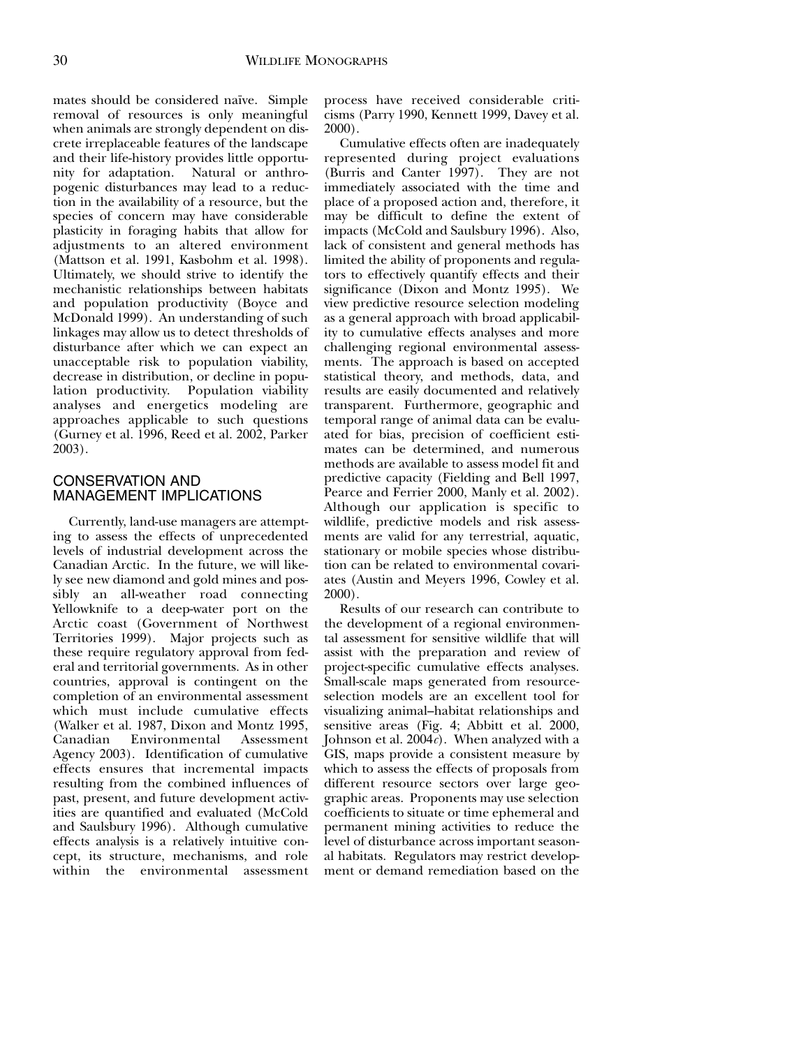mates should be considered naïve. Simple removal of resources is only meaningful when animals are strongly dependent on discrete irreplaceable features of the landscape and their life-history provides little opportunity for adaptation. Natural or anthropogenic disturbances may lead to a reduction in the availability of a resource, but the species of concern may have considerable plasticity in foraging habits that allow for adjustments to an altered environment (Mattson et al. 1991, Kasbohm et al. 1998). Ultimately, we should strive to identify the mechanistic relationships between habitats and population productivity (Boyce and McDonald 1999). An understanding of such linkages may allow us to detect thresholds of disturbance after which we can expect an unacceptable risk to population viability, decrease in distribution, or decline in population productivity. Population viability analyses and energetics modeling are approaches applicable to such questions (Gurney et al. 1996, Reed et al. 2002, Parker 2003).

## CONSERVATION AND MANAGEMENT IMPLICATIONS

Currently, land-use managers are attempting to assess the effects of unprecedented levels of industrial development across the Canadian Arctic. In the future, we will likely see new diamond and gold mines and possibly an all-weather road connecting Yellowknife to a deep-water port on the Arctic coast (Government of Northwest Territories 1999). Major projects such as these require regulatory approval from federal and territorial governments. As in other countries, approval is contingent on the completion of an environmental assessment which must include cumulative effects (Walker et al. 1987, Dixon and Montz 1995, Canadian Environmental Assessment Agency 2003). Identification of cumulative effects ensures that incremental impacts resulting from the combined influences of past, present, and future development activities are quantified and evaluated (McCold and Saulsbury 1996). Although cumulative effects analysis is a relatively intuitive concept, its structure, mechanisms, and role within the environmental assessment process have received considerable criticisms (Parry 1990, Kennett 1999, Davey et al. 2000).

Cumulative effects often are inadequately represented during project evaluations (Burris and Canter 1997). They are not immediately associated with the time and place of a proposed action and, therefore, it may be difficult to define the extent of impacts (McCold and Saulsbury 1996). Also, lack of consistent and general methods has limited the ability of proponents and regulators to effectively quantify effects and their significance (Dixon and Montz 1995). We view predictive resource selection modeling as a general approach with broad applicability to cumulative effects analyses and more challenging regional environmental assessments. The approach is based on accepted statistical theory, and methods, data, and results are easily documented and relatively transparent. Furthermore, geographic and temporal range of animal data can be evaluated for bias, precision of coefficient estimates can be determined, and numerous methods are available to assess model fit and predictive capacity (Fielding and Bell 1997, Pearce and Ferrier 2000, Manly et al. 2002). Although our application is specific to wildlife, predictive models and risk assessments are valid for any terrestrial, aquatic, stationary or mobile species whose distribution can be related to environmental covariates (Austin and Meyers 1996, Cowley et al. 2000).

Results of our research can contribute to the development of a regional environmental assessment for sensitive wildlife that will assist with the preparation and review of project-specific cumulative effects analyses. Small-scale maps generated from resource-selection models are an excellent tool for visualizing animal–habitat relationships and sensitive areas (Fig. 4; Abbitt et al. 2000, Johnson et al. 2004*c*). When analyzed with a GIS, maps provide a consistent measure by which to assess the effects of proposals from different resource sectors over large geographic areas. Proponents may use selection coefficients to situate or time ephemeral and permanent mining activities to reduce the level of disturbance across important seasonal habitats. Regulators may restrict development or demand remediation based on the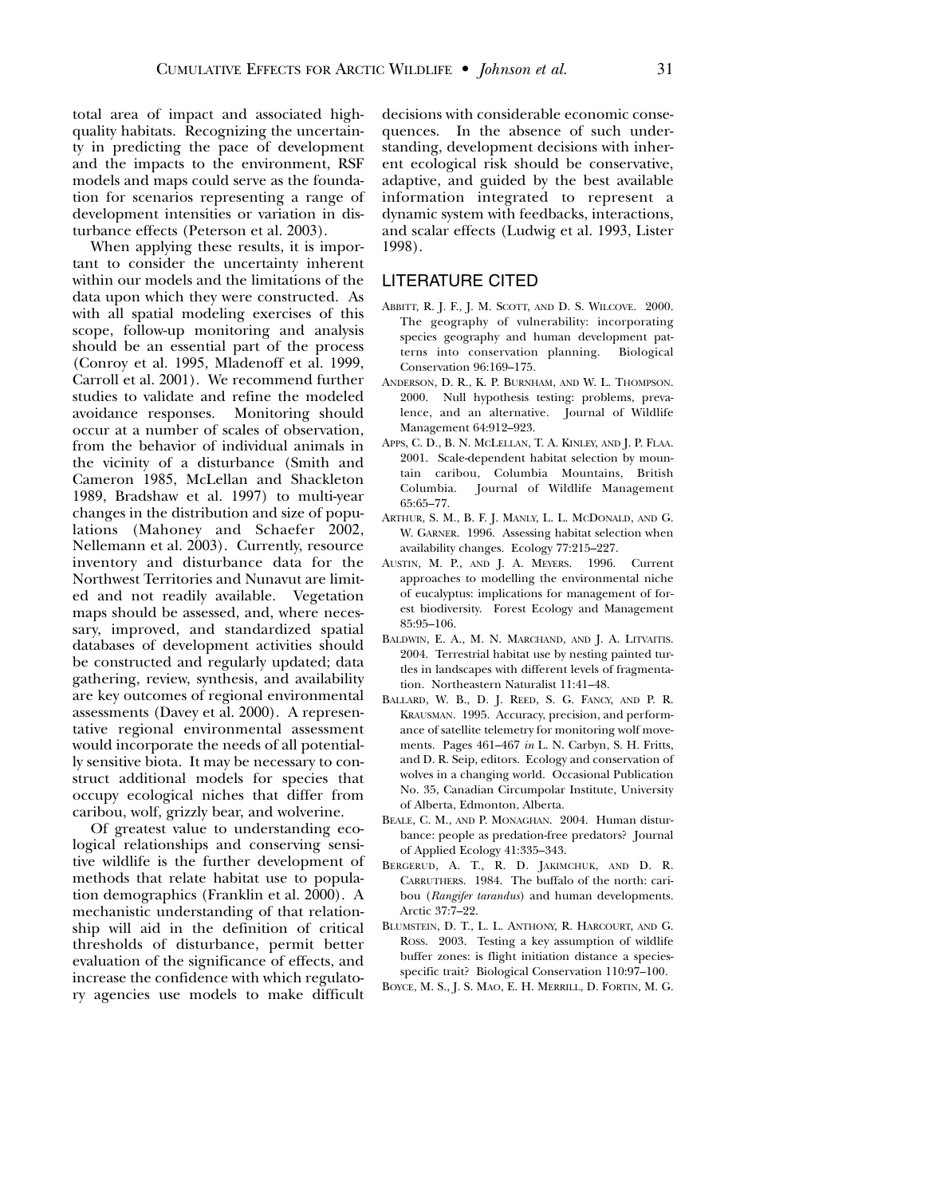total area of impact and associated high-quality habitats. Recognizing the uncertainty in predicting the pace of development and the impacts to the environment, RSF models and maps could serve as the foundation for scenarios representing a range of development intensities or variation in disturbance effects (Peterson et al. 2003).

When applying these results, it is important to consider the uncertainty inherent within our models and the limitations of the data upon which they were constructed. As with all spatial modeling exercises of this scope, follow-up monitoring and analysis should be an essential part of the process (Conroy et al. 1995, Mladenoff et al. 1999, Carroll et al. 2001). We recommend further studies to validate and refine the modeled avoidance responses. Monitoring should occur at a number of scales of observation, from the behavior of individual animals in the vicinity of a disturbance (Smith and Cameron 1985, McLellan and Shackleton 1989, Bradshaw et al. 1997) to multi-year changes in the distribution and size of populations (Mahoney and Schaefer 2002, Nellemann et al. 2003). Currently, resource inventory and disturbance data for the Northwest Territories and Nunavut are limited and not readily available. Vegetation maps should be assessed, and, where necessary, improved, and standardized spatial databases of development activities should be constructed and regularly updated; data gathering, review, synthesis, and availability are key outcomes of regional environmental assessments (Davey et al. 2000). A representative regional environmental assessment would incorporate the needs of all potentially sensitive biota. It may be necessary to construct additional models for species that occupy ecological niches that differ from caribou, wolf, grizzly bear, and wolverine.

Of greatest value to understanding ecological relationships and conserving sensitive wildlife is the further development of methods that relate habitat use to population demographics (Franklin et al. 2000). A mechanistic understanding of that relationship will aid in the definition of critical thresholds of disturbance, permit better evaluation of the significance of effects, and increase the confidence with which regulatory agencies use models to make difficult decisions with considerable economic consequences. In the absence of such understanding, development decisions with inherent ecological risk should be conservative, adaptive, and guided by the best available information integrated to represent a dynamic system with feedbacks, interactions, and scalar effects (Ludwig et al. 1993, Lister 1998).

## LITERATURE CITED

ABBITT, R. J. F., J. M. SCOTT, AND D. S. WILCOVE. 2000. The geography of vulnerability: incorporating species geography and human development patterns into conservation planning. Biological Conservation 96:169–175.

ANDERSON, D. R., K. P. BURNHAM, AND W. L. THOMPSON. 2000. Null hypothesis testing: problems, prevalence, and an alternative. Journal of Wildlife Management 64:912–923.

APPS, C. D., B. N. MCLELLAN, T. A. KINLEY, AND J. P. FLAA. 2001. Scale-dependent habitat selection by mountain caribou, Columbia Mountains, British Columbia. Journal of Wildlife Management 65:65–77.

ARTHUR, S. M., B. F. J. MANLY, L. L. MCDONALD, AND G. W. GARNER. 1996. Assessing habitat selection when availability changes. Ecology 77:215–227.

AUSTIN, M. P., AND J. A. MEYERS. 1996. Current approaches to modelling the environmental niche of eucalyptus: implications for management of forest biodiversity. Forest Ecology and Management 85:95–106.

BALDWIN, E. A., M. N. MARCHAND, AND J. A. LITVAITIS. 2004. Terrestrial habitat use by nesting painted turtles in landscapes with different levels of fragmentation. Northeastern Naturalist 11:41–48.

BALLARD, W. B., D. J. REED, S. G. FANCY, AND P. R. KRAUSMAN. 1995. Accuracy, precision, and performance of satellite telemetry for monitoring wolf movements. Pages 461–467 *in* L. N. Carbyn, S. H. Fritts, and D. R. Seip, editors. Ecology and conservation of wolves in a changing world. Occasional Publication No. 35, Canadian Circumpolar Institute, University of Alberta, Edmonton, Alberta.

BEALE, C. M., AND P. MONAGHAN. 2004. Human disturbance: people as predation-free predators? Journal of Applied Ecology 41:335–343.

BERGERUD, A. T., R. D. JAKIMCHUK, AND D. R. CARRUTHERS. 1984. The buffalo of the north: caribou (*Rangifer tarandus*) and human developments. Arctic 37:7–22.

BLUMSTEIN, D. T., L. L. ANTHONY, R. HARCOURT, AND G. ROSS. 2003. Testing a key assumption of wildlife buffer zones: is flight initiation distance a species-specific trait? Biological Conservation 110:97–100.

BOYCE, M. S., J. S. MAO, E. H. MERRILL, D. FORTIN, M. G.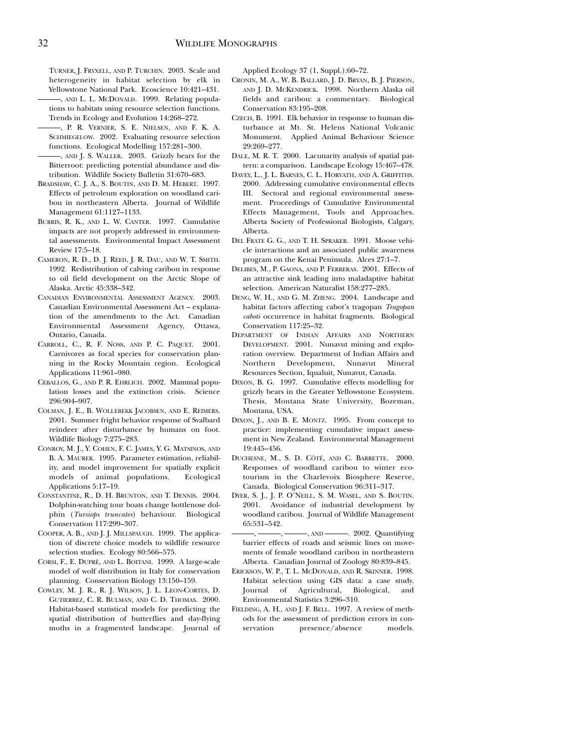Turner, J. Fryxell, and P. Turchin. 2003. Scale and heterogeneity in habitat selection by elk in Yellowstone National Park. Ecoscience 10:421–431.

———, and L. L. McDonald. 1999. Relating populations to habitats using resource selection functions. Trends in Ecology and Evolution 14:268–272.

———, P. R. Vernier, S. E. Nielsen, and F. K. A. Schmiegelow. 2002. Evaluating resource selection functions. Ecological Modelling 157:281–300.

———, and J. S. Waller. 2003. Grizzly bears for the Bitterroot: predicting potential abundance and distribution. Wildlife Society Bulletin 31:670–683.

Bradshaw, C. J. A., S. Boutin, and D. M. Hebert. 1997. Effects of petroleum exploration on woodland caribou in northeastern Alberta. Journal of Wildlife Management 61:1127–1133.

Burris, R. K., and L. W. Canter. 1997. Cumulative impacts are not properly addressed in environmental assessments. Environmental Impact Assessment Review 17:5–18.

Cameron, R. D., D. J. Reed, J. R. Dau, and W. T. Smith. 1992. Redistribution of calving caribou in response to oil field development on the Arctic Slope of Alaska. Arctic 45:338–342.

Canadian Environmental Assessment Agency. 2003. Canadian Environmental Assessment Act – explanation of the amendments to the Act. Canadian Environmental Assessment Agency, Ottawa, Ontario, Canada.

Carroll, C., R. F. Noss, and P. C. Paquet. 2001. Carnivores as focal species for conservation planning in the Rocky Mountain region. Ecological Applications 11:961–980.

Ceballos, G., and P. R. Ehrlich. 2002. Mammal population losses and the extinction crisis. Science 296:904–907.

Colman, J. E., B. Wollebekk Jacobsen, and E. Reimers. 2001. Summer fright behavior response of Svalbard reindeer after disturbance by humans on foot. Wildlife Biology 7:275–283.

Conroy, M. J., Y. Cohen, F. C. James, Y. G. Matsinos, and B. A. Maurer. 1995. Parameter estimation, reliability, and model improvement for spatially explicit models of animal populations. Ecological Applications 5:17–19.

Constantine, R., D. H. Brunton, and T. Dennis. 2004. Dolphin-watching tour boats change bottlenose dolphin (*Tursiops truncates*) behaviour. Biological Conservation 117:299–307.

Cooper, A. B., and J. J. Millspaugh. 1999. The application of discrete choice models to wildlife resource selection studies. Ecology 80:566–575.

Corsi, F., E. Duprè, and L. Boitani. 1999. A large-scale model of wolf distribution in Italy for conservation planning. Conservation Biology 13:150–159.

Cowley, M. J. R., R. J. Wilson, J. L. Leon-Cortes, D. Gutierrez, C. R. Bulman, and C. D. Thomas. 2000. Habitat-based statistical models for predicting the spatial distribution of butterflies and day-flying moths in a fragmented landscape. Journal of Applied Ecology 37 (1, Suppl.):60–72.

Cronin, M. A., W. B. Ballard, J. D. Bryan, B. J. Pierson, and J. D. McKendrick. 1998. Northern Alaska oil fields and caribou: a commentary. Biological Conservation 83:195–208.

Czech, B. 1991. Elk behavior in response to human disturbance at Mt. St. Helens National Volcanic Monument. Applied Animal Behaviour Science 29:269–277.

Dale, M. R. T. 2000. Lacunarity analysis of spatial pattern: a comparison. Landscape Ecology 15:467–478.

Davey, L., J. L. Barnes, C. L. Horvath, and A. Griffiths. 2000. Addressing cumulative environmental effects III. Sectoral and regional environmental assessment. Proceedings of Cumulative Environmental Effects Management, Tools and Approaches. Alberta Society of Professional Biologists, Calgary, Alberta.

Del Frate G. G., and T. H. Spraker. 1991. Moose vehicle interactions and an associated public awareness program on the Kenai Peninsula. Alces 27:1–7.

Delibes, M., P. Gaona, and P. Ferreras. 2001. Effects of an attractive sink leading into maladaptive habitat selection. American Naturalist 158:277–285.

Deng, W. H., and G. M. Zheng. 2004. Landscape and habitat factors affecting cabot's tragopan *Tragopan caboti* occurrence in habitat fragments. Biological Conservation 117:25–32.

Department of Indian Affairs and Northern Development. 2001. Nunavut mining and exploration overview. Department of Indian Affairs and Northern Development, Nunavut Mineral Resources Section, Iqualuit, Nunavut, Canada.

Dixon, B. G. 1997. Cumulative effects modelling for grizzly bears in the Greater Yellowstone Ecosystem. Thesis, Montana State University, Bozeman, Montana, USA.

Dixon, J., and B. E. Montz. 1995. From concept to practice: implementing cumulative impact assessment in New Zealand. Environmental Management 19:445–456.

Duchesne, M., S. D. Côté, and C. Barrette. 2000. Responses of woodland caribou to winter ecotourism in the Charlevoix Biosphere Reserve, Canada. Biological Conservation 96:311–317.

Dyer, S. J., J. P. O'Neill, S. M. Wasel, and S. Boutin. 2001. Avoidance of industrial development by woodland caribou. Journal of Wildlife Management 65:531–542.

———, ———, ———, and ———. 2002. Quantifying barrier effects of roads and seismic lines on movements of female woodland caribou in northeastern Alberta. Canadian Journal of Zoology 80:839–845.

Erickson, W. P., T. L. McDonald, and R. Skinner. 1998. Habitat selection using GIS data: a case study. Journal of Agricultural, Biological, and Environmental Statistics 3:296–310.

Fielding, A. H., and J. F. Bell. 1997. A review of methods for the assessment of prediction errors in conservation presence/absence models.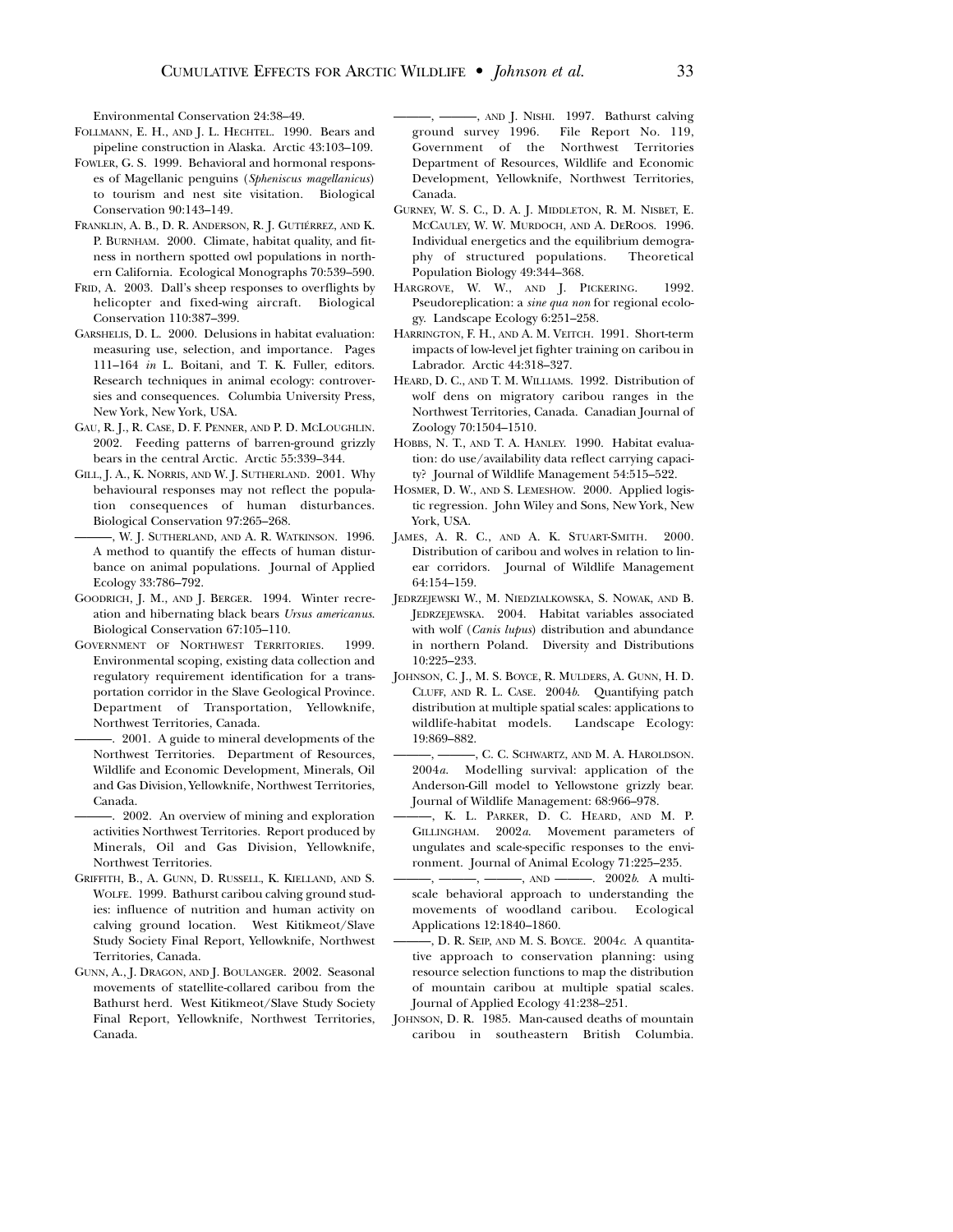Environmental Conservation 24:38–49.

FOLLMANN, E. H., AND J. L. HECHTEL. 1990. Bears and pipeline construction in Alaska. Arctic 43:103–109.

FOWLER, G. S. 1999. Behavioral and hormonal responses of Magellanic penguins (*Spheniscus magellanicus*) to tourism and nest site visitation. Biological Conservation 90:143–149.

FRANKLIN, A. B., D. R. ANDERSON, R. J. GUTIÉRREZ, AND K. P. BURNHAM. 2000. Climate, habitat quality, and fitness in northern spotted owl populations in northern California. Ecological Monographs 70:539–590.

FRID, A. 2003. Dall's sheep responses to overflights by helicopter and fixed-wing aircraft. Biological Conservation 110:387–399.

GARSHELIS, D. L. 2000. Delusions in habitat evaluation: measuring use, selection, and importance. Pages 111–164 *in* L. Boitani, and T. K. Fuller, editors. Research techniques in animal ecology: controversies and consequences. Columbia University Press, New York, New York, USA.

GAU, R. J., R. CASE, D. F. PENNER, AND P. D. MCLOUGHLIN. 2002. Feeding patterns of barren-ground grizzly bears in the central Arctic. Arctic 55:339–344.

GILL, J. A., K. NORRIS, AND W. J. SUTHERLAND. 2001. Why behavioural responses may not reflect the population consequences of human disturbances. Biological Conservation 97:265–268.

———, W. J. SUTHERLAND, AND A. R. WATKINSON. 1996. A method to quantify the effects of human disturbance on animal populations. Journal of Applied Ecology 33:786–792.

GOODRICH, J. M., AND J. BERGER. 1994. Winter recreation and hibernating black bears *Ursus americanus*. Biological Conservation 67:105–110.

GOVERNMENT OF NORTHWEST TERRITORIES. 1999. Environmental scoping, existing data collection and regulatory requirement identification for a transportation corridor in the Slave Geological Province. Department of Transportation, Yellowknife, Northwest Territories, Canada.

———. 2001. A guide to mineral developments of the Northwest Territories. Department of Resources, Wildlife and Economic Development, Minerals, Oil and Gas Division, Yellowknife, Northwest Territories, Canada.

———. 2002. An overview of mining and exploration activities Northwest Territories. Report produced by Minerals, Oil and Gas Division, Yellowknife, Northwest Territories.

GRIFFITH, B., A. GUNN, D. RUSSELL, K. KIELLAND, AND S. WOLFE. 1999. Bathurst caribou calving ground studies: influence of nutrition and human activity on calving ground location. West Kitikmeot/Slave Study Society Final Report, Yellowknife, Northwest Territories, Canada.

GUNN, A., J. DRAGON, AND J. BOULANGER. 2002. Seasonal movements of statellite-collared caribou from the Bathurst herd. West Kitikmeot/Slave Study Society Final Report, Yellowknife, Northwest Territories, Canada.

———, ———, AND J. NISHI. 1997. Bathurst calving ground survey 1996. File Report No. 119, Government of the Northwest Territories Department of Resources, Wildlife and Economic Development, Yellowknife, Northwest Territories, Canada.

GURNEY, W. S. C., D. A. J. MIDDLETON, R. M. NISBET, E. MCCAULEY, W. W. MURDOCH, AND A. DEROOS. 1996. Individual energetics and the equilibrium demography of structured populations. Theoretical Population Biology 49:344–368.

HARGROVE, W. W., AND J. PICKERING. 1992. Pseudoreplication: a *sine qua non* for regional ecology. Landscape Ecology 6:251–258.

HARRINGTON, F. H., AND A. M. VEITCH. 1991. Short-term impacts of low-level jet fighter training on caribou in Labrador. Arctic 44:318–327.

HEARD, D. C., AND T. M. WILLIAMS. 1992. Distribution of wolf dens on migratory caribou ranges in the Northwest Territories, Canada. Canadian Journal of Zoology 70:1504–1510.

HOBBS, N. T., AND T. A. HANLEY. 1990. Habitat evaluation: do use/availability data reflect carrying capacity? Journal of Wildlife Management 54:515–522.

HOSMER, D. W., AND S. LEMESHOW. 2000. Applied logistic regression. John Wiley and Sons, New York, New York, USA.

JAMES, A. R. C., AND A. K. STUART-SMITH. 2000. Distribution of caribou and wolves in relation to linear corridors. Journal of Wildlife Management 64:154–159.

JEDRZEJEWSKI W., M. NIEDZIALKOWSKA, S. NOWAK, AND B. JEDRZEJEWSKA. 2004. Habitat variables associated with wolf (*Canis lupus*) distribution and abundance in northern Poland. Diversity and Distributions 10:225–233.

JOHNSON, C. J., M. S. BOYCE, R. MULDERS, A. GUNN, H. D. CLUFF, AND R. L. CASE. 2004*b*. Quantifying patch distribution at multiple spatial scales: applications to wildlife-habitat models. Landscape Ecology: 19:869–882.

———, ———, C. C. SCHWARTZ, AND M. A. HAROLDSON. 2004*a*. Modelling survival: application of the Anderson-Gill model to Yellowstone grizzly bear. Journal of Wildlife Management: 68:966–978.

———, K. L. PARKER, D. C. HEARD, AND M. P. GILLINGHAM. 2002*a*. Movement parameters of ungulates and scale-specific responses to the environment. Journal of Animal Ecology 71:225–235.

———, ———, ———, AND ———. 2002*b*. A multiscale behavioral approach to understanding the movements of woodland caribou. Ecological Applications 12:1840–1860.

———, D. R. SEIP, AND M. S. BOYCE. 2004*c*. A quantitative approach to conservation planning: using resource selection functions to map the distribution of mountain caribou at multiple spatial scales. Journal of Applied Ecology 41:238–251.

JOHNSON, D. R. 1985. Man-caused deaths of mountain caribou in southeastern British Columbia.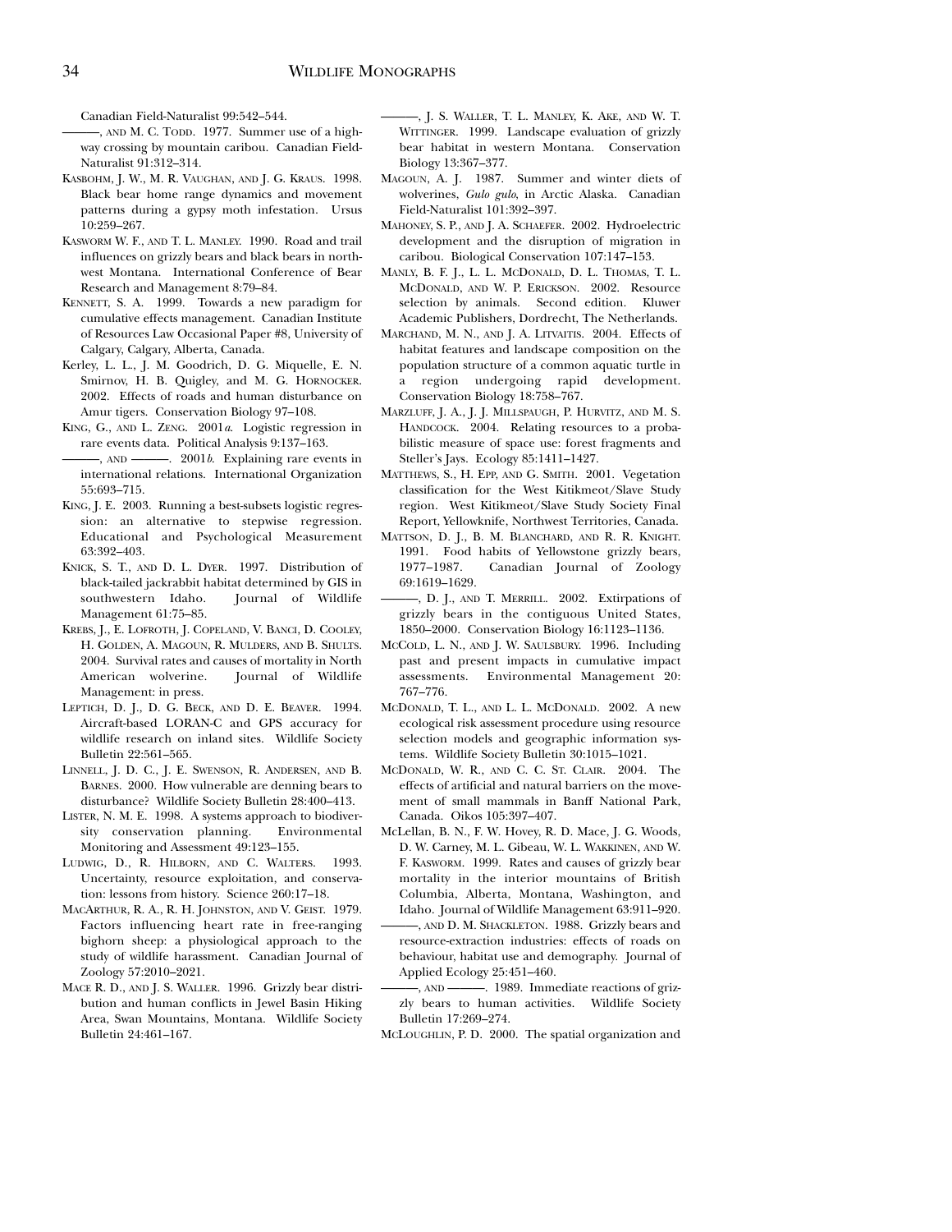Canadian Field-Naturalist 99:542–544.

———, and M. C. Todd. 1977. Summer use of a highway crossing by mountain caribou. Canadian Field-Naturalist 91:312–314.

Kasbohm, J. W., M. R. Vaughan, and J. G. Kraus. 1998. Black bear home range dynamics and movement patterns during a gypsy moth infestation. Ursus 10:259–267.

Kasworm W. F., and T. L. Manley. 1990. Road and trail influences on grizzly bears and black bears in northwest Montana. International Conference of Bear Research and Management 8:79–84.

Kennett, S. A. 1999. Towards a new paradigm for cumulative effects management. Canadian Institute of Resources Law Occasional Paper #8, University of Calgary, Calgary, Alberta, Canada.

Kerley, L. L., J. M. Goodrich, D. G. Miquelle, E. N. Smirnov, H. B. Quigley, and M. G. Hornocker. 2002. Effects of roads and human disturbance on Amur tigers. Conservation Biology 97–108.

King, G., and L. Zeng. 2001*a*. Logistic regression in rare events data. Political Analysis 9:137–163.

———, and ———. 2001*b*. Explaining rare events in international relations. International Organization 55:693–715.

King, J. E. 2003. Running a best-subsets logistic regression: an alternative to stepwise regression. Educational and Psychological Measurement 63:392–403.

Knick, S. T., and D. L. Dyer. 1997. Distribution of black-tailed jackrabbit habitat determined by GIS in southwestern Idaho. Journal of Wildlife Management 61:75–85.

Krebs, J., E. Lofroth, J. Copeland, V. Banci, D. Cooley, H. Golden, A. Magoun, R. Mulders, and B. Shults. 2004. Survival rates and causes of mortality in North American wolverine. Journal of Wildlife Management: in press.

Leptich, D. J., D. G. Beck, and D. E. Beaver. 1994. Aircraft-based LORAN-C and GPS accuracy for wildlife research on inland sites. Wildlife Society Bulletin 22:561–565.

Linnell, J. D. C., J. E. Swenson, R. Andersen, and B. Barnes. 2000. How vulnerable are denning bears to disturbance? Wildlife Society Bulletin 28:400–413.

Lister, N. M. E. 1998. A systems approach to biodiversity conservation planning. Environmental Monitoring and Assessment 49:123–155.

Ludwig, D., R. Hilborn, and C. Walters. 1993. Uncertainty, resource exploitation, and conservation: lessons from history. Science 260:17–18.

MacArthur, R. A., R. H. Johnston, and V. Geist. 1979. Factors influencing heart rate in free-ranging bighorn sheep: a physiological approach to the study of wildlife harassment. Canadian Journal of Zoology 57:2010–2021.

Mace R. D., and J. S. Waller. 1996. Grizzly bear distribution and human conflicts in Jewel Basin Hiking Area, Swan Mountains, Montana. Wildlife Society Bulletin 24:461–167.

———, J. S. Waller, T. L. Manley, K. Ake, and W. T. Wittinger. 1999. Landscape evaluation of grizzly bear habitat in western Montana. Conservation Biology 13:367–377.

Magoun, A. J. 1987. Summer and winter diets of wolverines, *Gulo gulo*, in Arctic Alaska. Canadian Field-Naturalist 101:392–397.

Mahoney, S. P., and J. A. Schaefer. 2002. Hydroelectric development and the disruption of migration in caribou. Biological Conservation 107:147–153.

Manly, B. F. J., L. L. McDonald, D. L. Thomas, T. L. McDonald, and W. P. Erickson. 2002. Resource selection by animals. Second edition. Kluwer Academic Publishers, Dordrecht, The Netherlands.

Marchand, M. N., and J. A. Litvaitis. 2004. Effects of habitat features and landscape composition on the population structure of a common aquatic turtle in a region undergoing rapid development. Conservation Biology 18:758–767.

Marzluff, J. A., J. J. Millspaugh, P. Hurvitz, and M. S. Handcock. 2004. Relating resources to a probabilistic measure of space use: forest fragments and Steller's Jays. Ecology 85:1411–1427.

Matthews, S., H. Epp, and G. Smith. 2001. Vegetation classification for the West Kitikmeot/Slave Study region. West Kitikmeot/Slave Study Society Final Report, Yellowknife, Northwest Territories, Canada.

Mattson, D. J., B. M. Blanchard, and R. R. Knight. 1991. Food habits of Yellowstone grizzly bears, 1977–1987. Canadian Journal of Zoology 69:1619–1629.

———, D. J., and T. Merrill. 2002. Extirpations of grizzly bears in the contiguous United States, 1850–2000. Conservation Biology 16:1123–1136.

McCold, L. N., and J. W. Saulsbury. 1996. Including past and present impacts in cumulative impact assessments. Environmental Management 20: 767–776.

McDonald, T. L., and L. L. McDonald. 2002. A new ecological risk assessment procedure using resource selection models and geographic information systems. Wildlife Society Bulletin 30:1015–1021.

McDonald, W. R., and C. C. St. Clair. 2004. The effects of artificial and natural barriers on the movement of small mammals in Banff National Park, Canada. Oikos 105:397–407.

McLellan, B. N., F. W. Hovey, R. D. Mace, J. G. Woods, D. W. Carney, M. L. Gibeau, W. L. Wakkinen, and W. F. Kasworm. 1999. Rates and causes of grizzly bear mortality in the interior mountains of British Columbia, Alberta, Montana, Washington, and Idaho. Journal of Wildlife Management 63:911–920.

———, and D. M. Shackleton. 1988. Grizzly bears and resource-extraction industries: effects of roads on behaviour, habitat use and demography. Journal of Applied Ecology 25:451–460.

———, and ———. 1989. Immediate reactions of grizzly bears to human activities. Wildlife Society Bulletin 17:269–274.

McLoughlin, P. D. 2000. The spatial organization and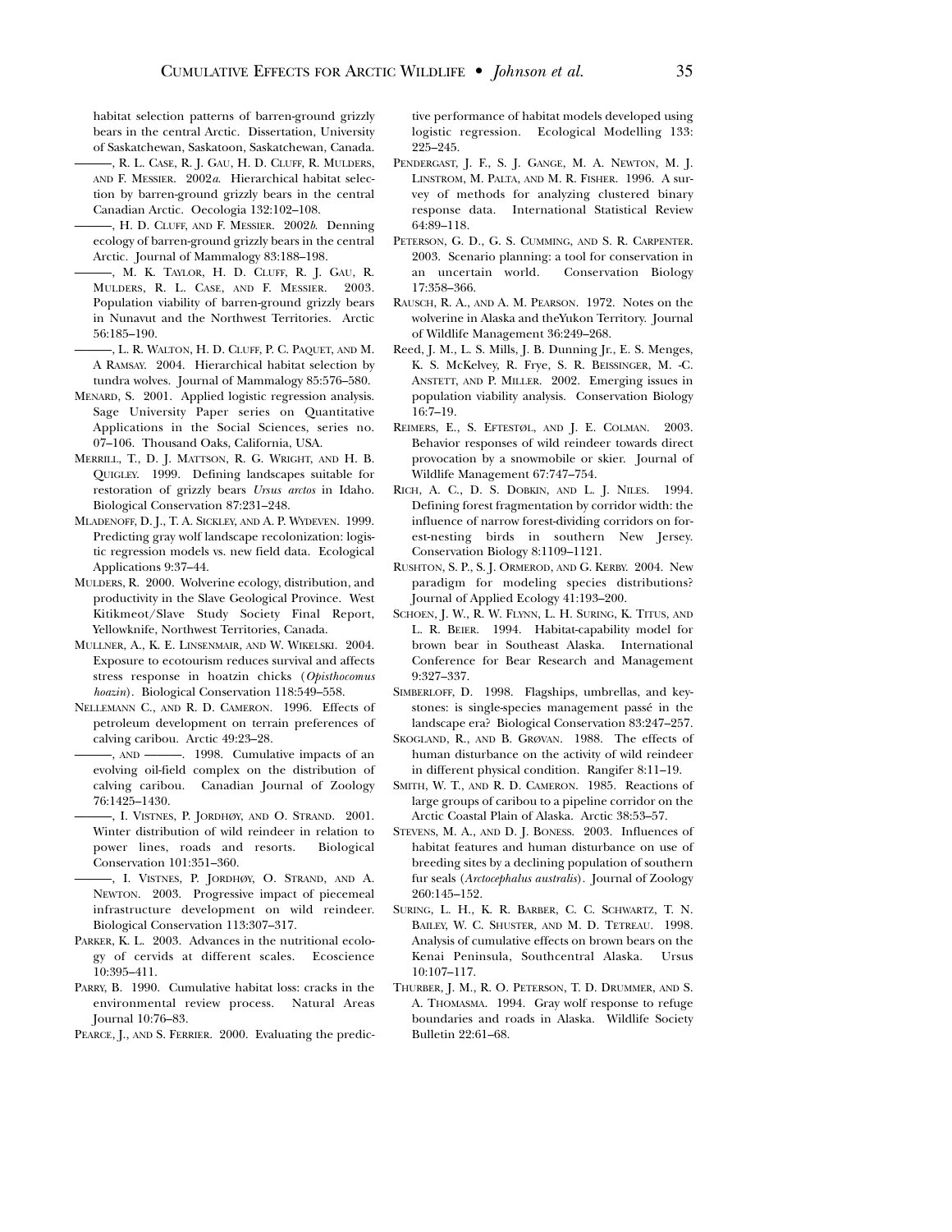habitat selection patterns of barren-ground grizzly bears in the central Arctic. Dissertation, University of Saskatchewan, Saskatoon, Saskatchewan, Canada.

———, R. L. Case, R. J. Gau, H. D. Cluff, R. Mulders, and F. Messier. 2002*a*. Hierarchical habitat selection by barren-ground grizzly bears in the central Canadian Arctic. Oecologia 132:102–108.

———, H. D. Cluff, and F. Messier. 2002*b*. Denning ecology of barren-ground grizzly bears in the central Arctic. Journal of Mammalogy 83:188–198.

———, M. K. Taylor, H. D. Cluff, R. J. Gau, R. Mulders, R. L. Case, and F. Messier. 2003. Population viability of barren-ground grizzly bears in Nunavut and the Northwest Territories. Arctic 56:185–190.

———, L. R. Walton, H. D. Cluff, P. C. Paquet, and M. A Ramsay. 2004. Hierarchical habitat selection by tundra wolves. Journal of Mammalogy 85:576–580.

Menard, S. 2001. Applied logistic regression analysis. Sage University Paper series on Quantitative Applications in the Social Sciences, series no. 07–106. Thousand Oaks, California, USA.

Merrill, T., D. J. Mattson, R. G. Wright, and H. B. Quigley. 1999. Defining landscapes suitable for restoration of grizzly bears *Ursus arctos* in Idaho. Biological Conservation 87:231–248.

Mladenoff, D. J., T. A. Sickley, and A. P. Wydeven. 1999. Predicting gray wolf landscape recolonization: logistic regression models vs. new field data. Ecological Applications 9:37–44.

Mulders, R. 2000. Wolverine ecology, distribution, and productivity in the Slave Geological Province. West Kitikmeot/Slave Study Society Final Report, Yellowknife, Northwest Territories, Canada.

Mullner, A., K. E. Linsenmair, and W. Wikelski. 2004. Exposure to ecotourism reduces survival and affects stress response in hoatzin chicks (*Opisthocomus hoazin*). Biological Conservation 118:549–558.

Nellemann C., and R. D. Cameron. 1996. Effects of petroleum development on terrain preferences of calving caribou. Arctic 49:23–28.

———, and ———. 1998. Cumulative impacts of an evolving oil-field complex on the distribution of calving caribou. Canadian Journal of Zoology 76:1425–1430.

———, I. Vistnes, P. Jordhøy, and O. Strand. 2001. Winter distribution of wild reindeer in relation to power lines, roads and resorts. Biological Conservation 101:351–360.

———, I. Vistnes, P. Jordhøy, O. Strand, and A. Newton. 2003. Progressive impact of piecemeal infrastructure development on wild reindeer. Biological Conservation 113:307–317.

Parker, K. L. 2003. Advances in the nutritional ecology of cervids at different scales. Ecoscience 10:395–411.

Parry, B. 1990. Cumulative habitat loss: cracks in the environmental review process. Natural Areas Journal 10:76–83.

Pearce, J., and S. Ferrier. 2000. Evaluating the predictive performance of habitat models developed using logistic regression. Ecological Modelling 133: 225–245.

Pendergast, J. F., S. J. Gange, M. A. Newton, M. J. Linstrom, M. Palta, and M. R. Fisher. 1996. A survey of methods for analyzing clustered binary response data. International Statistical Review 64:89–118.

Peterson, G. D., G. S. Cumming, and S. R. Carpenter. 2003. Scenario planning: a tool for conservation in an uncertain world. Conservation Biology 17:358–366.

Rausch, R. A., and A. M. Pearson. 1972. Notes on the wolverine in Alaska and theYukon Territory. Journal of Wildlife Management 36:249–268.

Reed, J. M., L. S. Mills, J. B. Dunning Jr., E. S. Menges, K. S. McKelvey, R. Frye, S. R. Beissinger, M. -C. Anstett, and P. Miller. 2002. Emerging issues in population viability analysis. Conservation Biology 16:7–19.

Reimers, E., S. Eftestøl, and J. E. Colman. 2003. Behavior responses of wild reindeer towards direct provocation by a snowmobile or skier. Journal of Wildlife Management 67:747–754.

Rich, A. C., D. S. Dobkin, and L. J. Niles. 1994. Defining forest fragmentation by corridor width: the influence of narrow forest-dividing corridors on forest-nesting birds in southern New Jersey. Conservation Biology 8:1109–1121.

Rushton, S. P., S. J. Ormerod, and G. Kerby. 2004. New paradigm for modeling species distributions? Journal of Applied Ecology 41:193–200.

Schoen, J. W., R. W. Flynn, L. H. Suring, K. Titus, and L. R. Beier. 1994. Habitat-capability model for brown bear in Southeast Alaska. International Conference for Bear Research and Management 9:327–337.

Simberloff, D. 1998. Flagships, umbrellas, and keystones: is single-species management passé in the landscape era? Biological Conservation 83:247–257.

Skogland, R., and B. Grøvan. 1988. The effects of human disturbance on the activity of wild reindeer in different physical condition. Rangifer 8:11–19.

Smith, W. T., and R. D. Cameron. 1985. Reactions of large groups of caribou to a pipeline corridor on the Arctic Coastal Plain of Alaska. Arctic 38:53–57.

Stevens, M. A., and D. J. Boness. 2003. Influences of habitat features and human disturbance on use of breeding sites by a declining population of southern fur seals (*Arctocephalus australis*). Journal of Zoology 260:145–152.

Suring, L. H., K. R. Barber, C. C. Schwartz, T. N. Bailey, W. C. Shuster, and M. D. Tetreau. 1998. Analysis of cumulative effects on brown bears on the Kenai Peninsula, Southcentral Alaska. Ursus 10:107–117.

Thurber, J. M., R. O. Peterson, T. D. Drummer, and S. A. Thomasma. 1994. Gray wolf response to refuge boundaries and roads in Alaska. Wildlife Society Bulletin 22:61–68.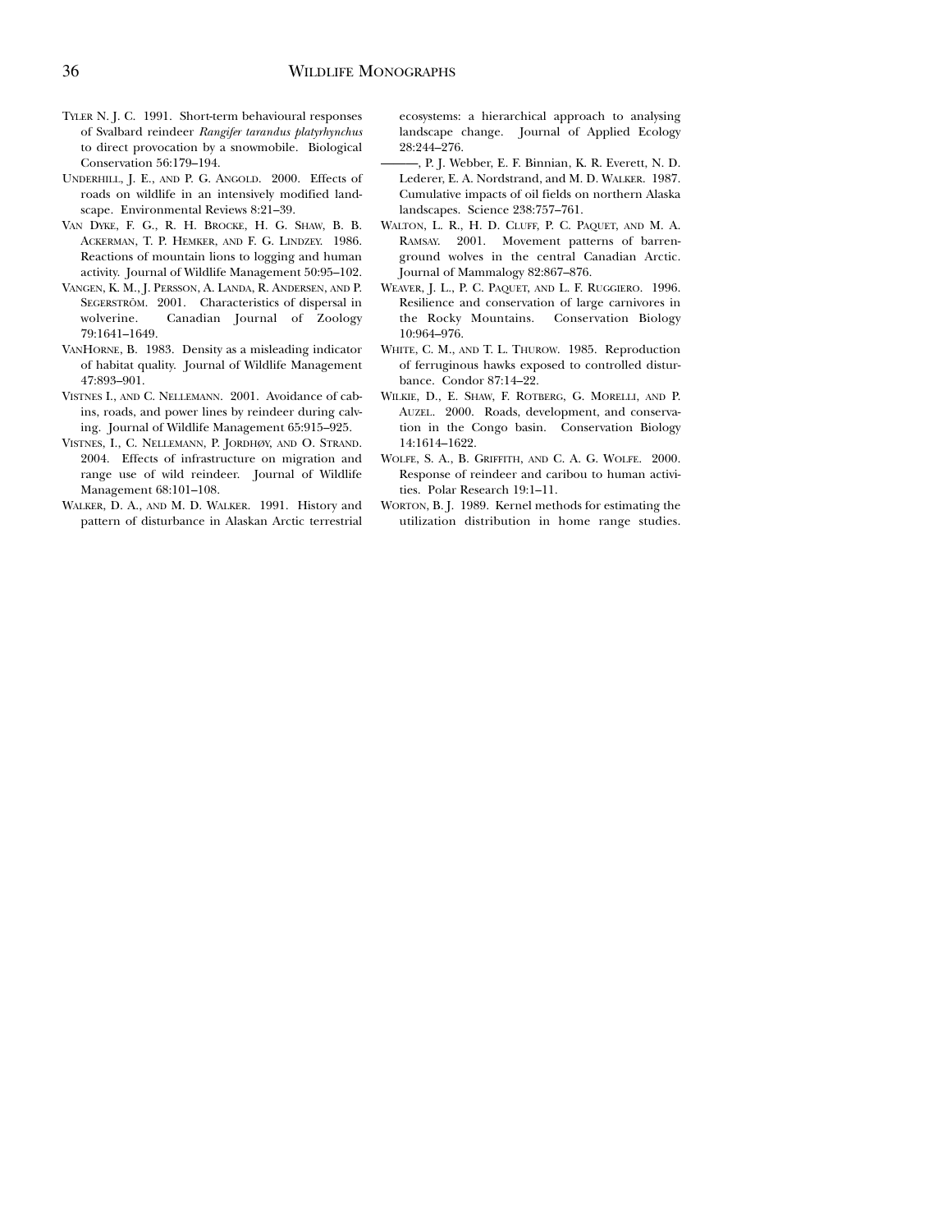TYLER N. J. C. 1991. Short-term behavioural responses of Svalbard reindeer *Rangifer tarandus platyrhynchus* to direct provocation by a snowmobile. Biological Conservation 56:179–194.

UNDERHILL, J. E., AND P. G. ANGOLD. 2000. Effects of roads on wildlife in an intensively modified landscape. Environmental Reviews 8:21–39.

VAN DYKE, F. G., R. H. BROCKE, H. G. SHAW, B. B. ACKERMAN, T. P. HEMKER, AND F. G. LINDZEY. 1986. Reactions of mountain lions to logging and human activity. Journal of Wildlife Management 50:95–102.

VANGEN, K. M., J. PERSSON, A. LANDA, R. ANDERSEN, AND P. SEGERSTRÖM. 2001. Characteristics of dispersal in wolverine. Canadian Journal of Zoology 79:1641–1649.

VANHORNE, B. 1983. Density as a misleading indicator of habitat quality. Journal of Wildlife Management 47:893–901.

VISTNES I., AND C. NELLEMANN. 2001. Avoidance of cabins, roads, and power lines by reindeer during calving. Journal of Wildlife Management 65:915–925.

VISTNES, I., C. NELLEMANN, P. JORDHØY, AND O. STRAND. 2004. Effects of infrastructure on migration and range use of wild reindeer. Journal of Wildlife Management 68:101–108.

WALKER, D. A., AND M. D. WALKER. 1991. History and pattern of disturbance in Alaskan Arctic terrestrial ecosystems: a hierarchical approach to analysing landscape change. Journal of Applied Ecology 28:244–276.

———, P. J. Webber, E. F. Binnian, K. R. Everett, N. D. Lederer, E. A. Nordstrand, and M. D. WALKER. 1987. Cumulative impacts of oil fields on northern Alaska landscapes. Science 238:757–761.

WALTON, L. R., H. D. CLUFF, P. C. PAQUET, AND M. A. RAMSAY. 2001. Movement patterns of barren-ground wolves in the central Canadian Arctic. Journal of Mammalogy 82:867–876.

WEAVER, J. L., P. C. PAQUET, AND L. F. RUGGIERO. 1996. Resilience and conservation of large carnivores in the Rocky Mountains. Conservation Biology 10:964–976.

WHITE, C. M., AND T. L. THUROW. 1985. Reproduction of ferruginous hawks exposed to controlled disturbance. Condor 87:14–22.

WILKIE, D., E. SHAW, F. ROTBERG, G. MORELLI, AND P. AUZEL. 2000. Roads, development, and conservation in the Congo basin. Conservation Biology 14:1614–1622.

WOLFE, S. A., B. GRIFFITH, AND C. A. G. WOLFE. 2000. Response of reindeer and caribou to human activities. Polar Research 19:1–11.

WORTON, B. J. 1989. Kernel methods for estimating the utilization distribution in home range studies.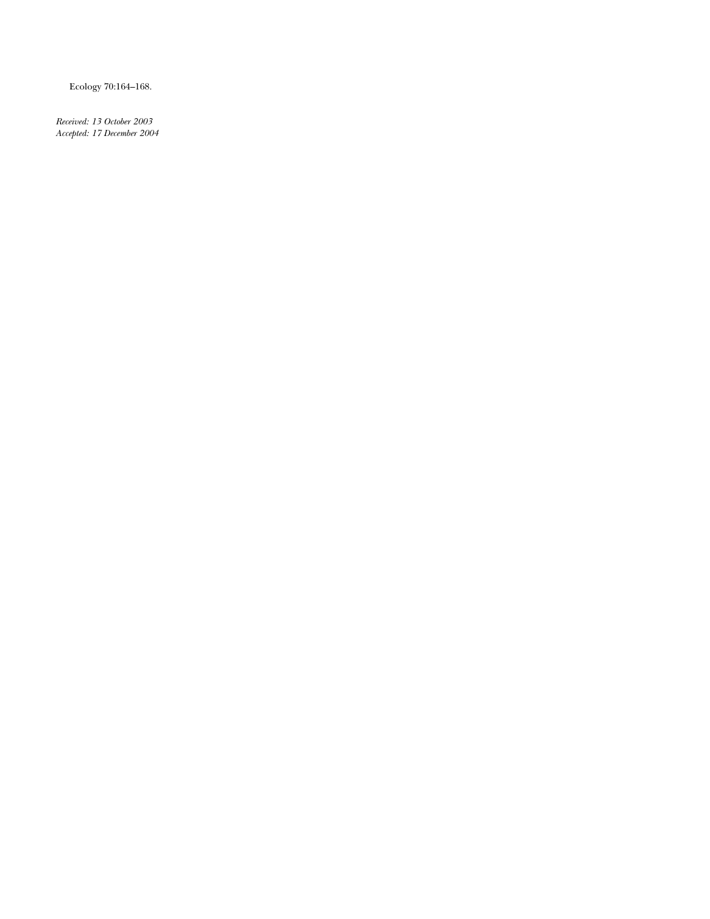Ecology 70:164–168.

*Received: 13 October 2003*
*Accepted: 17 December 2004*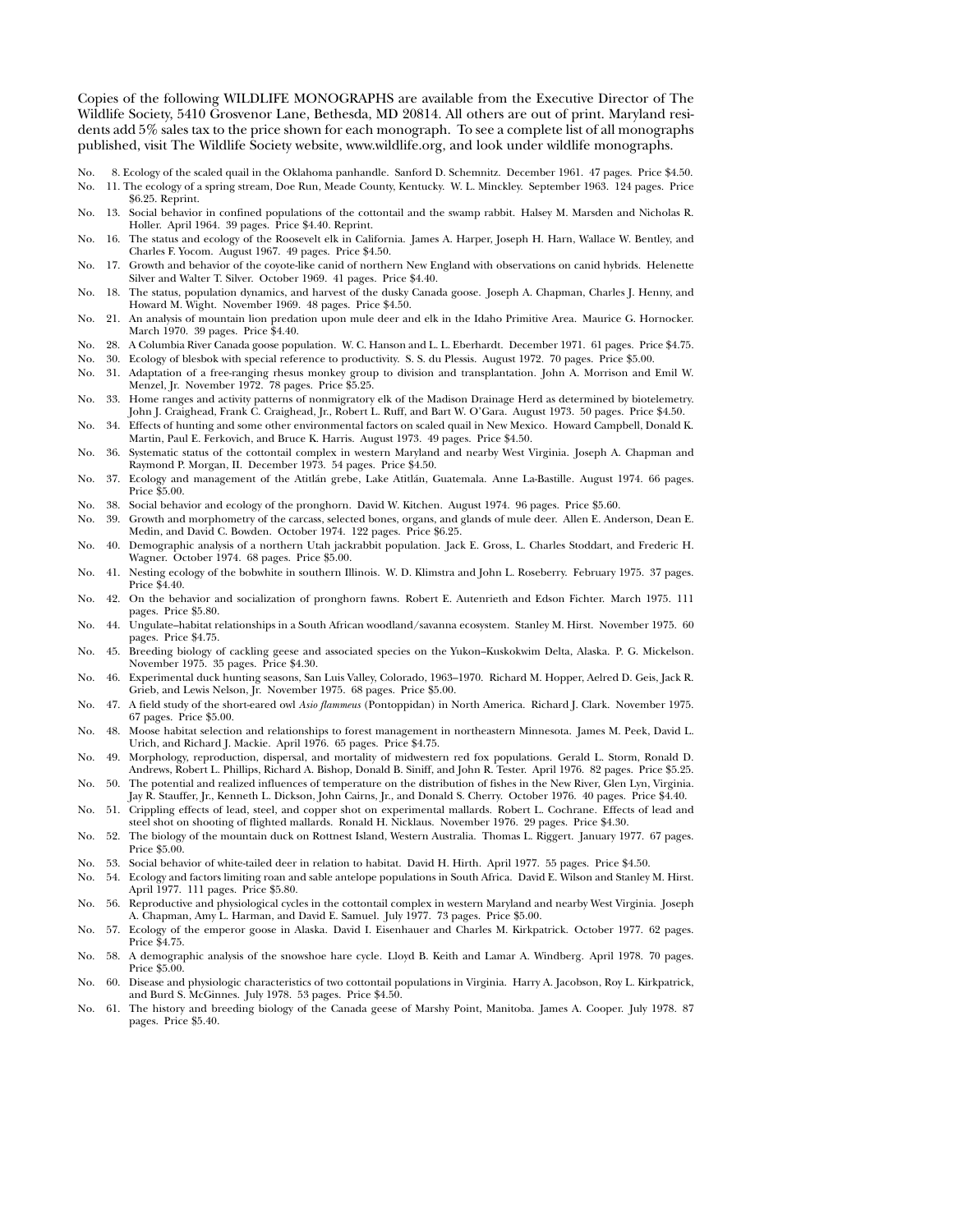Copies of the following WILDLIFE MONOGRAPHS are available from the Executive Director of The Wildlife Society, 5410 Grosvenor Lane, Bethesda, MD 20814. All others are out of print. Maryland residents add 5% sales tax to the price shown for each monograph. To see a complete list of all monographs published, visit The Wildlife Society website, www.wildlife.org, and look under wildlife monographs.

No. 8. Ecology of the scaled quail in the Oklahoma panhandle. Sanford D. Schemnitz. December 1961. 47 pages. Price $4.50.

No. 11. The ecology of a spring stream, Doe Run, Meade County, Kentucky. W. L. Minckley. September 1963. 124 pages. Price $6.25. Reprint.

No. 13. Social behavior in confined populations of the cottontail and the swamp rabbit. Halsey M. Marsden and Nicholas R. Holler. April 1964. 39 pages. Price $4.40. Reprint.

No. 16. The status and ecology of the Roosevelt elk in California. James A. Harper, Joseph H. Harn, Wallace W. Bentley, and Charles F. Yocom. August 1967. 49 pages. Price $4.50.

No. 17. Growth and behavior of the coyote-like canid of northern New England with observations on canid hybrids. Helenette Silver and Walter T. Silver. October 1969. 41 pages. Price $4.40.

No. 18. The status, population dynamics, and harvest of the dusky Canada goose. Joseph A. Chapman, Charles J. Henny, and Howard M. Wight. November 1969. 48 pages. Price $4.50.

No. 21. An analysis of mountain lion predation upon mule deer and elk in the Idaho Primitive Area. Maurice G. Hornocker. March 1970. 39 pages. Price $4.40.

No. 28. A Columbia River Canada goose population. W. C. Hanson and L. L. Eberhardt. December 1971. 61 pages. Price $4.75.

No. 30. Ecology of blesbok with special reference to productivity. S. S. du Plessis. August 1972. 70 pages. Price $5.00.

No. 31. Adaptation of a free-ranging rhesus monkey group to division and transplantation. John A. Morrison and Emil W. Menzel, Jr. November 1972. 78 pages. Price $5.25.

No. 33. Home ranges and activity patterns of nonmigratory elk of the Madison Drainage Herd as determined by biotelemetry. John J. Craighead, Frank C. Craighead, Jr., Robert L. Ruff, and Bart W. O'Gara. August 1973. 50 pages. Price $4.50.

No. 34. Effects of hunting and some other environmental factors on scaled quail in New Mexico. Howard Campbell, Donald K. Martin, Paul E. Ferkovich, and Bruce K. Harris. August 1973. 49 pages. Price $4.50.

No. 36. Systematic status of the cottontail complex in western Maryland and nearby West Virginia. Joseph A. Chapman and Raymond P. Morgan, II. December 1973. 54 pages. Price $4.50.

No. 37. Ecology and management of the Atitlán grebe, Lake Atitlán, Guatemala. Anne La-Bastille. August 1974. 66 pages. Price $5.00.

No. 38. Social behavior and ecology of the pronghorn. David W. Kitchen. August 1974. 96 pages. Price $5.60.

No. 39. Growth and morphometry of the carcass, selected bones, organs, and glands of mule deer. Allen E. Anderson, Dean E. Medin, and David C. Bowden. October 1974. 122 pages. Price $6.25.

No. 40. Demographic analysis of a northern Utah jackrabbit population. Jack E. Gross, L. Charles Stoddart, and Frederic H. Wagner. October 1974. 68 pages. Price $5.00.

No. 41. Nesting ecology of the bobwhite in southern Illinois. W. D. Klimstra and John L. Roseberry. February 1975. 37 pages. Price $4.40.

No. 42. On the behavior and socialization of pronghorn fawns. Robert E. Autenrieth and Edson Fichter. March 1975. 111 pages. Price $5.80.

No. 44. Ungulate–habitat relationships in a South African woodland/savanna ecosystem. Stanley M. Hirst. November 1975. 60 pages. Price $4.75.

No. 45. Breeding biology of cackling geese and associated species on the Yukon–Kuskokwim Delta, Alaska. P. G. Mickelson. November 1975. 35 pages. Price $4.30.

No. 46. Experimental duck hunting seasons, San Luis Valley, Colorado, 1963–1970. Richard M. Hopper, Aelred D. Geis, Jack R. Grieb, and Lewis Nelson, Jr. November 1975. 68 pages. Price $5.00.

No. 47. A field study of the short-eared owl *Asio flammeus* (Pontoppidan) in North America. Richard J. Clark. November 1975. 67 pages. Price $5.00.

No. 48. Moose habitat selection and relationships to forest management in northeastern Minnesota. James M. Peek, David L. Urich, and Richard J. Mackie. April 1976. 65 pages. Price $4.75.

No. 49. Morphology, reproduction, dispersal, and mortality of midwestern red fox populations. Gerald L. Storm, Ronald D. Andrews, Robert L. Phillips, Richard A. Bishop, Donald B. Siniff, and John R. Tester. April 1976. 82 pages. Price $5.25.

No. 50. The potential and realized influences of temperature on the distribution of fishes in the New River, Glen Lyn, Virginia. Jay R. Stauffer, Jr., Kenneth L. Dickson, John Cairns, Jr., and Donald S. Cherry. October 1976. 40 pages. Price $4.40.

No. 51. Crippling effects of lead, steel, and copper shot on experimental mallards. Robert L. Cochrane. Effects of lead and steel shot on shooting of flighted mallards. Ronald H. Nicklaus. November 1976. 29 pages. Price $4.30.

No. 52. The biology of the mountain duck on Rottnest Island, Western Australia. Thomas L. Riggert. January 1977. 67 pages. Price $5.00.

No. 53. Social behavior of white-tailed deer in relation to habitat. David H. Hirth. April 1977. 55 pages. Price $4.50.

No. 54. Ecology and factors limiting roan and sable antelope populations in South Africa. David E. Wilson and Stanley M. Hirst. April 1977. 111 pages. Price $5.80.

No. 56. Reproductive and physiological cycles in the cottontail complex in western Maryland and nearby West Virginia. Joseph A. Chapman, Amy L. Harman, and David E. Samuel. July 1977. 73 pages. Price $5.00.

No. 57. Ecology of the emperor goose in Alaska. David I. Eisenhauer and Charles M. Kirkpatrick. October 1977. 62 pages. Price $4.75.

No. 58. A demographic analysis of the snowshoe hare cycle. Lloyd B. Keith and Lamar A. Windberg. April 1978. 70 pages. Price $5.00.

No. 60. Disease and physiologic characteristics of two cottontail populations in Virginia. Harry A. Jacobson, Roy L. Kirkpatrick, and Burd S. McGinnes. July 1978. 53 pages. Price $4.50.

No. 61. The history and breeding biology of the Canada geese of Marshy Point, Manitoba. James A. Cooper. July 1978. 87 pages. Price $5.40.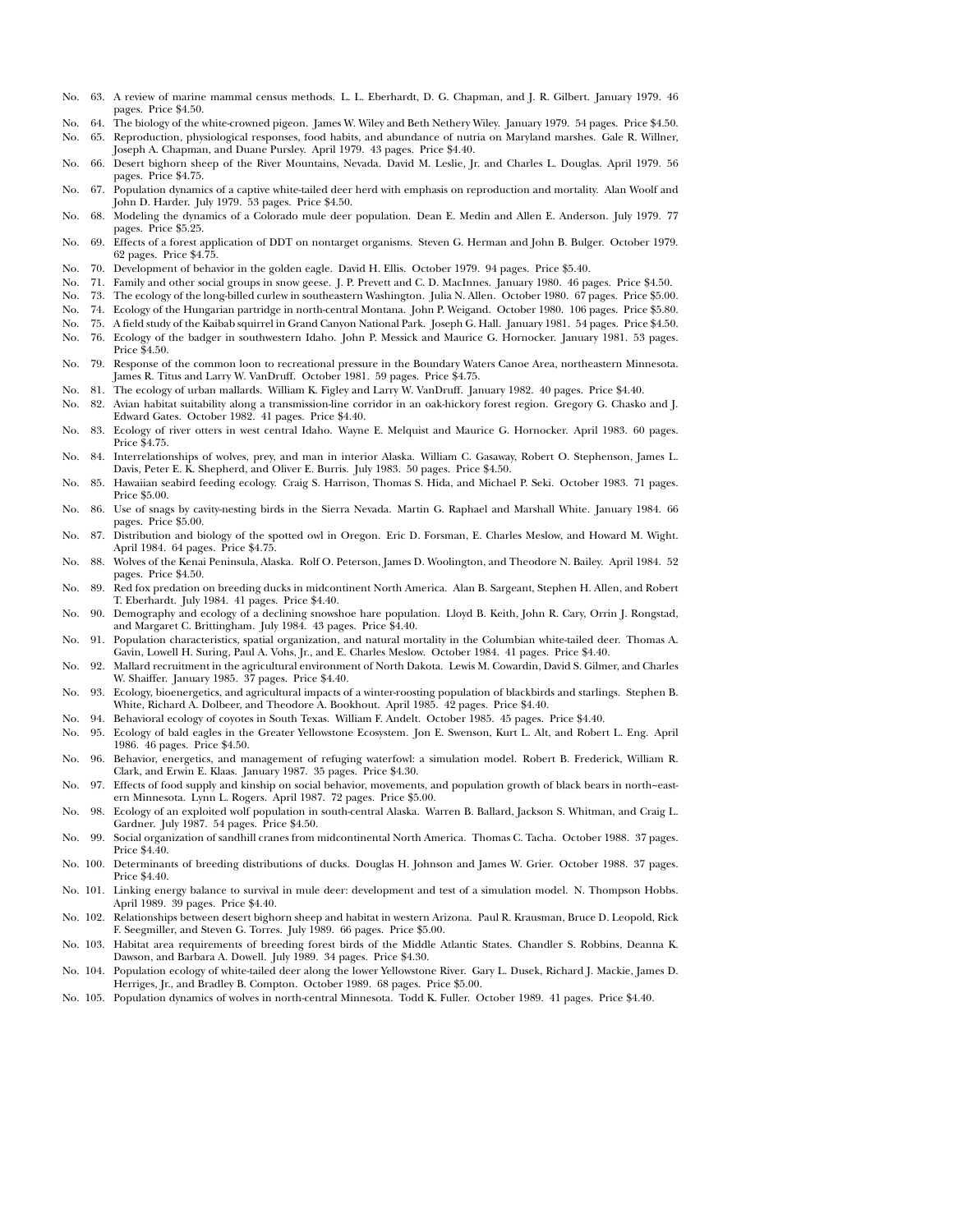No. 63. A review of marine mammal census methods. L. L. Eberhardt, D. G. Chapman, and J. R. Gilbert. January 1979. 46 pages. Price $4.50.

No. 64. The biology of the white-crowned pigeon. James W. Wiley and Beth Nethery Wiley. January 1979. 54 pages. Price $4.50.

No. 65. Reproduction, physiological responses, food habits, and abundance of nutria on Maryland marshes. Gale R. Willner, Joseph A. Chapman, and Duane Pursley. April 1979. 43 pages. Price $4.40.

No. 66. Desert bighorn sheep of the River Mountains, Nevada. David M. Leslie, Jr. and Charles L. Douglas. April 1979. 56 pages. Price $4.75.

No. 67. Population dynamics of a captive white-tailed deer herd with emphasis on reproduction and mortality. Alan Woolf and John D. Harder. July 1979. 53 pages. Price $4.50.

No. 68. Modeling the dynamics of a Colorado mule deer population. Dean E. Medin and Allen E. Anderson. July 1979. 77 pages. Price $5.25.

No. 69. Effects of a forest application of DDT on nontarget organisms. Steven G. Herman and John B. Bulger. October 1979. 62 pages. Price $4.75.

No. 70. Development of behavior in the golden eagle. David H. Ellis. October 1979. 94 pages. Price $5.40.

No. 71. Family and other social groups in snow geese. J. P. Prevett and C. D. MacInnes. January 1980. 46 pages. Price $4.50.

No. 73. The ecology of the long-billed curlew in southeastern Washington. Julia N. Allen. October 1980. 67 pages. Price $5.00.

No. 74. Ecology of the Hungarian partridge in north-central Montana. John P. Weigand. October 1980. 106 pages. Price $5.80.

No. 75. A field study of the Kaibab squirrel in Grand Canyon National Park. Joseph G. Hall. January 1981. 54 pages. Price $4.50.

No. 76. Ecology of the badger in southwestern Idaho. John P. Messick and Maurice G. Hornocker. January 1981. 53 pages. Price $4.50.

No. 79. Response of the common loon to recreational pressure in the Boundary Waters Canoe Area, northeastern Minnesota. James R. Titus and Larry W. VanDruff. October 1981. 59 pages. Price $4.75.

No. 81. The ecology of urban mallards. William K. Figley and Larry W. VanDruff. January 1982. 40 pages. Price $4.40.

No. 82. Avian habitat suitability along a transmission-line corridor in an oak-hickory forest region. Gregory G. Chasko and J. Edward Gates. October 1982. 41 pages. Price $4.40.

No. 83. Ecology of river otters in west central Idaho. Wayne E. Melquist and Maurice G. Hornocker. April 1983. 60 pages. Price $4.75.

No. 84. Interrelationships of wolves, prey, and man in interior Alaska. William C. Gasaway, Robert O. Stephenson, James L. Davis, Peter E. K. Shepherd, and Oliver E. Burris. July 1983. 50 pages. Price $4.50.

No. 85. Hawaiian seabird feeding ecology. Craig S. Harrison, Thomas S. Hida, and Michael P. Seki. October 1983. 71 pages. Price $5.00.

No. 86. Use of snags by cavity-nesting birds in the Sierra Nevada. Martin G. Raphael and Marshall White. January 1984. 66 pages. Price $5.00.

No. 87. Distribution and biology of the spotted owl in Oregon. Eric D. Forsman, E. Charles Meslow, and Howard M. Wight. April 1984. 64 pages. Price $4.75.

No. 88. Wolves of the Kenai Peninsula, Alaska. Rolf O. Peterson, James D. Woolington, and Theodore N. Bailey. April 1984. 52 pages. Price $4.50.

No. 89. Red fox predation on breeding ducks in midcontinent North America. Alan B. Sargeant, Stephen H. Allen, and Robert T. Eberhardt. July 1984. 41 pages. Price $4.40.

No. 90. Demography and ecology of a declining snowshoe hare population. Lloyd B. Keith, John R. Cary, Orrin J. Rongstad, and Margaret C. Brittingham. July 1984. 43 pages. Price $4.40.

No. 91. Population characteristics, spatial organization, and natural mortality in the Columbian white-tailed deer. Thomas A. Gavin, Lowell H. Suring, Paul A. Vohs, Jr., and E. Charles Meslow. October 1984. 41 pages. Price $4.40.

No. 92. Mallard recruitment in the agricultural environment of North Dakota. Lewis M. Cowardin, David S. Gilmer, and Charles W. Shaiffer. January 1985. 37 pages. Price $4.40.

No. 93. Ecology, bioenergetics, and agricultural impacts of a winter-roosting population of blackbirds and starlings. Stephen B. White, Richard A. Dolbeer, and Theodore A. Bookhout. April 1985. 42 pages. Price $4.40.

No. 94. Behavioral ecology of coyotes in South Texas. William F. Andelt. October 1985. 45 pages. Price $4.40.

No. 95. Ecology of bald eagles in the Greater Yellowstone Ecosystem. Jon E. Swenson, Kurt L. Alt, and Robert L. Eng. April 1986. 46 pages. Price $4.50.

No. 96. Behavior, energetics, and management of refuging waterfowl: a simulation model. Robert B. Frederick, William R. Clark, and Erwin E. Klaas. January 1987. 35 pages. Price $4.30.

No. 97. Effects of food supply and kinship on social behavior, movements, and population growth of black bears in north–eastern Minnesota. Lynn L. Rogers. April 1987. 72 pages. Price $5.00.

No. 98. Ecology of an exploited wolf population in south-central Alaska. Warren B. Ballard, Jackson S. Whitman, and Craig L. Gardner. July 1987. 54 pages. Price $4.50.

No. 99. Social organization of sandhill cranes from midcontinental North America. Thomas C. Tacha. October 1988. 37 pages. Price $4.40.

No. 100. Determinants of breeding distributions of ducks. Douglas H. Johnson and James W. Grier. October 1988. 37 pages. Price $4.40.

No. 101. Linking energy balance to survival in mule deer: development and test of a simulation model. N. Thompson Hobbs. April 1989. 39 pages. Price $4.40.

No. 102. Relationships between desert bighorn sheep and habitat in western Arizona. Paul R. Krausman, Bruce D. Leopold, Rick F. Seegmiller, and Steven G. Torres. July 1989. 66 pages. Price $5.00.

No. 103. Habitat area requirements of breeding forest birds of the Middle Atlantic States. Chandler S. Robbins, Deanna K. Dawson, and Barbara A. Dowell. July 1989. 34 pages. Price $4.30.

No. 104. Population ecology of white-tailed deer along the lower Yellowstone River. Gary L. Dusek, Richard J. Mackie, James D. Herriges, Jr., and Bradley B. Compton. October 1989. 68 pages. Price $5.00.

No. 105. Population dynamics of wolves in north-central Minnesota. Todd K. Fuller. October 1989. 41 pages. Price $4.40.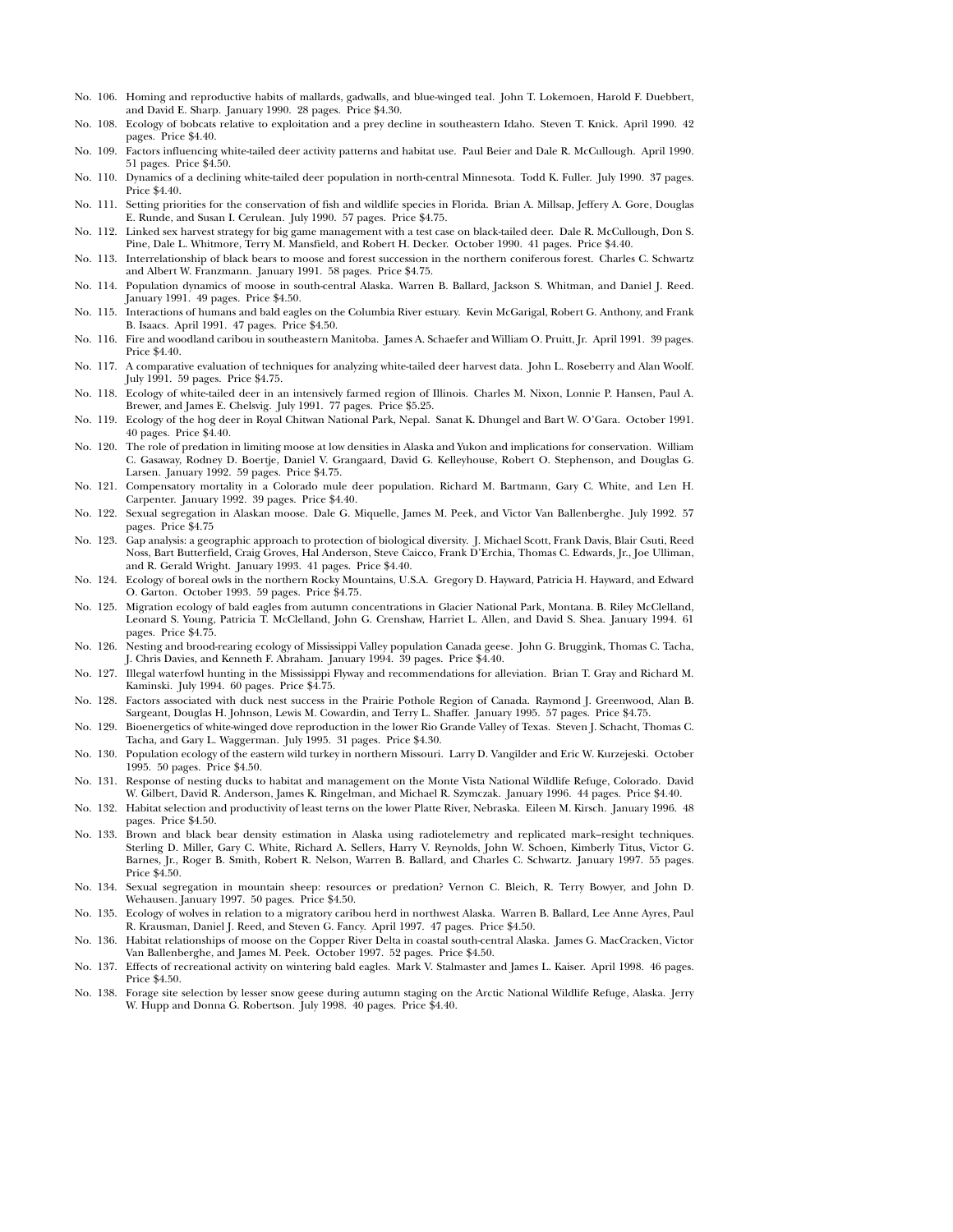No. 106. Homing and reproductive habits of mallards, gadwalls, and blue-winged teal. John T. Lokemoen, Harold F. Duebbert, and David E. Sharp. January 1990. 28 pages. Price $4.30.

No. 108. Ecology of bobcats relative to exploitation and a prey decline in southeastern Idaho. Steven T. Knick. April 1990. 42 pages. Price $4.40.

No. 109. Factors influencing white-tailed deer activity patterns and habitat use. Paul Beier and Dale R. McCullough. April 1990. 51 pages. Price $4.50.

No. 110. Dynamics of a declining white-tailed deer population in north-central Minnesota. Todd K. Fuller. July 1990. 37 pages. Price $4.40.

No. 111. Setting priorities for the conservation of fish and wildlife species in Florida. Brian A. Millsap, Jeffery A. Gore, Douglas E. Runde, and Susan I. Cerulean. July 1990. 57 pages. Price $4.75.

No. 112. Linked sex harvest strategy for big game management with a test case on black-tailed deer. Dale R. McCullough, Don S. Pine, Dale L. Whitmore, Terry M. Mansfield, and Robert H. Decker. October 1990. 41 pages. Price $4.40.

No. 113. Interrelationship of black bears to moose and forest succession in the northern coniferous forest. Charles C. Schwartz and Albert W. Franzmann. January 1991. 58 pages. Price $4.75.

No. 114. Population dynamics of moose in south-central Alaska. Warren B. Ballard, Jackson S. Whitman, and Daniel J. Reed. January 1991. 49 pages. Price $4.50.

No. 115. Interactions of humans and bald eagles on the Columbia River estuary. Kevin McGarigal, Robert G. Anthony, and Frank B. Isaacs. April 1991. 47 pages. Price $4.50.

No. 116. Fire and woodland caribou in southeastern Manitoba. James A. Schaefer and William O. Pruitt, Jr. April 1991. 39 pages. Price $4.40.

No. 117. A comparative evaluation of techniques for analyzing white-tailed deer harvest data. John L. Roseberry and Alan Woolf. July 1991. 59 pages. Price $4.75.

No. 118. Ecology of white-tailed deer in an intensively farmed region of Illinois. Charles M. Nixon, Lonnie P. Hansen, Paul A. Brewer, and James E. Chelsvig. July 1991. 77 pages. Price $5.25.

No. 119. Ecology of the hog deer in Royal Chitwan National Park, Nepal. Sanat K. Dhungel and Bart W. O'Gara. October 1991. 40 pages. Price $4.40.

No. 120. The role of predation in limiting moose at low densities in Alaska and Yukon and implications for conservation. William C. Gasaway, Rodney D. Boertje, Daniel V. Grangaard, David G. Kelleyhouse, Robert O. Stephenson, and Douglas G. Larsen. January 1992. 59 pages. Price $4.75.

No. 121. Compensatory mortality in a Colorado mule deer population. Richard M. Bartmann, Gary C. White, and Len H. Carpenter. January 1992. 39 pages. Price $4.40.

No. 122. Sexual segregation in Alaskan moose. Dale G. Miquelle, James M. Peek, and Victor Van Ballenberghe. July 1992. 57 pages. Price $4.75

No. 123. Gap analysis: a geographic approach to protection of biological diversity. J. Michael Scott, Frank Davis, Blair Csuti, Reed Noss, Bart Butterfield, Craig Groves, Hal Anderson, Steve Caicco, Frank D'Erchia, Thomas C. Edwards, Jr., Joe Ulliman, and R. Gerald Wright. January 1993. 41 pages. Price $4.40.

No. 124. Ecology of boreal owls in the northern Rocky Mountains, U.S.A. Gregory D. Hayward, Patricia H. Hayward, and Edward O. Garton. October 1993. 59 pages. Price $4.75.

No. 125. Migration ecology of bald eagles from autumn concentrations in Glacier National Park, Montana. B. Riley McClelland, Leonard S. Young, Patricia T. McClelland, John G. Crenshaw, Harriet L. Allen, and David S. Shea. January 1994. 61 pages. Price $4.75.

No. 126. Nesting and brood-rearing ecology of Mississippi Valley population Canada geese. John G. Bruggink, Thomas C. Tacha, J. Chris Davies, and Kenneth F. Abraham. January 1994. 39 pages. Price $4.40.

No. 127. Illegal waterfowl hunting in the Mississippi Flyway and recommendations for alleviation. Brian T. Gray and Richard M. Kaminski. July 1994. 60 pages. Price $4.75.

No. 128. Factors associated with duck nest success in the Prairie Pothole Region of Canada. Raymond J. Greenwood, Alan B. Sargeant, Douglas H. Johnson, Lewis M. Cowardin, and Terry L. Shaffer. January 1995. 57 pages. Price $4.75.

No. 129. Bioenergetics of white-winged dove reproduction in the lower Rio Grande Valley of Texas. Steven J. Schacht, Thomas C. Tacha, and Gary L. Waggerman. July 1995. 31 pages. Price $4.30.

No. 130. Population ecology of the eastern wild turkey in northern Missouri. Larry D. Vangilder and Eric W. Kurzejeski. October 1995. 50 pages. Price $4.50.

No. 131. Response of nesting ducks to habitat and management on the Monte Vista National Wildlife Refuge, Colorado. David W. Gilbert, David R. Anderson, James K. Ringelman, and Michael R. Szymczak. January 1996. 44 pages. Price $4.40.

No. 132. Habitat selection and productivity of least terns on the lower Platte River, Nebraska. Eileen M. Kirsch. January 1996. 48 pages. Price $4.50.

No. 133. Brown and black bear density estimation in Alaska using radiotelemetry and replicated mark–resight techniques. Sterling D. Miller, Gary C. White, Richard A. Sellers, Harry V. Reynolds, John W. Schoen, Kimberly Titus, Victor G. Barnes, Jr., Roger B. Smith, Robert R. Nelson, Warren B. Ballard, and Charles C. Schwartz. January 1997. 55 pages. Price $4.50.

No. 134. Sexual segregation in mountain sheep: resources or predation? Vernon C. Bleich, R. Terry Bowyer, and John D. Wehausen. January 1997. 50 pages. Price $4.50.

No. 135. Ecology of wolves in relation to a migratory caribou herd in northwest Alaska. Warren B. Ballard, Lee Anne Ayres, Paul R. Krausman, Daniel J. Reed, and Steven G. Fancy. April 1997. 47 pages. Price $4.50.

No. 136. Habitat relationships of moose on the Copper River Delta in coastal south-central Alaska. James G. MacCracken, Victor Van Ballenberghe, and James M. Peek. October 1997. 52 pages. Price $4.50.

No. 137. Effects of recreational activity on wintering bald eagles. Mark V. Stalmaster and James L. Kaiser. April 1998. 46 pages. Price $4.50.

No. 138. Forage site selection by lesser snow geese during autumn staging on the Arctic National Wildlife Refuge, Alaska. Jerry W. Hupp and Donna G. Robertson. July 1998. 40 pages. Price $4.40.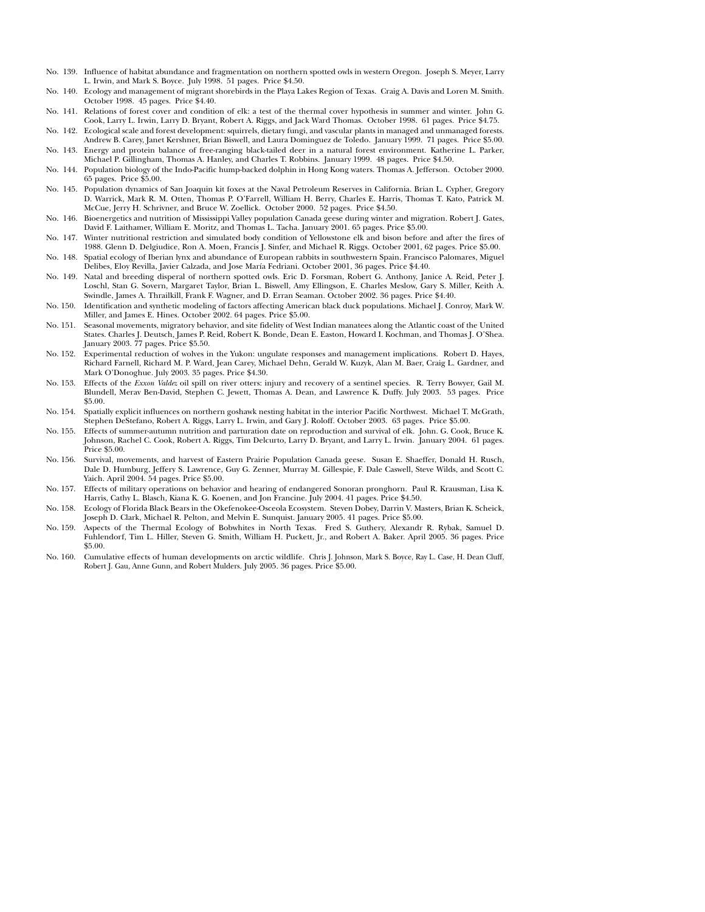No. 139. Influence of habitat abundance and fragmentation on northern spotted owls in western Oregon. Joseph S. Meyer, Larry L. Irwin, and Mark S. Boyce. July 1998. 51 pages. Price $4.50.

No. 140. Ecology and management of migrant shorebirds in the Playa Lakes Region of Texas. Craig A. Davis and Loren M. Smith. October 1998. 45 pages. Price $4.40.

No. 141. Relations of forest cover and condition of elk: a test of the thermal cover hypothesis in summer and winter. John G. Cook, Larry L. Irwin, Larry D. Bryant, Robert A. Riggs, and Jack Ward Thomas. October 1998. 61 pages. Price $4.75.

No. 142. Ecological scale and forest development: squirrels, dietary fungi, and vascular plants in managed and unmanaged forests. Andrew B. Carey, Janet Kershner, Brian Biswell, and Laura Dominguez de Toledo. January 1999. 71 pages. Price $5.00.

No. 143. Energy and protein balance of free-ranging black-tailed deer in a natural forest environment. Katherine L. Parker, Michael P. Gillingham, Thomas A. Hanley, and Charles T. Robbins. January 1999. 48 pages. Price $4.50.

No. 144. Population biology of the Indo-Pacific hump-backed dolphin in Hong Kong waters. Thomas A. Jefferson. October 2000. 65 pages. Price $5.00.

No. 145. Population dynamics of San Joaquin kit foxes at the Naval Petroleum Reserves in California. Brian L. Cypher, Gregory D. Warrick, Mark R. M. Otten, Thomas P. O'Farrell, William H. Berry, Charles E. Harris, Thomas T. Kato, Patrick M. McCue, Jerry H. Schrivner, and Bruce W. Zoellick. October 2000. 52 pages. Price $4.50.

No. 146. Bioenergetics and nutrition of Mississippi Valley population Canada geese during winter and migration. Robert J. Gates, David F. Laithamer, William E. Moritz, and Thomas L. Tacha. January 2001. 65 pages. Price $5.00.

No. 147. Winter nutritional restriction and simulated body condition of Yellowstone elk and bison before and after the fires of 1988. Glenn D. Delgiudice, Ron A. Moen, Francis J. Sinfer, and Michael R. Riggs. October 2001, 62 pages. Price $5.00.

No. 148. Spatial ecology of Iberian lynx and abundance of European rabbits in southwestern Spain. Francisco Palomares, Miguel Delibes, Eloy Revilla, Javier Calzada, and Jose María Fedriani. October 2001, 36 pages. Price $4.40.

No. 149. Natal and breeding disperal of northern spotted owls. Eric D. Forsman, Robert G. Anthony, Janice A. Reid, Peter J. Loschl, Stan G. Sovern, Margaret Taylor, Brian L. Biswell, Amy Ellingson, E. Charles Meslow, Gary S. Miller, Keith A. Swindle, James A. Thrailkill, Frank F. Wagner, and D. Erran Seaman. October 2002. 36 pages. Price $4.40.

No. 150. Identification and synthetic modeling of factors affecting American black duck populations. Michael J. Conroy, Mark W. Miller, and James E. Hines. October 2002. 64 pages. Price $5.00.

No. 151. Seasonal movements, migratory behavior, and site fidelity of West Indian manatees along the Atlantic coast of the United States. Charles J. Deutsch, James P. Reid, Robert K. Bonde, Dean E. Easton, Howard I. Kochman, and Thomas J. O'Shea. January 2003. 77 pages. Price $5.50.

No. 152. Experimental reduction of wolves in the Yukon: ungulate responses and management implications. Robert D. Hayes, Richard Farnell, Richard M. P. Ward, Jean Carey, Michael Dehn, Gerald W. Kuzyk, Alan M. Baer, Craig L. Gardner, and Mark O'Donoghue. July 2003. 35 pages. Price $4.30.

No. 153. Effects of the *Exxon Valdez* oil spill on river otters: injury and recovery of a sentinel species. R. Terry Bowyer, Gail M. Blundell, Merav Ben-David, Stephen C. Jewett, Thomas A. Dean, and Lawrence K. Duffy. July 2003. 53 pages. Price $5.00.

No. 154. Spatially explicit influences on northern goshawk nesting habitat in the interior Pacific Northwest. Michael T. McGrath, Stephen DeStefano, Robert A. Riggs, Larry L. Irwin, and Gary J. Roloff. October 2003. 63 pages. Price $5.00.

No. 155. Effects of summer-autumn nutrition and parturation date on reproduction and survival of elk. John. G. Cook, Bruce K. Johnson, Rachel C. Cook, Robert A. Riggs, Tim Delcurto, Larry D. Bryant, and Larry L. Irwin. January 2004. 61 pages. Price $5.00.

No. 156. Survival, movements, and harvest of Eastern Prairie Population Canada geese. Susan E. Shaeffer, Donald H. Rusch, Dale D. Humburg, Jeffery S. Lawrence, Guy G. Zenner, Murray M. Gillespie, F. Dale Caswell, Steve Wilds, and Scott C. Yaich. April 2004. 54 pages. Price $5.00.

No. 157. Effects of military operations on behavior and hearing of endangered Sonoran pronghorn. Paul R. Krausman, Lisa K. Harris, Cathy L. Blasch, Kiana K. G. Koenen, and Jon Francine. July 2004. 41 pages. Price $4.50.

No. 158. Ecology of Florida Black Bears in the Okefenokee-Osceola Ecosystem. Steven Dobey, Darrin V. Masters, Brian K. Scheick, Joseph D. Clark, Michael R. Pelton, and Melvin E. Sunquist. January 2005. 41 pages. Price $5.00.

No. 159. Aspects of the Thermal Ecology of Bobwhites in North Texas. Fred S. Guthery, Alexandr R. Rybak, Samuel D. Fuhlendorf, Tim L. Hiller, Steven G. Smith, William H. Puckett, Jr., and Robert A. Baker. April 2005. 36 pages. Price $5.00.

No. 160. Cumulative effects of human developments on arctic wildlife. Chris J. Johnson, Mark S. Boyce, Ray L. Case, H. Dean Cluff, Robert J. Gau, Anne Gunn, and Robert Mulders. July 2005. 36 pages. Price $5.00.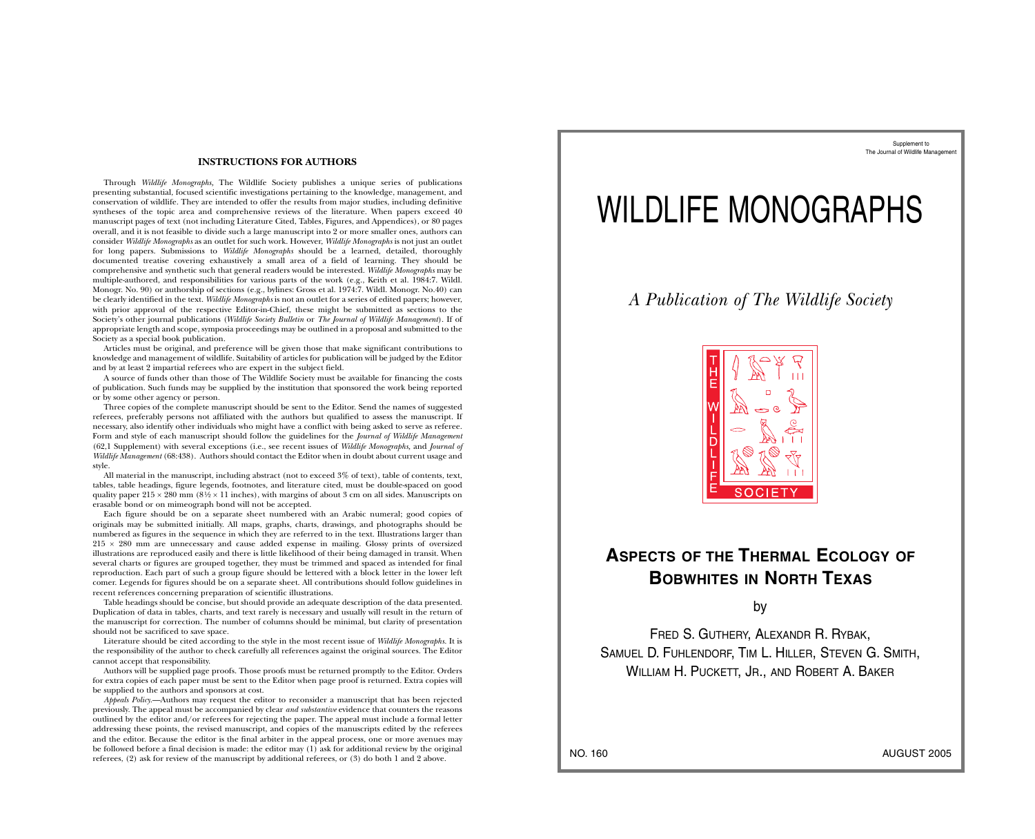**INSTRUCTIONS FOR AUTHORS**

Through *Wildlife Monographs*, The Wildlife Society publishes a unique series of publications presenting substantial, focused scientific investigations pertaining to the knowledge, management, and conservation of wildlife. They are intended to offer the results from major studies, including definitive syntheses of the topic area and comprehensive reviews of the literature. When papers exceed 40 manuscript pages of text (not including Literature Cited, Tables, Figures, and Appendices), or 80 pages overall, and it is not feasible to divide such a large manuscript into 2 or more smaller ones, authors can consider *Wildlife Monographs* as an outlet for such work. However, *Wildlife Monographs* is not just an outlet for long papers. Submissions to *Wildlife Monographs* should be a learned, detailed, thoroughly documented treatise covering exhaustively a small area of a field of learning. They should be comprehensive and synthetic such that general readers would be interested. *Wildlife Monographs* may be multiple-authored, and responsibilities for various parts of the work (e.g., Keith et al. 1984:7. Wildl. Monogr. No. 90) or authorship of sections (e.g., bylines: Gross et al. 1974:7. Wildl. Monogr. No.40) can be clearly identified in the text. *Wildlife Monographs* is not an outlet for a series of edited papers; however, with prior approval of the respective Editor-in-Chief, these might be submitted as sections to the Society's other journal publications (*Wildlife Society Bulletin* or *The Journal of Wildlife Management*). If of appropriate length and scope, symposia proceedings may be outlined in a proposal and submitted to the Society as a special book publication.

Articles must be original, and preference will be given those that make significant contributions to knowledge and management of wildlife. Suitability of articles for publication will be judged by the Editor and by at least 2 impartial referees who are expert in the subject field.

A source of funds other than those of The Wildlife Society must be available for financing the costs of publication. Such funds may be supplied by the institution that sponsored the work being reported or by some other agency or person.

Three copies of the complete manuscript should be sent to the Editor. Send the names of suggested referees, preferably persons not affiliated with the authors but qualified to assess the manuscript. If necessary, also identify other individuals who might have a conflict with being asked to serve as referee. Form and style of each manuscript should follow the guidelines for the *Journal of Wildlife Management* (62,1 Supplement) with several exceptions (i.e., see recent issues of *Wildlife Monographs*, and *Journal of Wildlife Management* (68:438). Authors should contact the Editor when in doubt about current usage and style.

All material in the manuscript, including abstract (not to exceed 3% of text), table of contents, text, tables, table headings, figure legends, footnotes, and literature cited, must be double-spaced on good quality paper 215 × 280 mm (8½ × 11 inches), with margins of about 3 cm on all sides. Manuscripts on erasable bond or on mimeograph bond will not be accepted.

Each figure should be on a separate sheet numbered with an Arabic numeral; good copies of originals may be submitted initially. All maps, graphs, charts, drawings, and photographs should be numbered as figures in the sequence in which they are referred to in the text. Illustrations larger than 215 × 280 mm are unnecessary and cause added expense in mailing. Glossy prints of oversized illustrations are reproduced easily and there is little likelihood of their being damaged in transit. When several charts or figures are grouped together, they must be trimmed and spaced as intended for final reproduction. Each part of such a group figure should be lettered with a block letter in the lower left corner. Legends for figures should be on a separate sheet. All contributions should follow guidelines in recent references concerning preparation of scientific illustrations.

Table headings should be concise, but should provide an adequate description of the data presented. Duplication of data in tables, charts, and text rarely is necessary and usually will result in the return of the manuscript for correction. The number of columns should be minimal, but clarity of presentation should not be sacrificed to save space.

Literature should be cited according to the style in the most recent issue of *Wildlife Monographs*. It is the responsibility of the author to check carefully all references against the original sources. The Editor cannot accept that responsibility.

Authors will be supplied page proofs. Those proofs must be returned promptly to the Editor. Orders for extra copies of each paper must be sent to the Editor when page proof is returned. Extra copies will be supplied to the authors and sponsors at cost.

*Appeals Policy*.—Authors may request the editor to reconsider a manuscript that has been rejected previously. The appeal must be accompanied by clear *and substantive* evidence that counters the reasons outlined by the editor and/or referees for rejecting the paper. The appeal must include a formal letter addressing these points, the revised manuscript, and copies of the manuscripts edited by the referees and the editor. Because the editor is the final arbiter in the appeal process, one or more avenues may be followed before a final decision is made: the editor may (1) ask for additional review by the original referees, (2) ask for review of the manuscript by additional referees, or (3) do both 1 and 2 above.

Supplement to
The Journal of Wildlife Management

# WILDLIFE MONOGRAPHS

*A Publication of The Wildlife Society*

THE WILDLIFE SOCIETY

## ASPECTS OF THE THERMAL ECOLOGY OF BOBWHITES IN NORTH TEXAS

by

FRED S. GUTHERY, ALEXANDR R. RYBAK, SAMUEL D. FUHLENDORF, TIM L. HILLER, STEVEN G. SMITH, WILLIAM H. PUCKETT, JR., AND ROBERT A. BAKER

NO. 160 AUGUST 2005